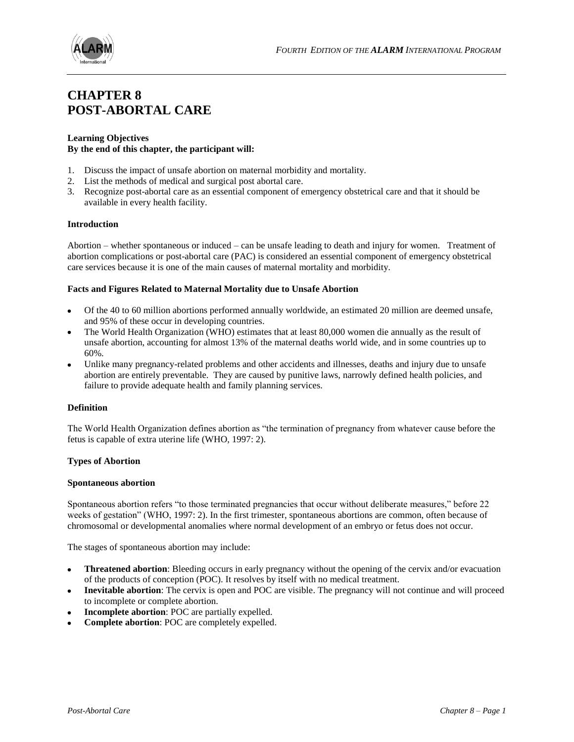# CHAPTER 8
# POST-ABORTAL CARE

**Learning Objectives**
**By the end of this chapter, the participant will:**

1. Discuss the impact of unsafe abortion on maternal morbidity and mortality.
2. List the methods of medical and surgical post abortal care.
3. Recognize post-abortal care as an essential component of emergency obstetrical care and that it should be available in every health facility.

**Introduction**

Abortion – whether spontaneous or induced – can be unsafe leading to death and injury for women. Treatment of abortion complications or post-abortal care (PAC) is considered an essential component of emergency obstetrical care services because it is one of the main causes of maternal mortality and morbidity.

**Facts and Figures Related to Maternal Mortality due to Unsafe Abortion**

- Of the 40 to 60 million abortions performed annually worldwide, an estimated 20 million are deemed unsafe, and 95% of these occur in developing countries.
- The World Health Organization (WHO) estimates that at least 80,000 women die annually as the result of unsafe abortion, accounting for almost 13% of the maternal deaths world wide, and in some countries up to 60%.
- Unlike many pregnancy-related problems and other accidents and illnesses, deaths and injury due to unsafe abortion are entirely preventable. They are caused by punitive laws, narrowly defined health policies, and failure to provide adequate health and family planning services.

**Definition**

The World Health Organization defines abortion as "the termination of pregnancy from whatever cause before the fetus is capable of extra uterine life (WHO, 1997: 2).

**Types of Abortion**

**Spontaneous abortion**

Spontaneous abortion refers "to those terminated pregnancies that occur without deliberate measures," before 22 weeks of gestation" (WHO, 1997: 2). In the first trimester, spontaneous abortions are common, often because of chromosomal or developmental anomalies where normal development of an embryo or fetus does not occur.

The stages of spontaneous abortion may include:

- **Threatened abortion**: Bleeding occurs in early pregnancy without the opening of the cervix and/or evacuation of the products of conception (POC). It resolves by itself with no medical treatment.
- **Inevitable abortion**: The cervix is open and POC are visible. The pregnancy will not continue and will proceed to incomplete or complete abortion.
- **Incomplete abortion**: POC are partially expelled.
- **Complete abortion**: POC are completely expelled.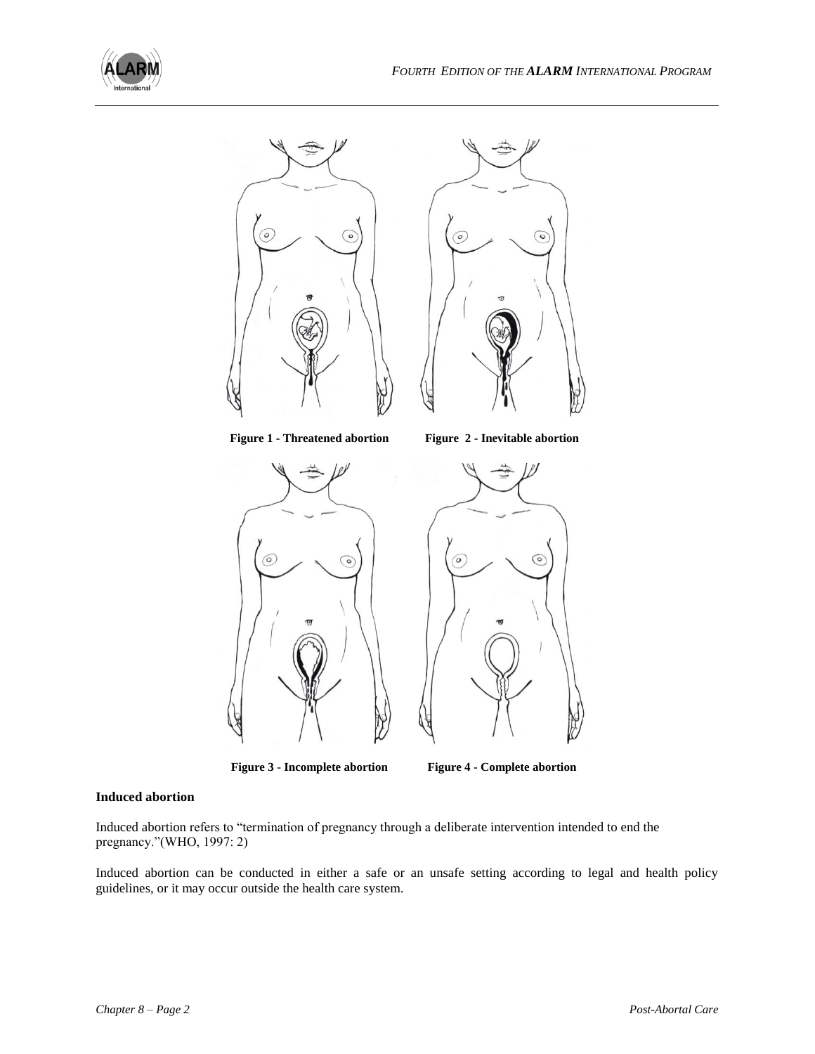Figure 1 - Threatened abortion

Figure 2 - Inevitable abortion

Figure 3 - Incomplete abortion

Figure 4 - Complete abortion

### Induced abortion

Induced abortion refers to "termination of pregnancy through a deliberate intervention intended to end the pregnancy."(WHO, 1997: 2)

Induced abortion can be conducted in either a safe or an unsafe setting according to legal and health policy guidelines, or it may occur outside the health care system.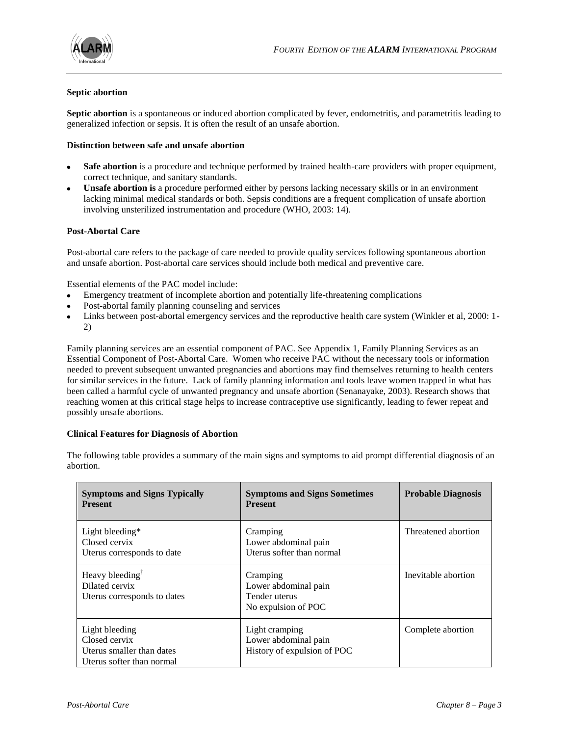### Septic abortion

**Septic abortion** is a spontaneous or induced abortion complicated by fever, endometritis, and parametritis leading to generalized infection or sepsis. It is often the result of an unsafe abortion.

### Distinction between safe and unsafe abortion

- **Safe abortion** is a procedure and technique performed by trained health-care providers with proper equipment, correct technique, and sanitary standards.
- **Unsafe abortion is** a procedure performed either by persons lacking necessary skills or in an environment lacking minimal medical standards or both. Sepsis conditions are a frequent complication of unsafe abortion involving unsterilized instrumentation and procedure (WHO, 2003: 14).

### Post-Abortal Care

Post-abortal care refers to the package of care needed to provide quality services following spontaneous abortion and unsafe abortion. Post-abortal care services should include both medical and preventive care.

Essential elements of the PAC model include:

- Emergency treatment of incomplete abortion and potentially life-threatening complications
- Post-abortal family planning counseling and services
- Links between post-abortal emergency services and the reproductive health care system (Winkler et al, 2000: 1-2)

Family planning services are an essential component of PAC. See Appendix 1, Family Planning Services as an Essential Component of Post-Abortal Care. Women who receive PAC without the necessary tools or information needed to prevent subsequent unwanted pregnancies and abortions may find themselves returning to health centers for similar services in the future. Lack of family planning information and tools leave women trapped in what has been called a harmful cycle of unwanted pregnancy and unsafe abortion (Senanayake, 2003). Research shows that reaching women at this critical stage helps to increase contraceptive use significantly, leading to fewer repeat and possibly unsafe abortions.

### Clinical Features for Diagnosis of Abortion

The following table provides a summary of the main signs and symptoms to aid prompt differential diagnosis of an abortion.

| Symptoms and Signs Typically Present | Symptoms and Signs Sometimes Present | Probable Diagnosis |
|---|---|---|
| Light bleeding*<br>Closed cervix<br>Uterus corresponds to date | Cramping<br>Lower abdominal pain<br>Uterus softer than normal | Threatened abortion |
| Heavy bleeding†<br>Dilated cervix<br>Uterus corresponds to dates | Cramping<br>Lower abdominal pain<br>Tender uterus<br>No expulsion of POC | Inevitable abortion |
| Light bleeding<br>Closed cervix<br>Uterus smaller than dates<br>Uterus softer than normal | Light cramping<br>Lower abdominal pain<br>History of expulsion of POC | Complete abortion |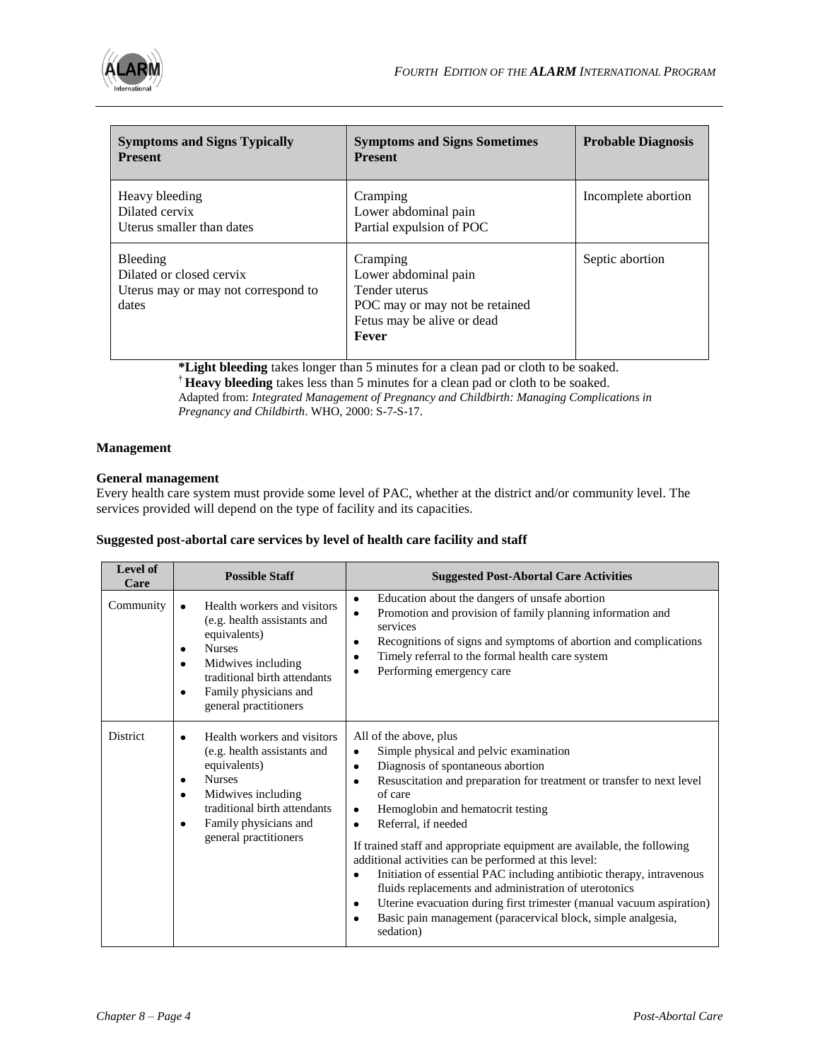| Symptoms and Signs Typically Present | Symptoms and Signs Sometimes Present | Probable Diagnosis |
|---|---|---|
| Heavy bleeding<br>Dilated cervix<br>Uterus smaller than dates | Cramping<br>Lower abdominal pain<br>Partial expulsion of POC | Incomplete abortion |
| Bleeding<br>Dilated or closed cervix<br>Uterus may or may not correspond to dates | Cramping<br>Lower abdominal pain<br>Tender uterus<br>POC may or may not be retained<br>Fetus may be alive or dead<br>**Fever** | Septic abortion |

***Light bleeding** takes longer than 5 minutes for a clean pad or cloth to be soaked.
† **Heavy bleeding** takes less than 5 minutes for a clean pad or cloth to be soaked.
Adapted from: *Integrated Management of Pregnancy and Childbirth: Managing Complications in Pregnancy and Childbirth*. WHO, 2000: S-7-S-17.

### Management

#### General management

Every health care system must provide some level of PAC, whether at the district and/or community level. The services provided will depend on the type of facility and its capacities.

#### Suggested post-abortal care services by level of health care facility and staff

| Level of Care | Possible Staff | Suggested Post-Abortal Care Activities |
|---|---|---|
| Community | • Health workers and visitors (e.g. health assistants and equivalents)<br>• Nurses<br>• Midwives including traditional birth attendants<br>• Family physicians and general practitioners | • Education about the dangers of unsafe abortion<br>• Promotion and provision of family planning information and services<br>• Recognitions of signs and symptoms of abortion and complications<br>• Timely referral to the formal health care system<br>• Performing emergency care |
| District | • Health workers and visitors (e.g. health assistants and equivalents)<br>• Nurses<br>• Midwives including traditional birth attendants<br>• Family physicians and general practitioners | All of the above, plus<br>• Simple physical and pelvic examination<br>• Diagnosis of spontaneous abortion<br>• Resuscitation and preparation for treatment or transfer to next level of care<br>• Hemoglobin and hematocrit testing<br>• Referral, if needed<br><br>If trained staff and appropriate equipment are available, the following additional activities can be performed at this level:<br>• Initiation of essential PAC including antibiotic therapy, intravenous fluids replacements and administration of uterotonics<br>• Uterine evacuation during first trimester (manual vacuum aspiration)<br>• Basic pain management (paracervical block, simple analgesia, sedation) |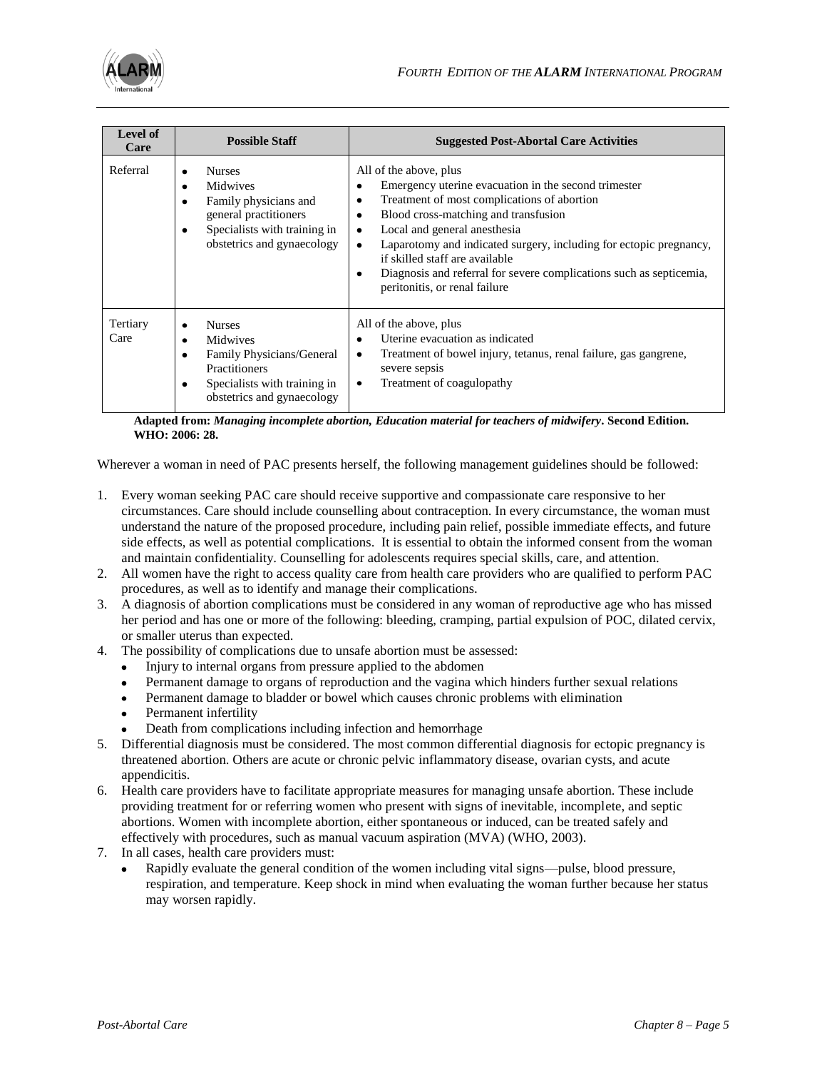| Level of Care | Possible Staff | Suggested Post-Abortal Care Activities |
|---|---|---|
| Referral | • Nurses<br>• Midwives<br>• Family physicians and general practitioners<br>• Specialists with training in obstetrics and gynaecology | All of the above, plus<br>• Emergency uterine evacuation in the second trimester<br>• Treatment of most complications of abortion<br>• Blood cross-matching and transfusion<br>• Local and general anesthesia<br>• Laparotomy and indicated surgery, including for ectopic pregnancy, if skilled staff are available<br>• Diagnosis and referral for severe complications such as septicemia, peritonitis, or renal failure |
| Tertiary Care | • Nurses<br>• Midwives<br>• Family Physicians/General Practitioners<br>• Specialists with training in obstetrics and gynaecology | All of the above, plus<br>• Uterine evacuation as indicated<br>• Treatment of bowel injury, tetanus, renal failure, gas gangrene, severe sepsis<br>• Treatment of coagulopathy |

**Adapted from:** ***Managing incomplete abortion, Education material for teachers of midwifery*. Second Edition. WHO: 2006: 28.**

Wherever a woman in need of PAC presents herself, the following management guidelines should be followed:

1. Every woman seeking PAC care should receive supportive and compassionate care responsive to her circumstances. Care should include counselling about contraception. In every circumstance, the woman must understand the nature of the proposed procedure, including pain relief, possible immediate effects, and future side effects, as well as potential complications. It is essential to obtain the informed consent from the woman and maintain confidentiality. Counselling for adolescents requires special skills, care, and attention.
2. All women have the right to access quality care from health care providers who are qualified to perform PAC procedures, as well as to identify and manage their complications.
3. A diagnosis of abortion complications must be considered in any woman of reproductive age who has missed her period and has one or more of the following: bleeding, cramping, partial expulsion of POC, dilated cervix, or smaller uterus than expected.
4. The possibility of complications due to unsafe abortion must be assessed:
   - Injury to internal organs from pressure applied to the abdomen
   - Permanent damage to organs of reproduction and the vagina which hinders further sexual relations
   - Permanent damage to bladder or bowel which causes chronic problems with elimination
   - Permanent infertility
   - Death from complications including infection and hemorrhage
5. Differential diagnosis must be considered. The most common differential diagnosis for ectopic pregnancy is threatened abortion. Others are acute or chronic pelvic inflammatory disease, ovarian cysts, and acute appendicitis.
6. Health care providers have to facilitate appropriate measures for managing unsafe abortion. These include providing treatment for or referring women who present with signs of inevitable, incomplete, and septic abortions. Women with incomplete abortion, either spontaneous or induced, can be treated safely and effectively with procedures, such as manual vacuum aspiration (MVA) (WHO, 2003).
7. In all cases, health care providers must:
   - Rapidly evaluate the general condition of the women including vital signs—pulse, blood pressure, respiration, and temperature. Keep shock in mind when evaluating the woman further because her status may worsen rapidly.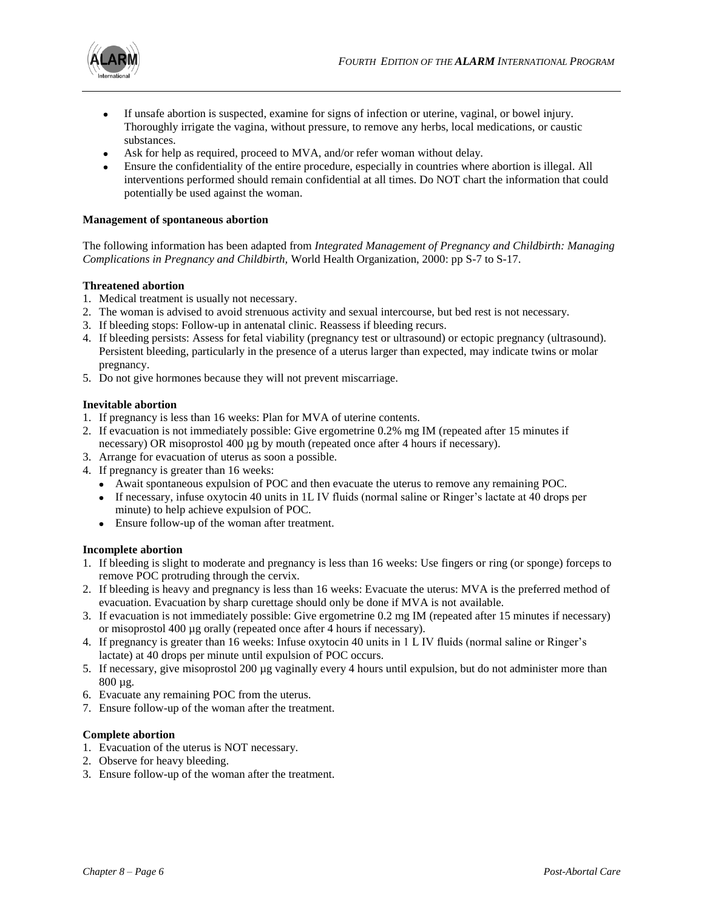- If unsafe abortion is suspected, examine for signs of infection or uterine, vaginal, or bowel injury. Thoroughly irrigate the vagina, without pressure, to remove any herbs, local medications, or caustic substances.
- Ask for help as required, proceed to MVA, and/or refer woman without delay.
- Ensure the confidentiality of the entire procedure, especially in countries where abortion is illegal. All interventions performed should remain confidential at all times. Do NOT chart the information that could potentially be used against the woman.

**Management of spontaneous abortion**

The following information has been adapted from *Integrated Management of Pregnancy and Childbirth: Managing Complications in Pregnancy and Childbirth,* World Health Organization, 2000: pp S-7 to S-17.

**Threatened abortion**

1. Medical treatment is usually not necessary.
2. The woman is advised to avoid strenuous activity and sexual intercourse, but bed rest is not necessary.
3. If bleeding stops: Follow-up in antenatal clinic. Reassess if bleeding recurs.
4. If bleeding persists: Assess for fetal viability (pregnancy test or ultrasound) or ectopic pregnancy (ultrasound). Persistent bleeding, particularly in the presence of a uterus larger than expected, may indicate twins or molar pregnancy.
5. Do not give hormones because they will not prevent miscarriage.

**Inevitable abortion**

1. If pregnancy is less than 16 weeks: Plan for MVA of uterine contents.
2. If evacuation is not immediately possible: Give ergometrine 0.2% mg IM (repeated after 15 minutes if necessary) OR misoprostol 400 µg by mouth (repeated once after 4 hours if necessary).
3. Arrange for evacuation of uterus as soon a possible.
4. If pregnancy is greater than 16 weeks:
   - Await spontaneous expulsion of POC and then evacuate the uterus to remove any remaining POC.
   - If necessary, infuse oxytocin 40 units in 1L IV fluids (normal saline or Ringer's lactate at 40 drops per minute) to help achieve expulsion of POC.
   - Ensure follow-up of the woman after treatment.

**Incomplete abortion**

1. If bleeding is slight to moderate and pregnancy is less than 16 weeks: Use fingers or ring (or sponge) forceps to remove POC protruding through the cervix.
2. If bleeding is heavy and pregnancy is less than 16 weeks: Evacuate the uterus: MVA is the preferred method of evacuation. Evacuation by sharp curettage should only be done if MVA is not available.
3. If evacuation is not immediately possible: Give ergometrine 0.2 mg IM (repeated after 15 minutes if necessary) or misoprostol 400 µg orally (repeated once after 4 hours if necessary).
4. If pregnancy is greater than 16 weeks: Infuse oxytocin 40 units in 1 L IV fluids (normal saline or Ringer's lactate) at 40 drops per minute until expulsion of POC occurs.
5. If necessary, give misoprostol 200 µg vaginally every 4 hours until expulsion, but do not administer more than 800 µg.
6. Evacuate any remaining POC from the uterus.
7. Ensure follow-up of the woman after the treatment.

**Complete abortion**

1. Evacuation of the uterus is NOT necessary.
2. Observe for heavy bleeding.
3. Ensure follow-up of the woman after the treatment.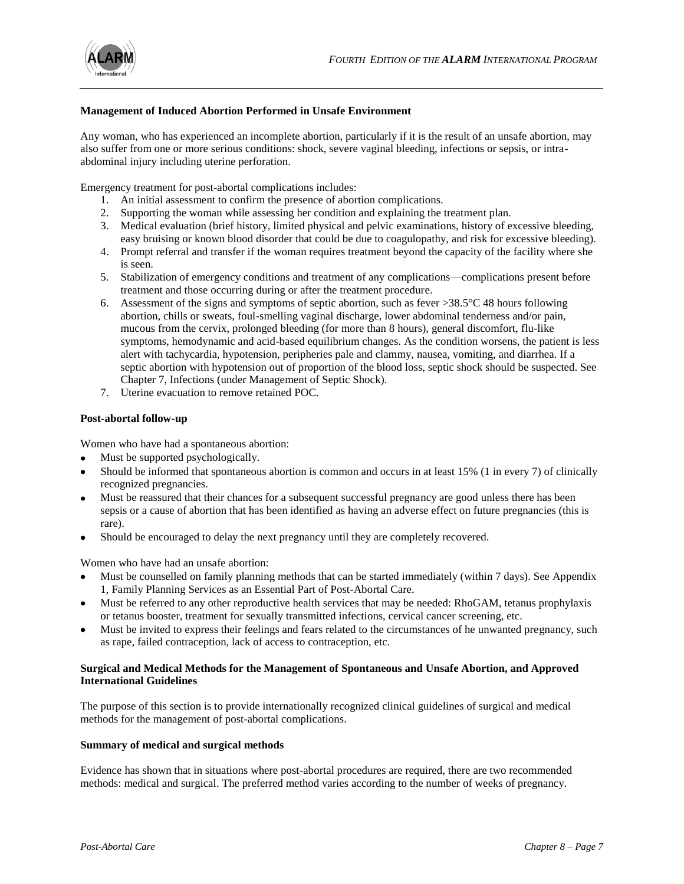**Management of Induced Abortion Performed in Unsafe Environment**

Any woman, who has experienced an incomplete abortion, particularly if it is the result of an unsafe abortion, may also suffer from one or more serious conditions: shock, severe vaginal bleeding, infections or sepsis, or intra-abdominal injury including uterine perforation.

Emergency treatment for post-abortal complications includes:

1. An initial assessment to confirm the presence of abortion complications.
2. Supporting the woman while assessing her condition and explaining the treatment plan.
3. Medical evaluation (brief history, limited physical and pelvic examinations, history of excessive bleeding, easy bruising or known blood disorder that could be due to coagulopathy, and risk for excessive bleeding).
4. Prompt referral and transfer if the woman requires treatment beyond the capacity of the facility where she is seen.
5. Stabilization of emergency conditions and treatment of any complications—complications present before treatment and those occurring during or after the treatment procedure.
6. Assessment of the signs and symptoms of septic abortion, such as fever >38.5°C 48 hours following abortion, chills or sweats, foul-smelling vaginal discharge, lower abdominal tenderness and/or pain, mucous from the cervix, prolonged bleeding (for more than 8 hours), general discomfort, flu-like symptoms, hemodynamic and acid-based equilibrium changes. As the condition worsens, the patient is less alert with tachycardia, hypotension, peripheries pale and clammy, nausea, vomiting, and diarrhea. If a septic abortion with hypotension out of proportion of the blood loss, septic shock should be suspected. See Chapter 7, Infections (under Management of Septic Shock).
7. Uterine evacuation to remove retained POC.

**Post-abortal follow-up**

Women who have had a spontaneous abortion:

- Must be supported psychologically.
- Should be informed that spontaneous abortion is common and occurs in at least 15% (1 in every 7) of clinically recognized pregnancies.
- Must be reassured that their chances for a subsequent successful pregnancy are good unless there has been sepsis or a cause of abortion that has been identified as having an adverse effect on future pregnancies (this is rare).
- Should be encouraged to delay the next pregnancy until they are completely recovered.

Women who have had an unsafe abortion:

- Must be counselled on family planning methods that can be started immediately (within 7 days). See Appendix 1, Family Planning Services as an Essential Part of Post-Abortal Care.
- Must be referred to any other reproductive health services that may be needed: RhoGAM, tetanus prophylaxis or tetanus booster, treatment for sexually transmitted infections, cervical cancer screening, etc.
- Must be invited to express their feelings and fears related to the circumstances of he unwanted pregnancy, such as rape, failed contraception, lack of access to contraception, etc.

**Surgical and Medical Methods for the Management of Spontaneous and Unsafe Abortion, and Approved International Guidelines**

The purpose of this section is to provide internationally recognized clinical guidelines of surgical and medical methods for the management of post-abortal complications.

**Summary of medical and surgical methods**

Evidence has shown that in situations where post-abortal procedures are required, there are two recommended methods: medical and surgical. The preferred method varies according to the number of weeks of pregnancy.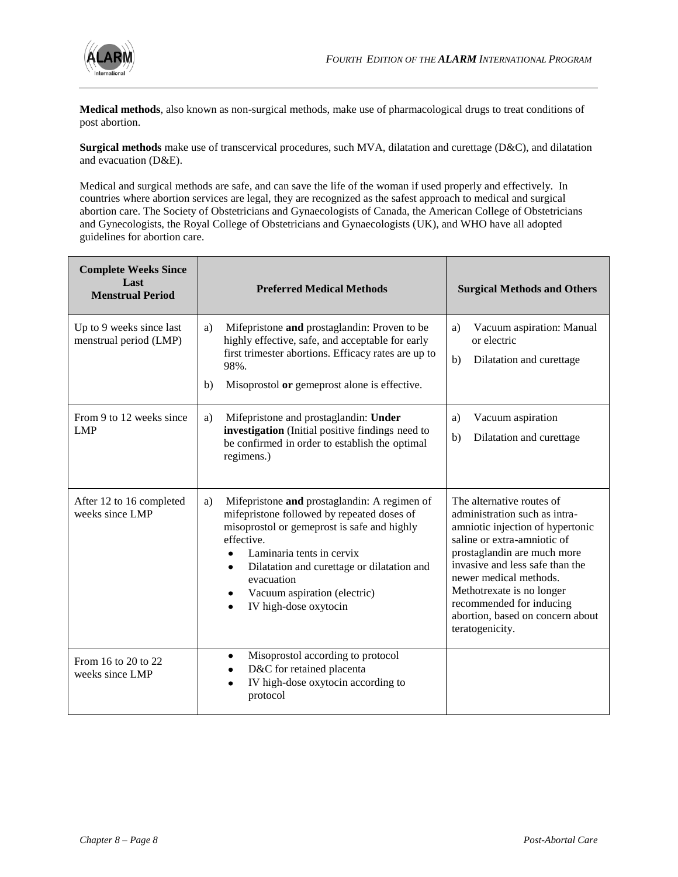**Medical methods**, also known as non-surgical methods, make use of pharmacological drugs to treat conditions of post abortion.

**Surgical methods** make use of transcervical procedures, such MVA, dilatation and curettage (D&C), and dilatation and evacuation (D&E).

Medical and surgical methods are safe, and can save the life of the woman if used properly and effectively. In countries where abortion services are legal, they are recognized as the safest approach to medical and surgical abortion care. The Society of Obstetricians and Gynaecologists of Canada, the American College of Obstetricians and Gynecologists, the Royal College of Obstetricians and Gynaecologists (UK), and WHO have all adopted guidelines for abortion care.

| **Complete Weeks Since Last Menstrual Period** | **Preferred Medical Methods** | **Surgical Methods and Others** |
|---|---|---|
| Up to 9 weeks since last menstrual period (LMP) | a) Mifepristone **and** prostaglandin: Proven to be highly effective, safe, and acceptable for early first trimester abortions. Efficacy rates are up to 98%.<br>b) Misoprostol **or** gemeprost alone is effective. | a) Vacuum aspiration: Manual or electric<br>b) Dilatation and curettage |
| From 9 to 12 weeks since LMP | a) Mifepristone and prostaglandin: **Under investigation** (Initial positive findings need to be confirmed in order to establish the optimal regimens.) | a) Vacuum aspiration<br>b) Dilatation and curettage |
| After 12 to 16 completed weeks since LMP | a) Mifepristone **and** prostaglandin: A regimen of mifepristone followed by repeated doses of misoprostol or gemeprost is safe and highly effective.<br>• Laminaria tents in cervix<br>• Dilatation and curettage or dilatation and evacuation<br>• Vacuum aspiration (electric)<br>• IV high-dose oxytocin | The alternative routes of administration such as intra-amniotic injection of hypertonic saline or extra-amniotic of prostaglandin are much more invasive and less safe than the newer medical methods. Methotrexate is no longer recommended for inducing abortion, based on concern about teratogenicity. |
| From 16 to 20 to 22 weeks since LMP | • Misoprostol according to protocol<br>• D&C for retained placenta<br>• IV high-dose oxytocin according to protocol | |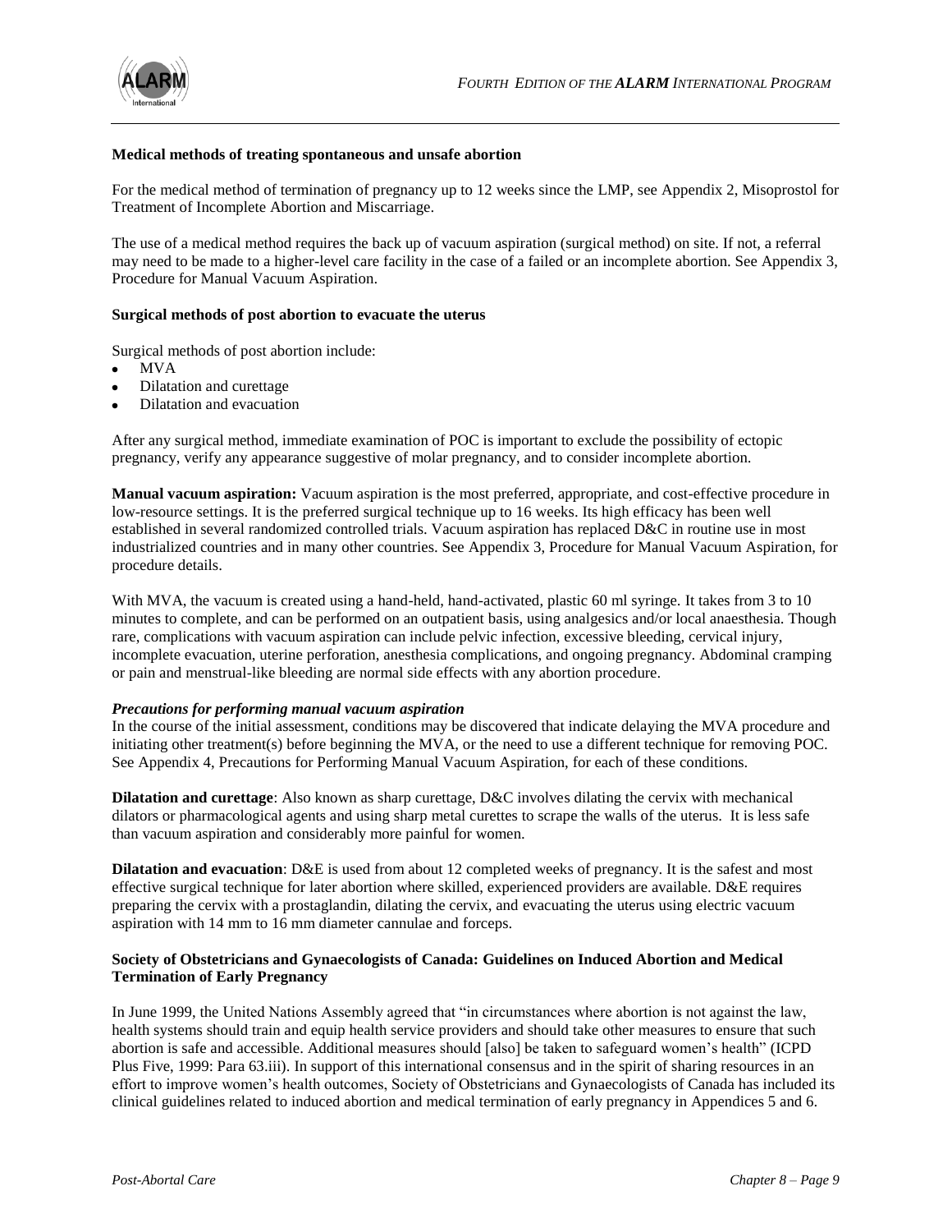**Medical methods of treating spontaneous and unsafe abortion**

For the medical method of termination of pregnancy up to 12 weeks since the LMP, see Appendix 2, Misoprostol for Treatment of Incomplete Abortion and Miscarriage.

The use of a medical method requires the back up of vacuum aspiration (surgical method) on site. If not, a referral may need to be made to a higher-level care facility in the case of a failed or an incomplete abortion. See Appendix 3, Procedure for Manual Vacuum Aspiration.

**Surgical methods of post abortion to evacuate the uterus**

Surgical methods of post abortion include:

- MVA
- Dilatation and curettage
- Dilatation and evacuation

After any surgical method, immediate examination of POC is important to exclude the possibility of ectopic pregnancy, verify any appearance suggestive of molar pregnancy, and to consider incomplete abortion.

**Manual vacuum aspiration:** Vacuum aspiration is the most preferred, appropriate, and cost-effective procedure in low-resource settings. It is the preferred surgical technique up to 16 weeks. Its high efficacy has been well established in several randomized controlled trials. Vacuum aspiration has replaced D&C in routine use in most industrialized countries and in many other countries. See Appendix 3, Procedure for Manual Vacuum Aspiration, for procedure details.

With MVA, the vacuum is created using a hand-held, hand-activated, plastic 60 ml syringe. It takes from 3 to 10 minutes to complete, and can be performed on an outpatient basis, using analgesics and/or local anaesthesia. Though rare, complications with vacuum aspiration can include pelvic infection, excessive bleeding, cervical injury, incomplete evacuation, uterine perforation, anesthesia complications, and ongoing pregnancy. Abdominal cramping or pain and menstrual-like bleeding are normal side effects with any abortion procedure.

***Precautions for performing manual vacuum aspiration***

In the course of the initial assessment, conditions may be discovered that indicate delaying the MVA procedure and initiating other treatment(s) before beginning the MVA, or the need to use a different technique for removing POC. See Appendix 4, Precautions for Performing Manual Vacuum Aspiration, for each of these conditions.

**Dilatation and curettage**: Also known as sharp curettage, D&C involves dilating the cervix with mechanical dilators or pharmacological agents and using sharp metal curettes to scrape the walls of the uterus. It is less safe than vacuum aspiration and considerably more painful for women.

**Dilatation and evacuation**: D&E is used from about 12 completed weeks of pregnancy. It is the safest and most effective surgical technique for later abortion where skilled, experienced providers are available. D&E requires preparing the cervix with a prostaglandin, dilating the cervix, and evacuating the uterus using electric vacuum aspiration with 14 mm to 16 mm diameter cannulae and forceps.

**Society of Obstetricians and Gynaecologists of Canada: Guidelines on Induced Abortion and Medical Termination of Early Pregnancy**

In June 1999, the United Nations Assembly agreed that "in circumstances where abortion is not against the law, health systems should train and equip health service providers and should take other measures to ensure that such abortion is safe and accessible. Additional measures should [also] be taken to safeguard women's health" (ICPD Plus Five, 1999: Para 63.iii). In support of this international consensus and in the spirit of sharing resources in an effort to improve women's health outcomes, Society of Obstetricians and Gynaecologists of Canada has included its clinical guidelines related to induced abortion and medical termination of early pregnancy in Appendices 5 and 6.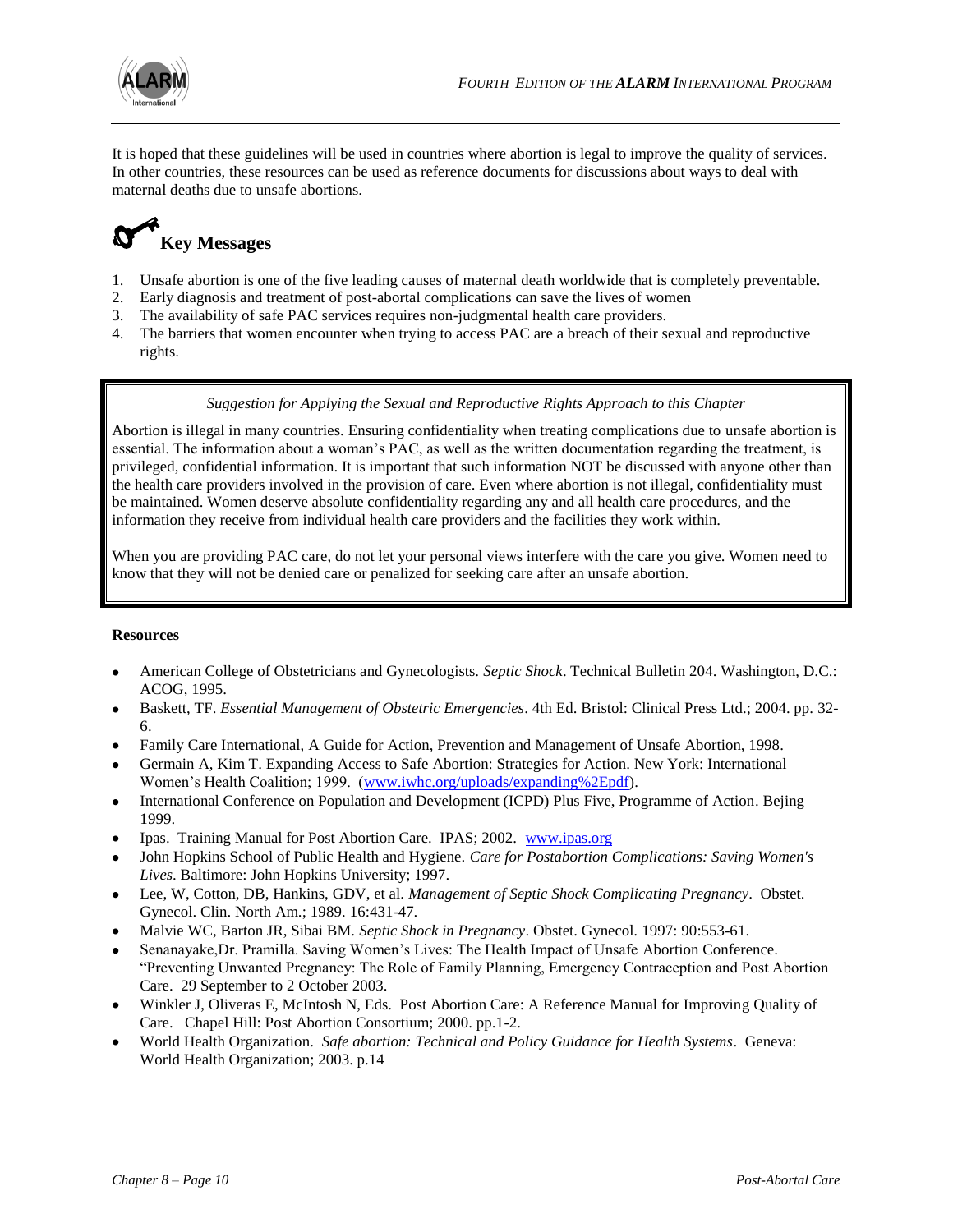It is hoped that these guidelines will be used in countries where abortion is legal to improve the quality of services. In other countries, these resources can be used as reference documents for discussions about ways to deal with maternal deaths due to unsafe abortions.

## Key Messages

1. Unsafe abortion is one of the five leading causes of maternal death worldwide that is completely preventable.
2. Early diagnosis and treatment of post-abortal complications can save the lives of women
3. The availability of safe PAC services requires non-judgmental health care providers.
4. The barriers that women encounter when trying to access PAC are a breach of their sexual and reproductive rights.

*Suggestion for Applying the Sexual and Reproductive Rights Approach to this Chapter*

Abortion is illegal in many countries. Ensuring confidentiality when treating complications due to unsafe abortion is essential. The information about a woman's PAC, as well as the written documentation regarding the treatment, is privileged, confidential information. It is important that such information NOT be discussed with anyone other than the health care providers involved in the provision of care. Even where abortion is not illegal, confidentiality must be maintained. Women deserve absolute confidentiality regarding any and all health care procedures, and the information they receive from individual health care providers and the facilities they work within.

When you are providing PAC care, do not let your personal views interfere with the care you give. Women need to know that they will not be denied care or penalized for seeking care after an unsafe abortion.

**Resources**

- American College of Obstetricians and Gynecologists. *Septic Shock*. Technical Bulletin 204. Washington, D.C.: ACOG, 1995.
- Baskett, TF. *Essential Management of Obstetric Emergencies*. 4th Ed. Bristol: Clinical Press Ltd.; 2004. pp. 32-6.
- Family Care International, A Guide for Action, Prevention and Management of Unsafe Abortion, 1998.
- Germain A, Kim T. Expanding Access to Safe Abortion: Strategies for Action. New York: International Women's Health Coalition; 1999. (www.iwhc.org/uploads/expanding%2Epdf).
- International Conference on Population and Development (ICPD) Plus Five, Programme of Action. Bejing 1999.
- Ipas. Training Manual for Post Abortion Care. IPAS; 2002. www.ipas.org
- John Hopkins School of Public Health and Hygiene. *Care for Postabortion Complications: Saving Women's Lives*. Baltimore: John Hopkins University; 1997.
- Lee, W, Cotton, DB, Hankins, GDV, et al. *Management of Septic Shock Complicating Pregnancy*. Obstet. Gynecol. Clin. North Am.; 1989. 16:431-47.
- Malvie WC, Barton JR, Sibai BM. *Septic Shock in Pregnancy*. Obstet. Gynecol. 1997: 90:553-61.
- Senanayake,Dr. Pramilla. Saving Women's Lives: The Health Impact of Unsafe Abortion Conference. "Preventing Unwanted Pregnancy: The Role of Family Planning, Emergency Contraception and Post Abortion Care. 29 September to 2 October 2003.
- Winkler J, Oliveras E, McIntosh N, Eds. Post Abortion Care: A Reference Manual for Improving Quality of Care. Chapel Hill: Post Abortion Consortium; 2000. pp.1-2.
- World Health Organization. *Safe abortion: Technical and Policy Guidance for Health Systems*. Geneva: World Health Organization; 2003. p.14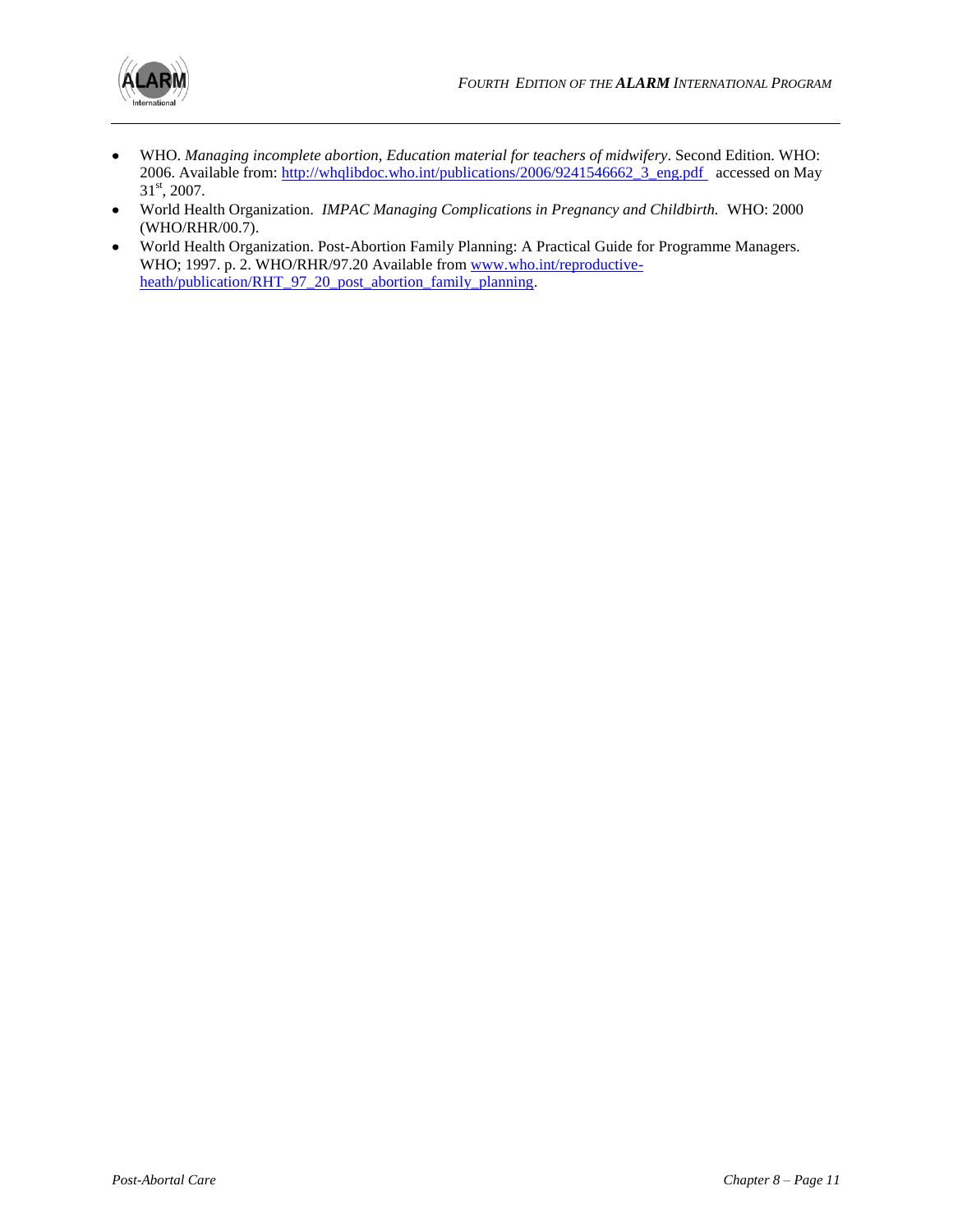- WHO. *Managing incomplete abortion, Education material for teachers of midwifery*. Second Edition. WHO: 2006. Available from: [http://whqlibdoc.who.int/publications/2006/9241546662_3_eng.pdf](http://whqlibdoc.who.int/publications/2006/9241546662_3_eng.pdf) accessed on May 31st, 2007.
- World Health Organization. *IMPAC Managing Complications in Pregnancy and Childbirth.* WHO: 2000 (WHO/RHR/00.7).
- World Health Organization. Post-Abortion Family Planning: A Practical Guide for Programme Managers. WHO; 1997. p. 2. WHO/RHR/97.20 Available from [www.who.int/reproductive-heath/publication/RHT_97_20_post_abortion_family_planning](www.who.int/reproductive-heath/publication/RHT_97_20_post_abortion_family_planning).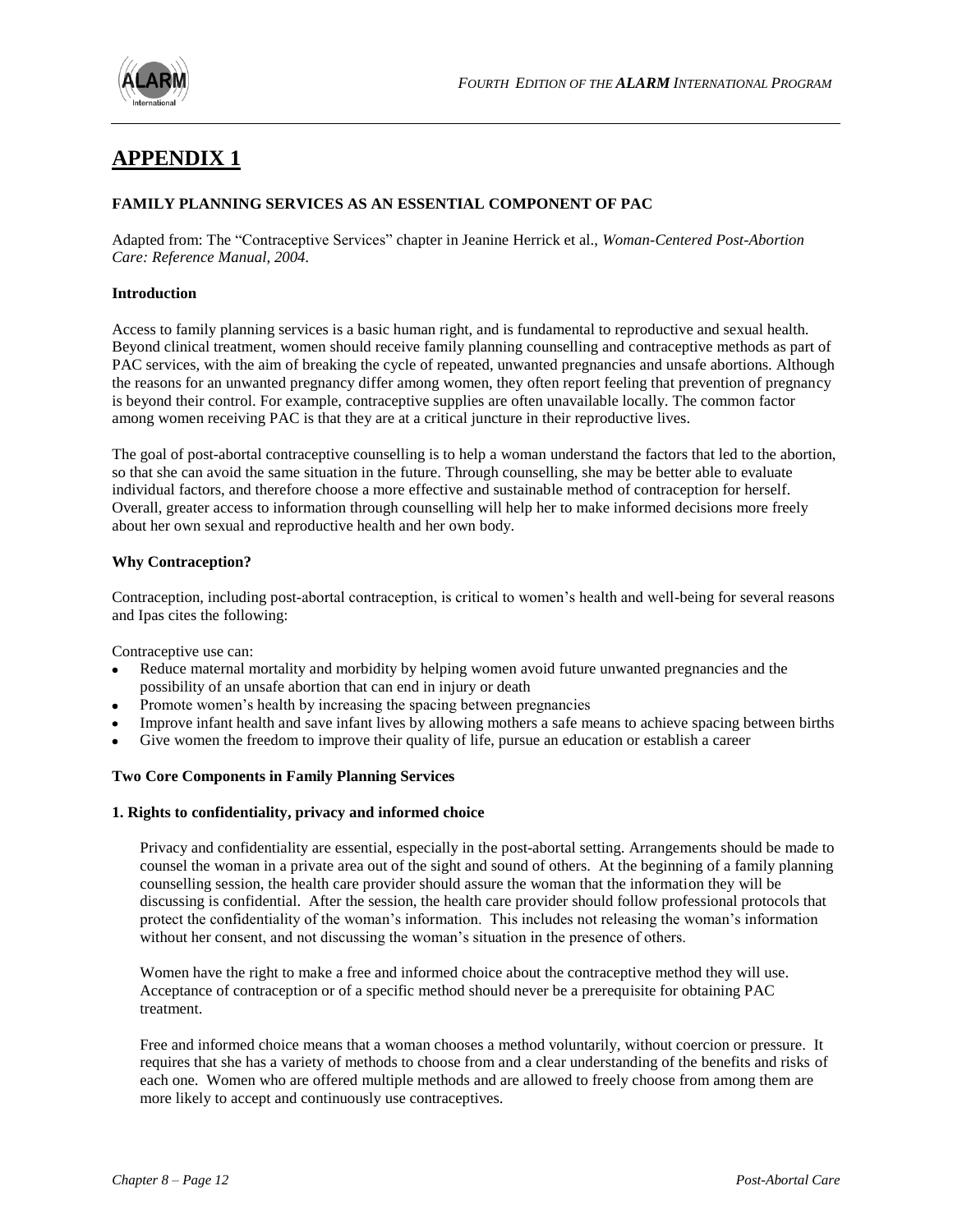# APPENDIX 1

### FAMILY PLANNING SERVICES AS AN ESSENTIAL COMPONENT OF PAC

Adapted from: The "Contraceptive Services" chapter in Jeanine Herrick et al., *Woman-Centered Post-Abortion Care: Reference Manual, 2004*.

#### Introduction

Access to family planning services is a basic human right, and is fundamental to reproductive and sexual health. Beyond clinical treatment, women should receive family planning counselling and contraceptive methods as part of PAC services, with the aim of breaking the cycle of repeated, unwanted pregnancies and unsafe abortions. Although the reasons for an unwanted pregnancy differ among women, they often report feeling that prevention of pregnancy is beyond their control. For example, contraceptive supplies are often unavailable locally. The common factor among women receiving PAC is that they are at a critical juncture in their reproductive lives.

The goal of post-abortal contraceptive counselling is to help a woman understand the factors that led to the abortion, so that she can avoid the same situation in the future. Through counselling, she may be better able to evaluate individual factors, and therefore choose a more effective and sustainable method of contraception for herself. Overall, greater access to information through counselling will help her to make informed decisions more freely about her own sexual and reproductive health and her own body.

#### Why Contraception?

Contraception, including post-abortal contraception, is critical to women's health and well-being for several reasons and Ipas cites the following:

Contraceptive use can:

- Reduce maternal mortality and morbidity by helping women avoid future unwanted pregnancies and the possibility of an unsafe abortion that can end in injury or death
- Promote women's health by increasing the spacing between pregnancies
- Improve infant health and save infant lives by allowing mothers a safe means to achieve spacing between births
- Give women the freedom to improve their quality of life, pursue an education or establish a career

#### Two Core Components in Family Planning Services

**1. Rights to confidentiality, privacy and informed choice**

Privacy and confidentiality are essential, especially in the post-abortal setting. Arrangements should be made to counsel the woman in a private area out of the sight and sound of others. At the beginning of a family planning counselling session, the health care provider should assure the woman that the information they will be discussing is confidential. After the session, the health care provider should follow professional protocols that protect the confidentiality of the woman's information. This includes not releasing the woman's information without her consent, and not discussing the woman's situation in the presence of others.

Women have the right to make a free and informed choice about the contraceptive method they will use. Acceptance of contraception or of a specific method should never be a prerequisite for obtaining PAC treatment.

Free and informed choice means that a woman chooses a method voluntarily, without coercion or pressure. It requires that she has a variety of methods to choose from and a clear understanding of the benefits and risks of each one. Women who are offered multiple methods and are allowed to freely choose from among them are more likely to accept and continuously use contraceptives.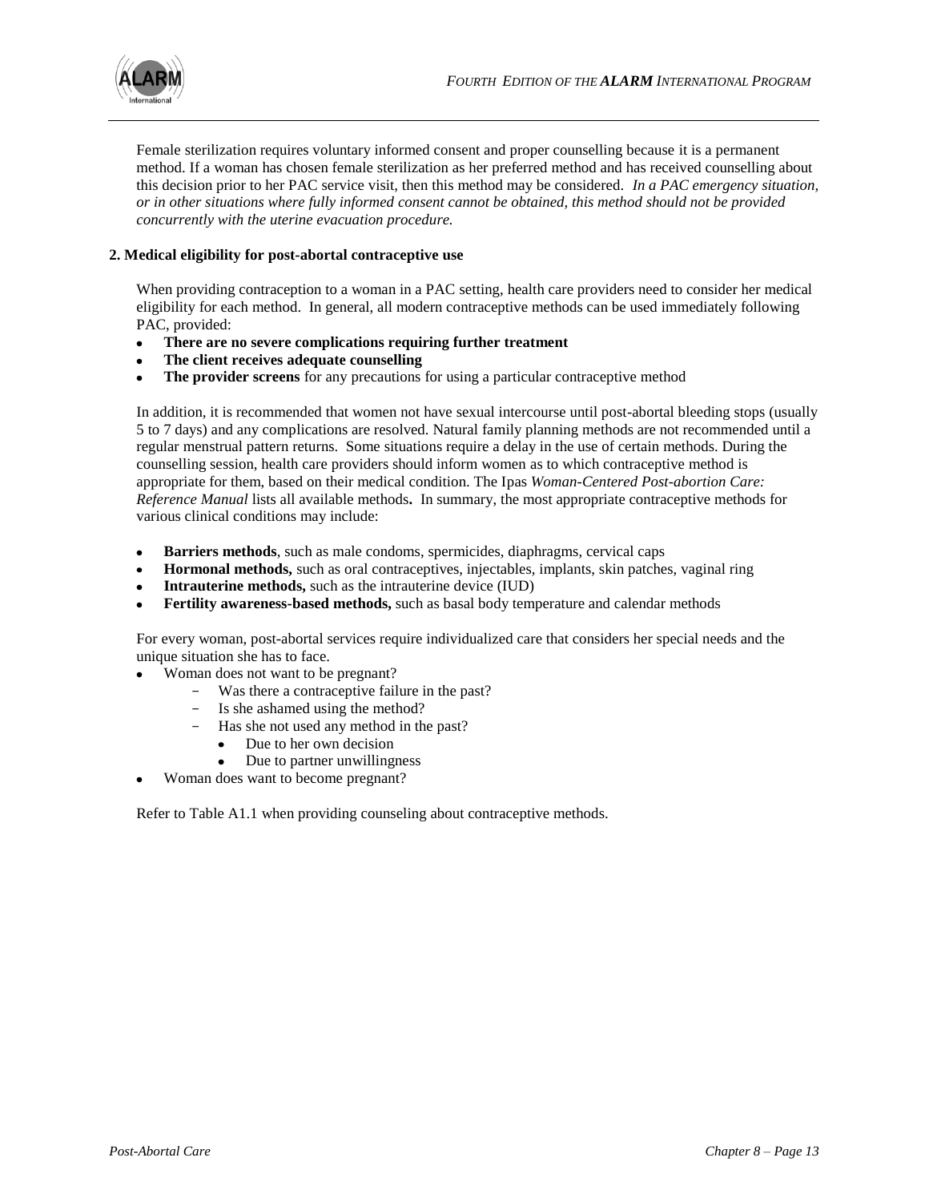Female sterilization requires voluntary informed consent and proper counselling because it is a permanent method. If a woman has chosen female sterilization as her preferred method and has received counselling about this decision prior to her PAC service visit, then this method may be considered. *In a PAC emergency situation, or in other situations where fully informed consent cannot be obtained, this method should not be provided concurrently with the uterine evacuation procedure.*

### 2. Medical eligibility for post-abortal contraceptive use

When providing contraception to a woman in a PAC setting, health care providers need to consider her medical eligibility for each method. In general, all modern contraceptive methods can be used immediately following PAC, provided:

- **There are no severe complications requiring further treatment**
- **The client receives adequate counselling**
- **The provider screens** for any precautions for using a particular contraceptive method

In addition, it is recommended that women not have sexual intercourse until post-abortal bleeding stops (usually 5 to 7 days) and any complications are resolved. Natural family planning methods are not recommended until a regular menstrual pattern returns. Some situations require a delay in the use of certain methods. During the counselling session, health care providers should inform women as to which contraceptive method is appropriate for them, based on their medical condition. The Ipas *Woman-Centered Post-abortion Care: Reference Manual* lists all available methods**.** In summary, the most appropriate contraceptive methods for various clinical conditions may include:

- **Barriers methods**, such as male condoms, spermicides, diaphragms, cervical caps
- **Hormonal methods,** such as oral contraceptives, injectables, implants, skin patches, vaginal ring
- **Intrauterine methods,** such as the intrauterine device (IUD)
- **Fertility awareness-based methods,** such as basal body temperature and calendar methods

For every woman, post-abortal services require individualized care that considers her special needs and the unique situation she has to face.

- Woman does not want to be pregnant?
  - Was there a contraceptive failure in the past?
  - Is she ashamed using the method?
  - Has she not used any method in the past?
    - Due to her own decision
    - Due to partner unwillingness
- Woman does want to become pregnant?

Refer to Table A1.1 when providing counseling about contraceptive methods.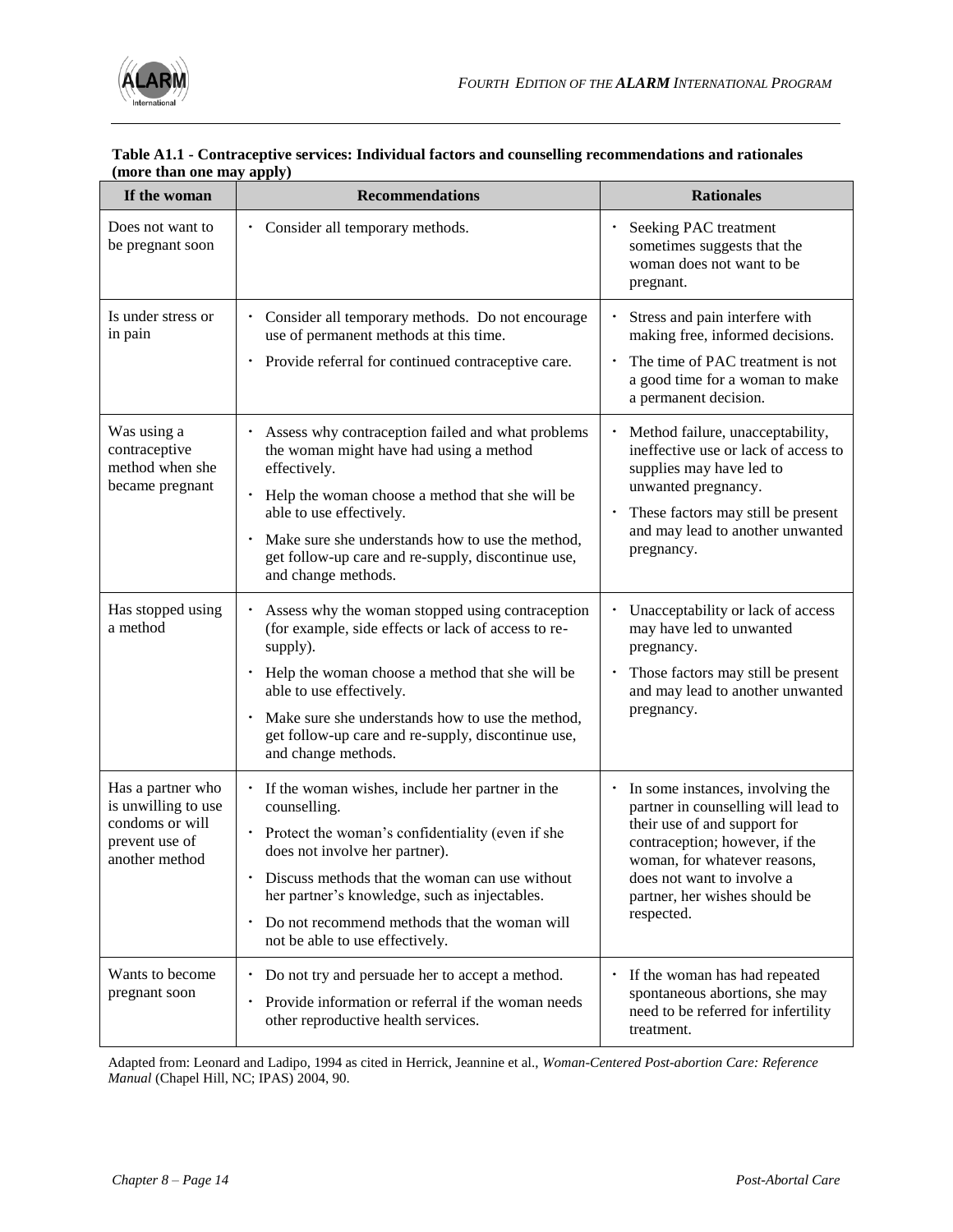**Table A1.1 - Contraceptive services: Individual factors and counselling recommendations and rationales (more than one may apply)**

| If the woman | Recommendations | Rationales |
|---|---|---|
| Does not want to be pregnant soon | • Consider all temporary methods. | • Seeking PAC treatment sometimes suggests that the woman does not want to be pregnant. |
| Is under stress or in pain | • Consider all temporary methods. Do not encourage use of permanent methods at this time.<br>• Provide referral for continued contraceptive care. | • Stress and pain interfere with making free, informed decisions.<br>• The time of PAC treatment is not a good time for a woman to make a permanent decision. |
| Was using a contraceptive method when she became pregnant | • Assess why contraception failed and what problems the woman might have had using a method effectively.<br>• Help the woman choose a method that she will be able to use effectively.<br>• Make sure she understands how to use the method, get follow-up care and re-supply, discontinue use, and change methods. | • Method failure, unacceptability, ineffective use or lack of access to supplies may have led to unwanted pregnancy.<br>• These factors may still be present and may lead to another unwanted pregnancy. |
| Has stopped using a method | • Assess why the woman stopped using contraception (for example, side effects or lack of access to re-supply).<br>• Help the woman choose a method that she will be able to use effectively.<br>• Make sure she understands how to use the method, get follow-up care and re-supply, discontinue use, and change methods. | • Unacceptability or lack of access may have led to unwanted pregnancy.<br>• Those factors may still be present and may lead to another unwanted pregnancy. |
| Has a partner who is unwilling to use condoms or will prevent use of another method | • If the woman wishes, include her partner in the counselling.<br>• Protect the woman's confidentiality (even if she does not involve her partner).<br>• Discuss methods that the woman can use without her partner's knowledge, such as injectables.<br>• Do not recommend methods that the woman will not be able to use effectively. | • In some instances, involving the partner in counselling will lead to their use of and support for contraception; however, if the woman, for whatever reasons, does not want to involve a partner, her wishes should be respected. |
| Wants to become pregnant soon | • Do not try and persuade her to accept a method.<br>• Provide information or referral if the woman needs other reproductive health services. | • If the woman has had repeated spontaneous abortions, she may need to be referred for infertility treatment. |

Adapted from: Leonard and Ladipo, 1994 as cited in Herrick, Jeannine et al., *Woman-Centered Post-abortion Care: Reference Manual* (Chapel Hill, NC; IPAS) 2004, 90.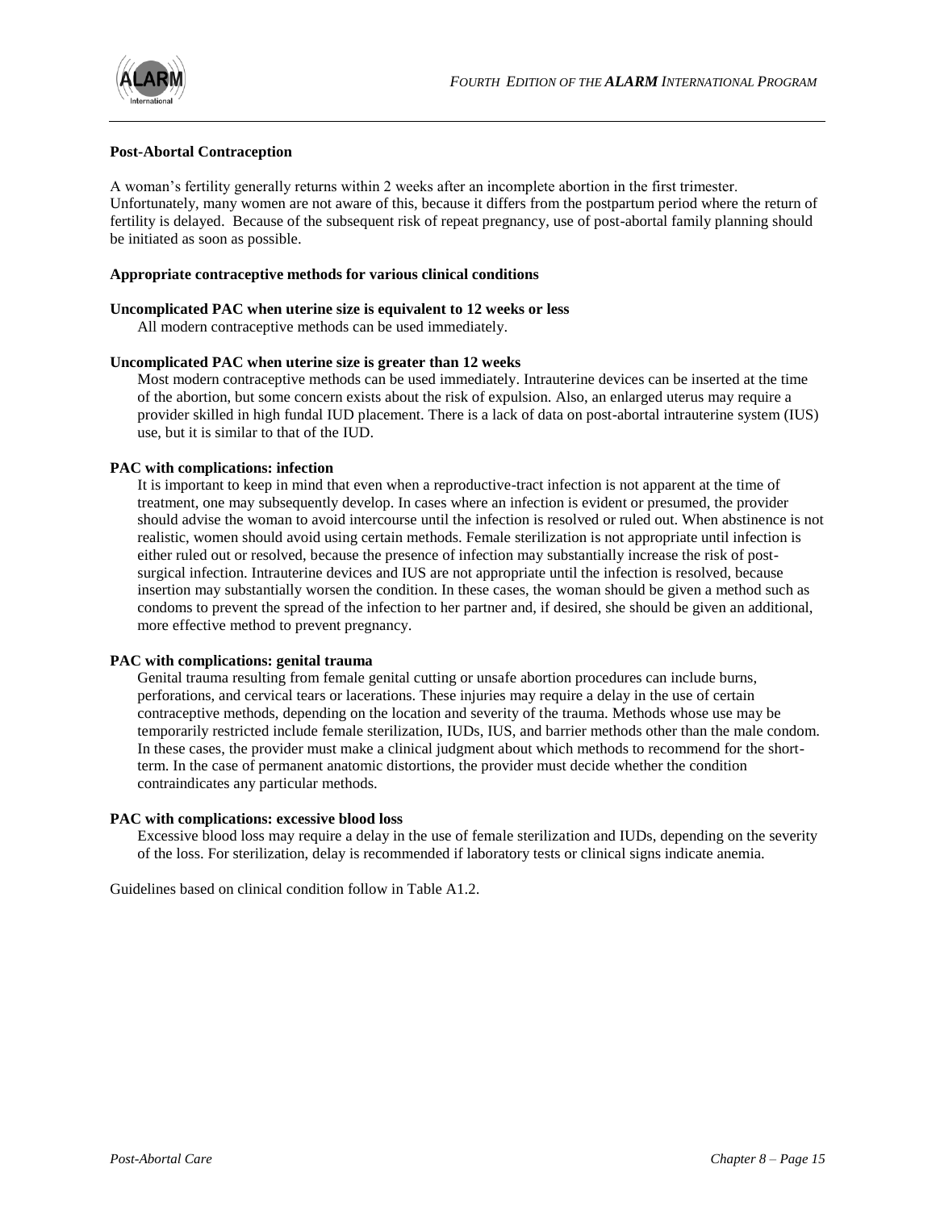## Post-Abortal Contraception

A woman's fertility generally returns within 2 weeks after an incomplete abortion in the first trimester. Unfortunately, many women are not aware of this, because it differs from the postpartum period where the return of fertility is delayed. Because of the subsequent risk of repeat pregnancy, use of post-abortal family planning should be initiated as soon as possible.

### Appropriate contraceptive methods for various clinical conditions

**Uncomplicated PAC when uterine size is equivalent to 12 weeks or less**

All modern contraceptive methods can be used immediately.

**Uncomplicated PAC when uterine size is greater than 12 weeks**

Most modern contraceptive methods can be used immediately. Intrauterine devices can be inserted at the time of the abortion, but some concern exists about the risk of expulsion. Also, an enlarged uterus may require a provider skilled in high fundal IUD placement. There is a lack of data on post-abortal intrauterine system (IUS) use, but it is similar to that of the IUD.

**PAC with complications: infection**

It is important to keep in mind that even when a reproductive-tract infection is not apparent at the time of treatment, one may subsequently develop. In cases where an infection is evident or presumed, the provider should advise the woman to avoid intercourse until the infection is resolved or ruled out. When abstinence is not realistic, women should avoid using certain methods. Female sterilization is not appropriate until infection is either ruled out or resolved, because the presence of infection may substantially increase the risk of post-surgical infection. Intrauterine devices and IUS are not appropriate until the infection is resolved, because insertion may substantially worsen the condition. In these cases, the woman should be given a method such as condoms to prevent the spread of the infection to her partner and, if desired, she should be given an additional, more effective method to prevent pregnancy.

**PAC with complications: genital trauma**

Genital trauma resulting from female genital cutting or unsafe abortion procedures can include burns, perforations, and cervical tears or lacerations. These injuries may require a delay in the use of certain contraceptive methods, depending on the location and severity of the trauma. Methods whose use may be temporarily restricted include female sterilization, IUDs, IUS, and barrier methods other than the male condom. In these cases, the provider must make a clinical judgment about which methods to recommend for the short-term. In the case of permanent anatomic distortions, the provider must decide whether the condition contraindicates any particular methods.

**PAC with complications: excessive blood loss**

Excessive blood loss may require a delay in the use of female sterilization and IUDs, depending on the severity of the loss. For sterilization, delay is recommended if laboratory tests or clinical signs indicate anemia.

Guidelines based on clinical condition follow in Table A1.2.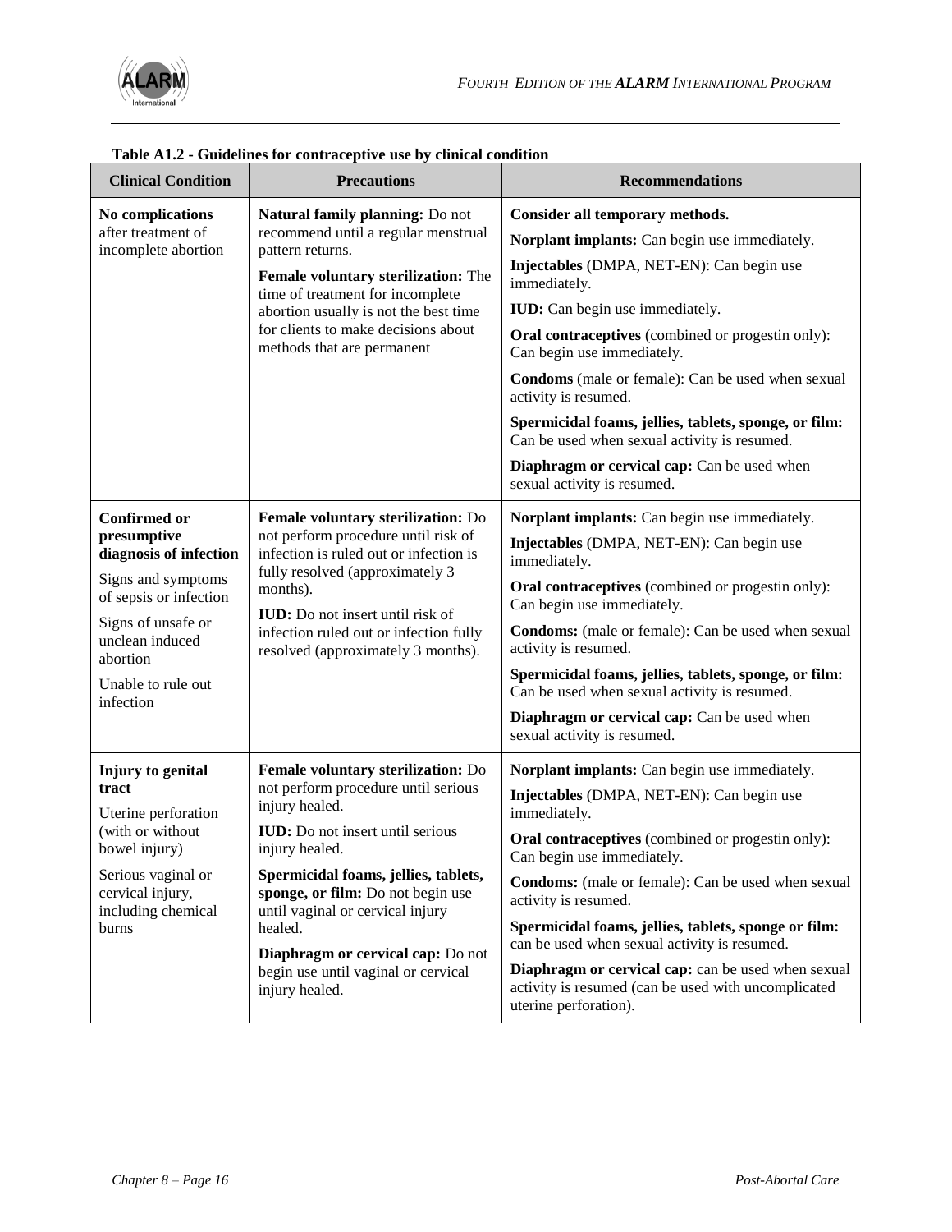**Table A1.2 - Guidelines for contraceptive use by clinical condition**

| Clinical Condition | Precautions | Recommendations |
|---|---|---|
| **No complications** after treatment of incomplete abortion | **Natural family planning:** Do not recommend until a regular menstrual pattern returns.<br><br>**Female voluntary sterilization:** The time of treatment for incomplete abortion usually is not the best time for clients to make decisions about methods that are permanent | **Consider all temporary methods.**<br><br>**Norplant implants:** Can begin use immediately.<br><br>**Injectables** (DMPA, NET-EN): Can begin use immediately.<br><br>**IUD:** Can begin use immediately.<br><br>**Oral contraceptives** (combined or progestin only): Can begin use immediately.<br><br>**Condoms** (male or female): Can be used when sexual activity is resumed.<br><br>**Spermicidal foams, jellies, tablets, sponge, or film:** Can be used when sexual activity is resumed.<br><br>**Diaphragm or cervical cap:** Can be used when sexual activity is resumed. |
| **Confirmed or presumptive diagnosis of infection**<br><br>Signs and symptoms of sepsis or infection<br><br>Signs of unsafe or unclean induced abortion<br><br>Unable to rule out infection | **Female voluntary sterilization:** Do not perform procedure until risk of infection is ruled out or infection is fully resolved (approximately 3 months).<br><br>**IUD:** Do not insert until risk of infection ruled out or infection fully resolved (approximately 3 months). | **Norplant implants:** Can begin use immediately.<br><br>**Injectables** (DMPA, NET-EN): Can begin use immediately.<br><br>**Oral contraceptives** (combined or progestin only): Can begin use immediately.<br><br>**Condoms:** (male or female): Can be used when sexual activity is resumed.<br><br>**Spermicidal foams, jellies, tablets, sponge, or film:** Can be used when sexual activity is resumed.<br><br>**Diaphragm or cervical cap:** Can be used when sexual activity is resumed. |
| **Injury to genital tract**<br><br>Uterine perforation (with or without bowel injury)<br><br>Serious vaginal or cervical injury, including chemical burns | **Female voluntary sterilization:** Do not perform procedure until serious injury healed.<br><br>**IUD:** Do not insert until serious injury healed.<br><br>**Spermicidal foams, jellies, tablets, sponge, or film:** Do not begin use until vaginal or cervical injury healed.<br><br>**Diaphragm or cervical cap:** Do not begin use until vaginal or cervical injury healed. | **Norplant implants:** Can begin use immediately.<br><br>**Injectables** (DMPA, NET-EN): Can begin use immediately.<br><br>**Oral contraceptives** (combined or progestin only): Can begin use immediately.<br><br>**Condoms:** (male or female): Can be used when sexual activity is resumed.<br><br>**Spermicidal foams, jellies, tablets, sponge or film:** can be used when sexual activity is resumed.<br><br>**Diaphragm or cervical cap:** can be used when sexual activity is resumed (can be used with uncomplicated uterine perforation). |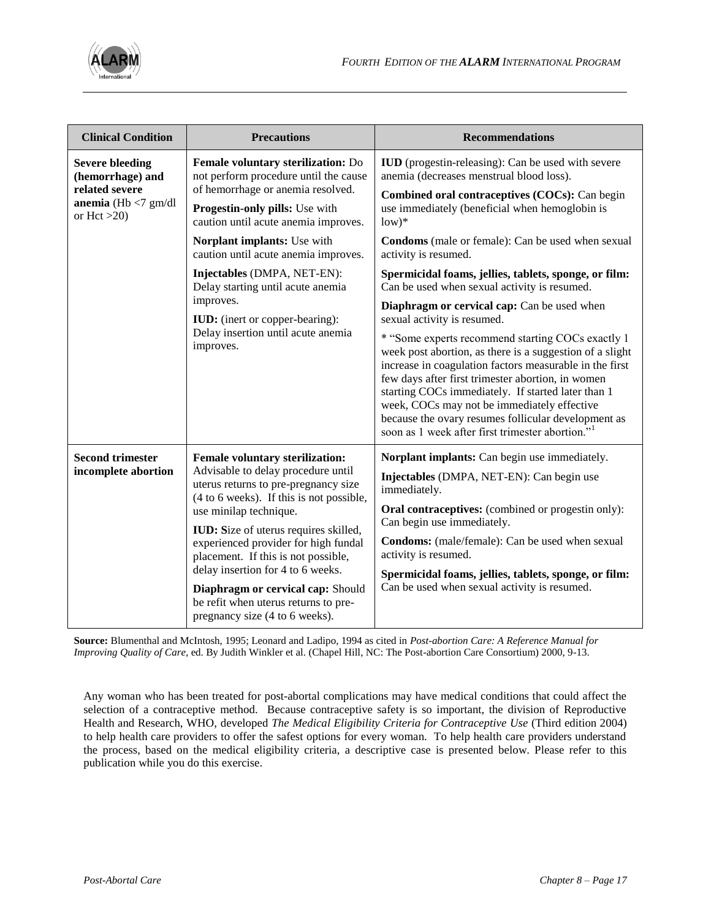| Clinical Condition | Precautions | Recommendations |
|---|---|---|
| **Severe bleeding (hemorrhage) and related severe anemia** (Hb <7 gm/dl or Hct >20) | **Female voluntary sterilization:** Do not perform procedure until the cause of hemorrhage or anemia resolved. **Progestin-only pills:** Use with caution until acute anemia improves. **Norplant implants:** Use with caution until acute anemia improves. **Injectables** (DMPA, NET-EN): Delay starting until acute anemia improves. **IUD:** (inert or copper-bearing): Delay insertion until acute anemia improves. | **IUD** (progestin-releasing): Can be used with severe anemia (decreases menstrual blood loss). **Combined oral contraceptives (COCs):** Can begin use immediately (beneficial when hemoglobin is low)* **Condoms** (male or female): Can be used when sexual activity is resumed. **Spermicidal foams, jellies, tablets, sponge, or film:** Can be used when sexual activity is resumed. **Diaphragm or cervical cap:** Can be used when sexual activity is resumed. * "Some experts recommend starting COCs exactly 1 week post abortion, as there is a suggestion of a slight increase in coagulation factors measurable in the first few days after first trimester abortion, in women starting COCs immediately. If started later than 1 week, COCs may not be immediately effective because the ovary resumes follicular development as soon as 1 week after first trimester abortion."[1] |
| **Second trimester incomplete abortion** | **Female voluntary sterilization:** Advisable to delay procedure until uterus returns to pre-pregnancy size (4 to 6 weeks). If this is not possible, use minilap technique. **IUD: S**ize of uterus requires skilled, experienced provider for high fundal placement. If this is not possible, delay insertion for 4 to 6 weeks. **Diaphragm or cervical cap:** Should be refit when uterus returns to pre-pregnancy size (4 to 6 weeks). | **Norplant implants:** Can begin use immediately. **Injectables** (DMPA, NET-EN): Can begin use immediately. **Oral contraceptives:** (combined or progestin only): Can begin use immediately. **Condoms:** (male/female): Can be used when sexual activity is resumed. **Spermicidal foams, jellies, tablets, sponge, or film:** Can be used when sexual activity is resumed. |

**Source:** Blumenthal and McIntosh, 1995; Leonard and Ladipo, 1994 as cited in *Post-abortion Care: A Reference Manual for Improving Quality of Care*, ed. By Judith Winkler et al. (Chapel Hill, NC: The Post-abortion Care Consortium) 2000, 9-13.

Any woman who has been treated for post-abortal complications may have medical conditions that could affect the selection of a contraceptive method. Because contraceptive safety is so important, the division of Reproductive Health and Research, WHO, developed *The Medical Eligibility Criteria for Contraceptive Use* (Third edition 2004) to help health care providers to offer the safest options for every woman. To help health care providers understand the process, based on the medical eligibility criteria, a descriptive case is presented below. Please refer to this publication while you do this exercise.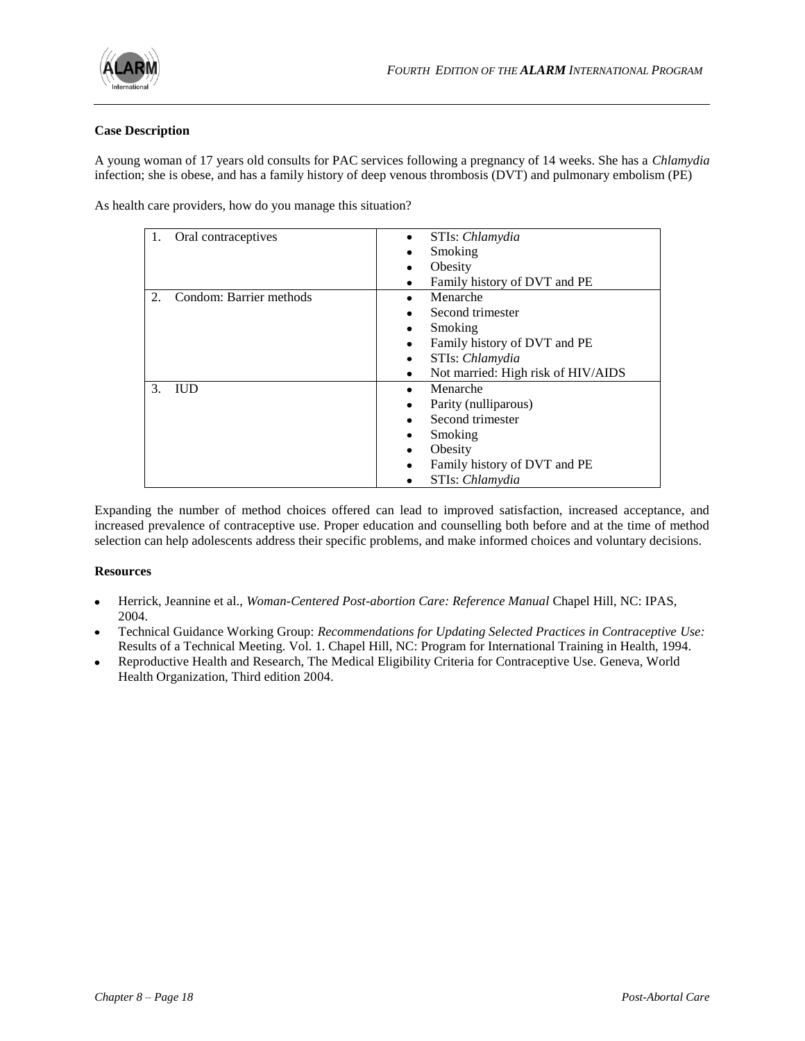**Case Description**

A young woman of 17 years old consults for PAC services following a pregnancy of 14 weeks. She has a *Chlamydia* infection; she is obese, and has a family history of deep venous thrombosis (DVT) and pulmonary embolism (PE)

As health care providers, how do you manage this situation?

| | |
|---|---|
| 1. Oral contraceptives | • STIs: *Chlamydia*<br>• Smoking<br>• Obesity<br>• Family history of DVT and PE |
| 2. Condom: Barrier methods | • Menarche<br>• Second trimester<br>• Smoking<br>• Family history of DVT and PE<br>• STIs: *Chlamydia*<br>• Not married: High risk of HIV/AIDS |
| 3. IUD | • Menarche<br>• Parity (nulliparous)<br>• Second trimester<br>• Smoking<br>• Obesity<br>• Family history of DVT and PE<br>• STIs: *Chlamydia* |

Expanding the number of method choices offered can lead to improved satisfaction, increased acceptance, and increased prevalence of contraceptive use. Proper education and counselling both before and at the time of method selection can help adolescents address their specific problems, and make informed choices and voluntary decisions.

**Resources**

- Herrick, Jeannine et al., *Woman-Centered Post-abortion Care: Reference Manual* Chapel Hill, NC: IPAS, 2004.
- Technical Guidance Working Group: *Recommendations for Updating Selected Practices in Contraceptive Use:* Results of a Technical Meeting. Vol. 1. Chapel Hill, NC: Program for International Training in Health, 1994.
- Reproductive Health and Research, The Medical Eligibility Criteria for Contraceptive Use. Geneva, World Health Organization, Third edition 2004.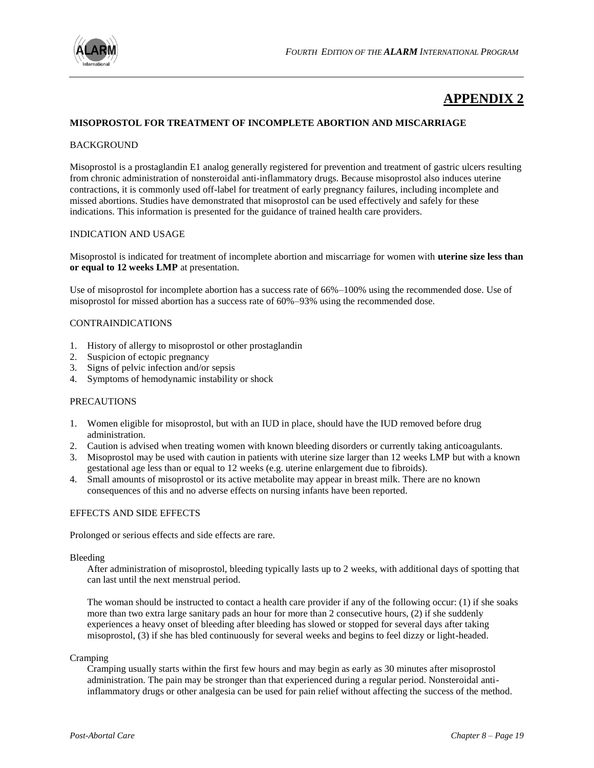# APPENDIX 2

## MISOPROSTOL FOR TREATMENT OF INCOMPLETE ABORTION AND MISCARRIAGE

### BACKGROUND

Misoprostol is a prostaglandin E1 analog generally registered for prevention and treatment of gastric ulcers resulting from chronic administration of nonsteroidal anti-inflammatory drugs. Because misoprostol also induces uterine contractions, it is commonly used off-label for treatment of early pregnancy failures, including incomplete and missed abortions. Studies have demonstrated that misoprostol can be used effectively and safely for these indications. This information is presented for the guidance of trained health care providers.

### INDICATION AND USAGE

Misoprostol is indicated for treatment of incomplete abortion and miscarriage for women with **uterine size less than or equal to 12 weeks LMP** at presentation.

Use of misoprostol for incomplete abortion has a success rate of 66%–100% using the recommended dose. Use of misoprostol for missed abortion has a success rate of 60%–93% using the recommended dose.

### CONTRAINDICATIONS

1. History of allergy to misoprostol or other prostaglandin
2. Suspicion of ectopic pregnancy
3. Signs of pelvic infection and/or sepsis
4. Symptoms of hemodynamic instability or shock

### PRECAUTIONS

1. Women eligible for misoprostol, but with an IUD in place, should have the IUD removed before drug administration.
2. Caution is advised when treating women with known bleeding disorders or currently taking anticoagulants.
3. Misoprostol may be used with caution in patients with uterine size larger than 12 weeks LMP but with a known gestational age less than or equal to 12 weeks (e.g. uterine enlargement due to fibroids).
4. Small amounts of misoprostol or its active metabolite may appear in breast milk. There are no known consequences of this and no adverse effects on nursing infants have been reported.

### EFFECTS AND SIDE EFFECTS

Prolonged or serious effects and side effects are rare.

#### Bleeding

After administration of misoprostol, bleeding typically lasts up to 2 weeks, with additional days of spotting that can last until the next menstrual period.

The woman should be instructed to contact a health care provider if any of the following occur: (1) if she soaks more than two extra large sanitary pads an hour for more than 2 consecutive hours, (2) if she suddenly experiences a heavy onset of bleeding after bleeding has slowed or stopped for several days after taking misoprostol, (3) if she has bled continuously for several weeks and begins to feel dizzy or light-headed.

#### Cramping

Cramping usually starts within the first few hours and may begin as early as 30 minutes after misoprostol administration. The pain may be stronger than that experienced during a regular period. Nonsteroidal anti-inflammatory drugs or other analgesia can be used for pain relief without affecting the success of the method.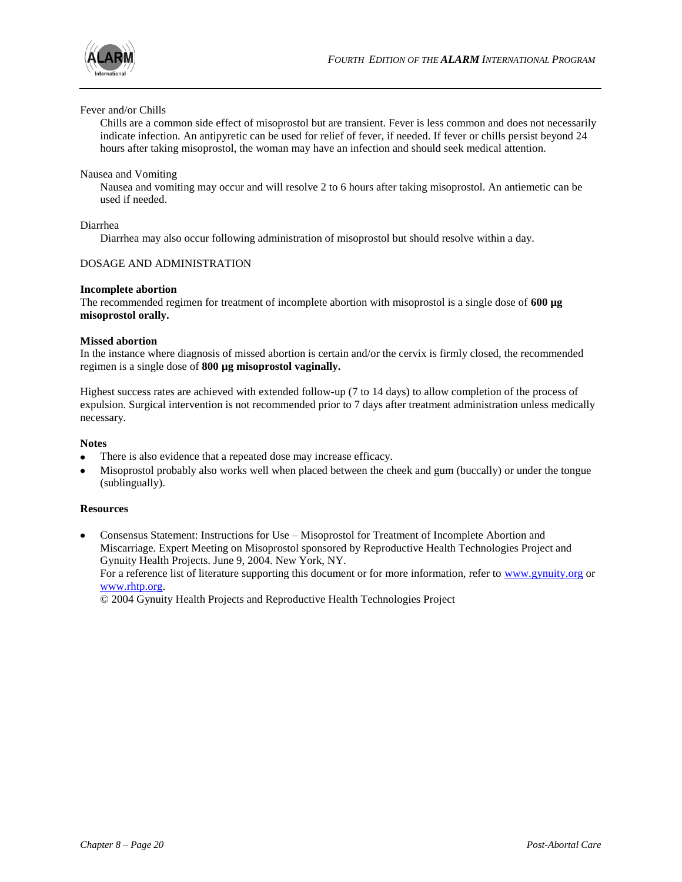Fever and/or Chills

Chills are a common side effect of misoprostol but are transient. Fever is less common and does not necessarily indicate infection. An antipyretic can be used for relief of fever, if needed. If fever or chills persist beyond 24 hours after taking misoprostol, the woman may have an infection and should seek medical attention.

Nausea and Vomiting

Nausea and vomiting may occur and will resolve 2 to 6 hours after taking misoprostol. An antiemetic can be used if needed.

Diarrhea

Diarrhea may also occur following administration of misoprostol but should resolve within a day.

## DOSAGE AND ADMINISTRATION

**Incomplete abortion**

The recommended regimen for treatment of incomplete abortion with misoprostol is a single dose of **600 µg misoprostol orally.**

**Missed abortion**

In the instance where diagnosis of missed abortion is certain and/or the cervix is firmly closed, the recommended regimen is a single dose of **800 µg misoprostol vaginally.**

Highest success rates are achieved with extended follow-up (7 to 14 days) to allow completion of the process of expulsion. Surgical intervention is not recommended prior to 7 days after treatment administration unless medically necessary.

**Notes**

- There is also evidence that a repeated dose may increase efficacy.
- Misoprostol probably also works well when placed between the cheek and gum (buccally) or under the tongue (sublingually).

**Resources**

- Consensus Statement: Instructions for Use – Misoprostol for Treatment of Incomplete Abortion and Miscarriage. Expert Meeting on Misoprostol sponsored by Reproductive Health Technologies Project and Gynuity Health Projects. June 9, 2004. New York, NY.
  For a reference list of literature supporting this document or for more information, refer to www.gynuity.org or www.rhtp.org.
  © 2004 Gynuity Health Projects and Reproductive Health Technologies Project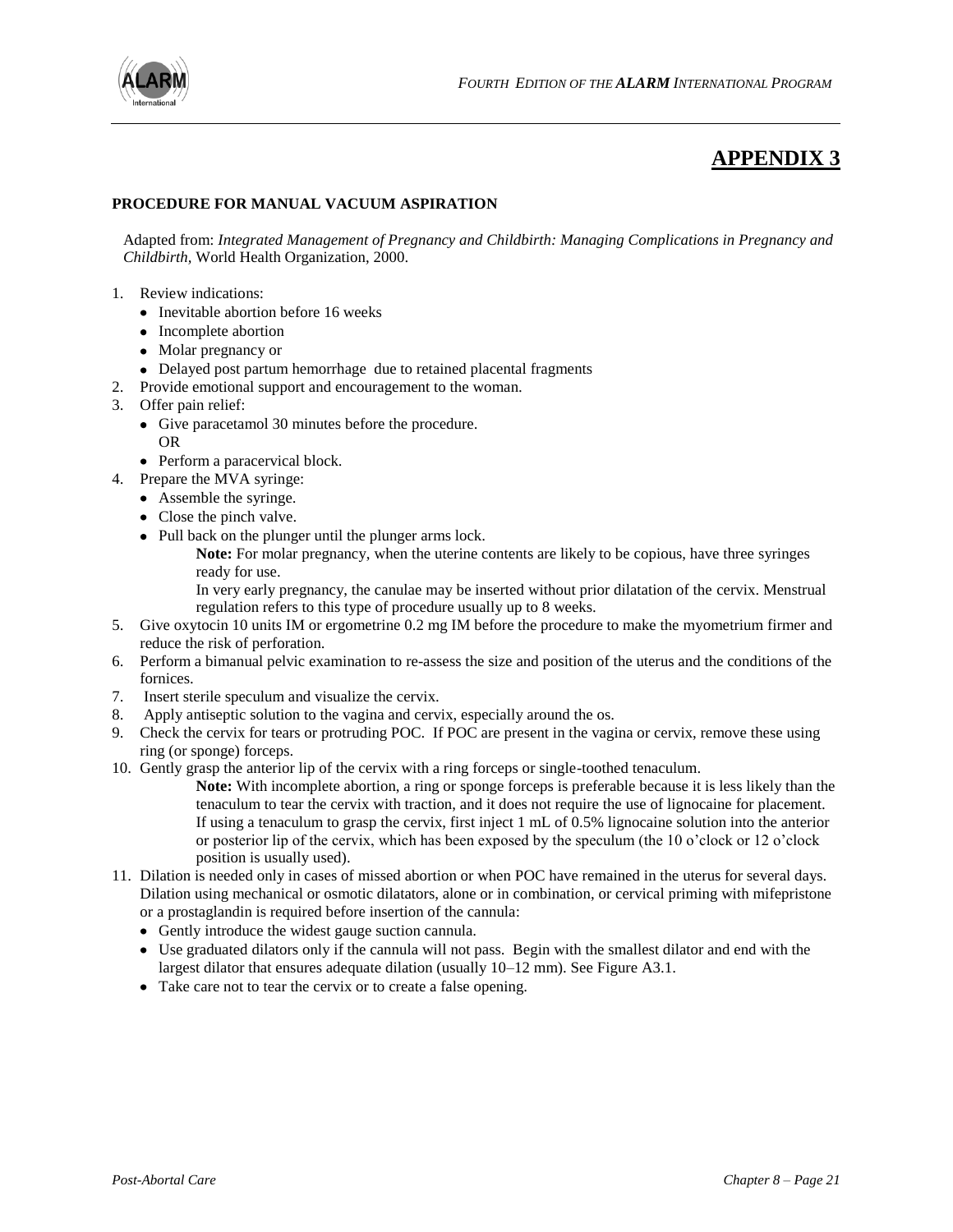# APPENDIX 3

**PROCEDURE FOR MANUAL VACUUM ASPIRATION**

Adapted from: *Integrated Management of Pregnancy and Childbirth: Managing Complications in Pregnancy and Childbirth*, World Health Organization, 2000.

1. Review indications:
   - Inevitable abortion before 16 weeks
   - Incomplete abortion
   - Molar pregnancy or
   - Delayed post partum hemorrhage due to retained placental fragments
2. Provide emotional support and encouragement to the woman.
3. Offer pain relief:
   - Give paracetamol 30 minutes before the procedure.
     OR
   - Perform a paracervical block.
4. Prepare the MVA syringe:
   - Assemble the syringe.
   - Close the pinch valve.
   - Pull back on the plunger until the plunger arms lock.

     **Note:** For molar pregnancy, when the uterine contents are likely to be copious, have three syringes ready for use.

     In very early pregnancy, the canulae may be inserted without prior dilatation of the cervix. Menstrual regulation refers to this type of procedure usually up to 8 weeks.
5. Give oxytocin 10 units IM or ergometrine 0.2 mg IM before the procedure to make the myometrium firmer and reduce the risk of perforation.
6. Perform a bimanual pelvic examination to re-assess the size and position of the uterus and the conditions of the fornices.
7. Insert sterile speculum and visualize the cervix.
8. Apply antiseptic solution to the vagina and cervix, especially around the os.
9. Check the cervix for tears or protruding POC. If POC are present in the vagina or cervix, remove these using ring (or sponge) forceps.
10. Gently grasp the anterior lip of the cervix with a ring forceps or single-toothed tenaculum.

    **Note:** With incomplete abortion, a ring or sponge forceps is preferable because it is less likely than the tenaculum to tear the cervix with traction, and it does not require the use of lignocaine for placement. If using a tenaculum to grasp the cervix, first inject 1 mL of 0.5% lignocaine solution into the anterior or posterior lip of the cervix, which has been exposed by the speculum (the 10 o'clock or 12 o'clock position is usually used).
11. Dilation is needed only in cases of missed abortion or when POC have remained in the uterus for several days. Dilation using mechanical or osmotic dilatators, alone or in combination, or cervical priming with mifepristone or a prostaglandin is required before insertion of the cannula:
    - Gently introduce the widest gauge suction cannula.
    - Use graduated dilators only if the cannula will not pass. Begin with the smallest dilator and end with the largest dilator that ensures adequate dilation (usually 10–12 mm). See Figure A3.1.
    - Take care not to tear the cervix or to create a false opening.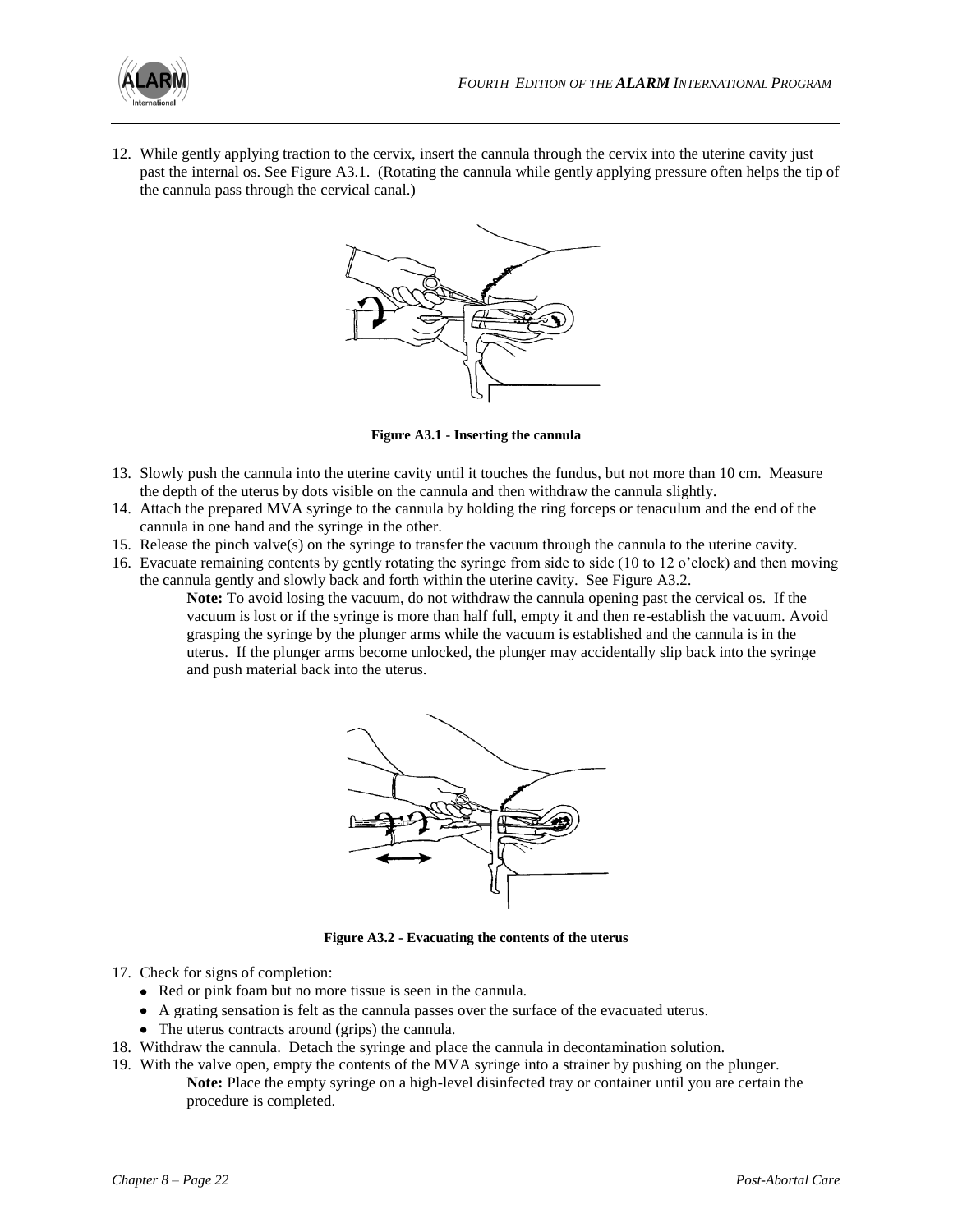12. While gently applying traction to the cervix, insert the cannula through the cervix into the uterine cavity just past the internal os. See Figure A3.1. (Rotating the cannula while gently applying pressure often helps the tip of the cannula pass through the cervical canal.)

**Figure A3.1 - Inserting the cannula**

13. Slowly push the cannula into the uterine cavity until it touches the fundus, but not more than 10 cm. Measure the depth of the uterus by dots visible on the cannula and then withdraw the cannula slightly.
14. Attach the prepared MVA syringe to the cannula by holding the ring forceps or tenaculum and the end of the cannula in one hand and the syringe in the other.
15. Release the pinch valve(s) on the syringe to transfer the vacuum through the cannula to the uterine cavity.
16. Evacuate remaining contents by gently rotating the syringe from side to side (10 to 12 o'clock) and then moving the cannula gently and slowly back and forth within the uterine cavity. See Figure A3.2.

    **Note:** To avoid losing the vacuum, do not withdraw the cannula opening past the cervical os. If the vacuum is lost or if the syringe is more than half full, empty it and then re-establish the vacuum. Avoid grasping the syringe by the plunger arms while the vacuum is established and the cannula is in the uterus. If the plunger arms become unlocked, the plunger may accidentally slip back into the syringe and push material back into the uterus.

**Figure A3.2 - Evacuating the contents of the uterus**

17. Check for signs of completion:
    - Red or pink foam but no more tissue is seen in the cannula.
    - A grating sensation is felt as the cannula passes over the surface of the evacuated uterus.
    - The uterus contracts around (grips) the cannula.
18. Withdraw the cannula. Detach the syringe and place the cannula in decontamination solution.
19. With the valve open, empty the contents of the MVA syringe into a strainer by pushing on the plunger.

    **Note:** Place the empty syringe on a high-level disinfected tray or container until you are certain the procedure is completed.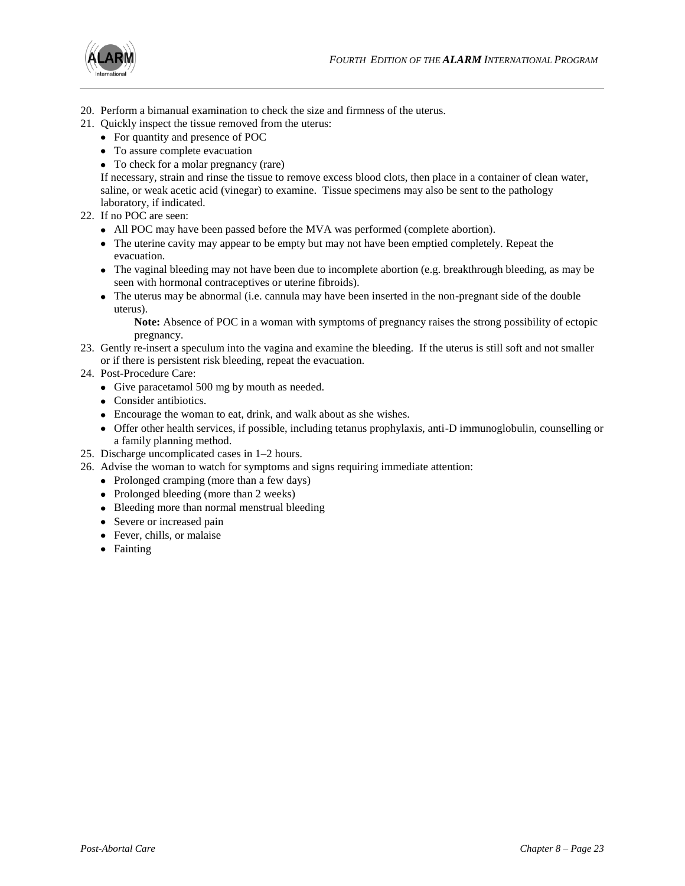20. Perform a bimanual examination to check the size and firmness of the uterus.
21. Quickly inspect the tissue removed from the uterus:
    - For quantity and presence of POC
    - To assure complete evacuation
    - To check for a molar pregnancy (rare)

    If necessary, strain and rinse the tissue to remove excess blood clots, then place in a container of clean water, saline, or weak acetic acid (vinegar) to examine. Tissue specimens may also be sent to the pathology laboratory, if indicated.
22. If no POC are seen:
    - All POC may have been passed before the MVA was performed (complete abortion).
    - The uterine cavity may appear to be empty but may not have been emptied completely. Repeat the evacuation.
    - The vaginal bleeding may not have been due to incomplete abortion (e.g. breakthrough bleeding, as may be seen with hormonal contraceptives or uterine fibroids).
    - The uterus may be abnormal (i.e. cannula may have been inserted in the non-pregnant side of the double uterus).

      **Note:** Absence of POC in a woman with symptoms of pregnancy raises the strong possibility of ectopic pregnancy.
23. Gently re-insert a speculum into the vagina and examine the bleeding. If the uterus is still soft and not smaller or if there is persistent risk bleeding, repeat the evacuation.
24. Post-Procedure Care:
    - Give paracetamol 500 mg by mouth as needed.
    - Consider antibiotics.
    - Encourage the woman to eat, drink, and walk about as she wishes.
    - Offer other health services, if possible, including tetanus prophylaxis, anti-D immunoglobulin, counselling or a family planning method.
25. Discharge uncomplicated cases in 1–2 hours.
26. Advise the woman to watch for symptoms and signs requiring immediate attention:
    - Prolonged cramping (more than a few days)
    - Prolonged bleeding (more than 2 weeks)
    - Bleeding more than normal menstrual bleeding
    - Severe or increased pain
    - Fever, chills, or malaise
    - Fainting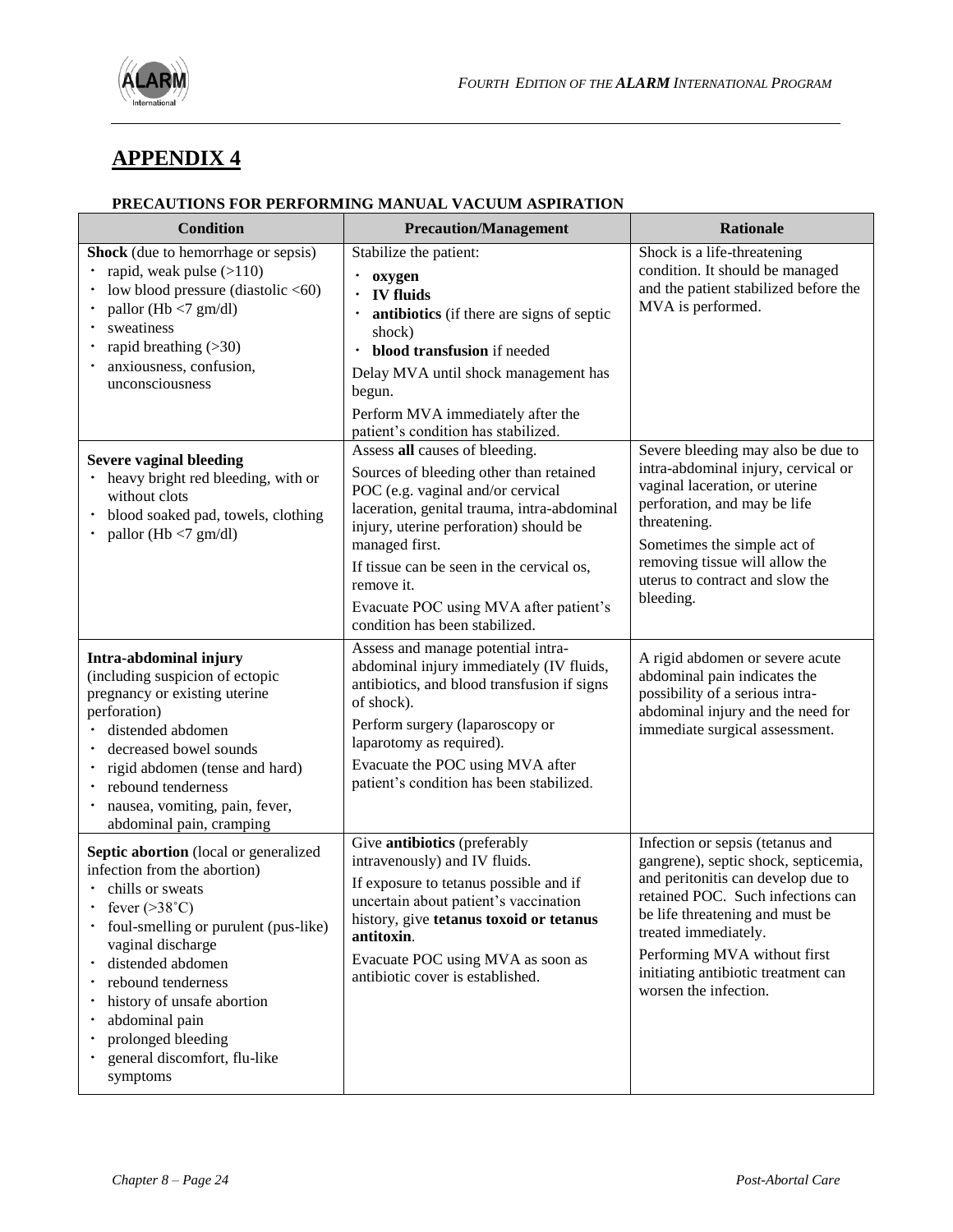## APPENDIX 4

**PRECAUTIONS FOR PERFORMING MANUAL VACUUM ASPIRATION**

| Condition | Precaution/Management | Rationale |
|---|---|---|
| **Shock** (due to hemorrhage or sepsis)<br>• rapid, weak pulse (>110)<br>• low blood pressure (diastolic <60)<br>• pallor (Hb <7 gm/dl)<br>• sweatiness<br>• rapid breathing (>30)<br>• anxiousness, confusion, unconsciousness | Stabilize the patient:<br>• **oxygen**<br>• **IV fluids**<br>• **antibiotics** (if there are signs of septic shock)<br>• **blood transfusion** if needed<br>Delay MVA until shock management has begun.<br>Perform MVA immediately after the patient's condition has stabilized. | Shock is a life-threatening condition. It should be managed and the patient stabilized before the MVA is performed. |
| **Severe vaginal bleeding**<br>• heavy bright red bleeding, with or without clots<br>• blood soaked pad, towels, clothing<br>• pallor (Hb <7 gm/dl) | Assess **all** causes of bleeding.<br>Sources of bleeding other than retained POC (e.g. vaginal and/or cervical laceration, genital trauma, intra-abdominal injury, uterine perforation) should be managed first.<br>If tissue can be seen in the cervical os, remove it.<br>Evacuate POC using MVA after patient's condition has been stabilized. | Severe bleeding may also be due to intra-abdominal injury, cervical or vaginal laceration, or uterine perforation, and may be life threatening.<br>Sometimes the simple act of removing tissue will allow the uterus to contract and slow the bleeding. |
| **Intra-abdominal injury** (including suspicion of ectopic pregnancy or existing uterine perforation)<br>• distended abdomen<br>• decreased bowel sounds<br>• rigid abdomen (tense and hard)<br>• rebound tenderness<br>• nausea, vomiting, pain, fever, abdominal pain, cramping | Assess and manage potential intra-abdominal injury immediately (IV fluids, antibiotics, and blood transfusion if signs of shock).<br>Perform surgery (laparoscopy or laparotomy as required).<br>Evacuate the POC using MVA after patient's condition has been stabilized. | A rigid abdomen or severe acute abdominal pain indicates the possibility of a serious intra-abdominal injury and the need for immediate surgical assessment. |
| **Septic abortion** (local or generalized infection from the abortion)<br>• chills or sweats<br>• fever (>38˚C)<br>• foul-smelling or purulent (pus-like) vaginal discharge<br>• distended abdomen<br>• rebound tenderness<br>• history of unsafe abortion<br>• abdominal pain<br>• prolonged bleeding<br>• general discomfort, flu-like symptoms | Give **antibiotics** (preferably intravenously) and IV fluids.<br>If exposure to tetanus possible and if uncertain about patient's vaccination history, give **tetanus toxoid or tetanus antitoxin**.<br>Evacuate POC using MVA as soon as antibiotic cover is established. | Infection or sepsis (tetanus and gangrene), septic shock, septicemia, and peritonitis can develop due to retained POC. Such infections can be life threatening and must be treated immediately.<br>Performing MVA without first initiating antibiotic treatment can worsen the infection. |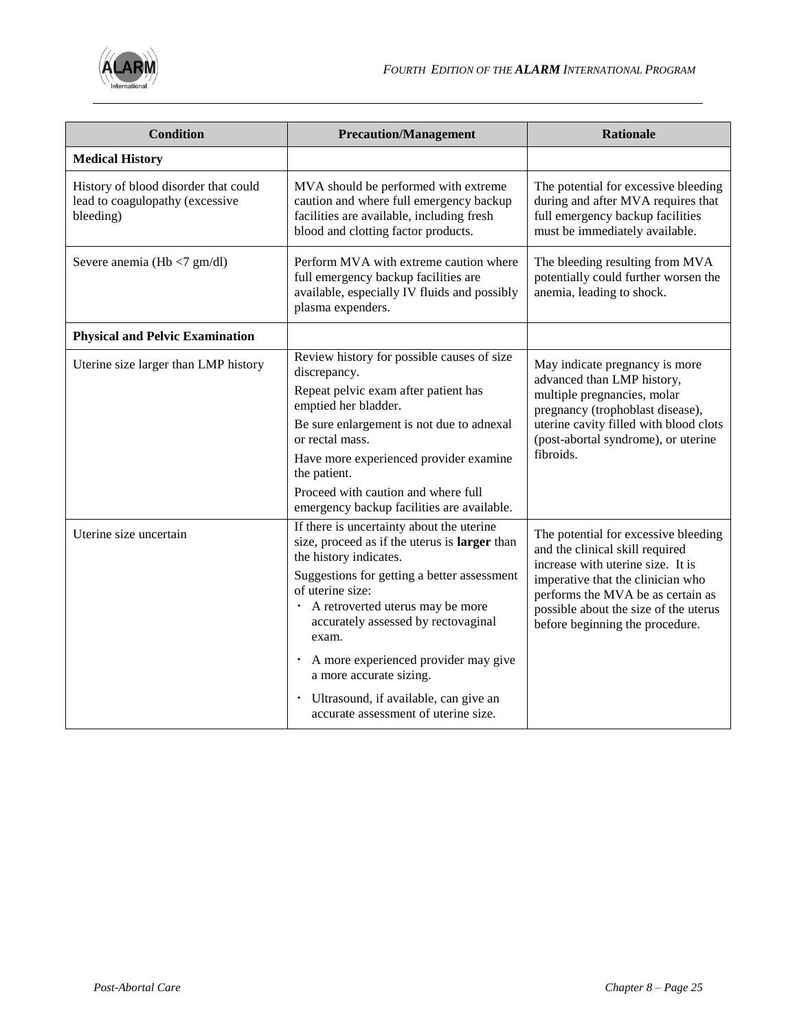| Condition | Precaution/Management | Rationale |
|---|---|---|
| **Medical History** | | |
| History of blood disorder that could lead to coagulopathy (excessive bleeding) | MVA should be performed with extreme caution and where full emergency backup facilities are available, including fresh blood and clotting factor products. | The potential for excessive bleeding during and after MVA requires that full emergency backup facilities must be immediately available. |
| Severe anemia (Hb <7 gm/dl) | Perform MVA with extreme caution where full emergency backup facilities are available, especially IV fluids and possibly plasma expenders. | The bleeding resulting from MVA potentially could further worsen the anemia, leading to shock. |
| **Physical and Pelvic Examination** | | |
| Uterine size larger than LMP history | Review history for possible causes of size discrepancy.<br>Repeat pelvic exam after patient has emptied her bladder.<br>Be sure enlargement is not due to adnexal or rectal mass.<br>Have more experienced provider examine the patient.<br>Proceed with caution and where full emergency backup facilities are available. | May indicate pregnancy is more advanced than LMP history, multiple pregnancies, molar pregnancy (trophoblast disease), uterine cavity filled with blood clots (post-abortal syndrome), or uterine fibroids. |
| Uterine size uncertain | If there is uncertainty about the uterine size, proceed as if the uterus is **larger** than the history indicates.<br>Suggestions for getting a better assessment of uterine size:<br>• A retroverted uterus may be more accurately assessed by rectovaginal exam.<br>• A more experienced provider may give a more accurate sizing.<br>• Ultrasound, if available, can give an accurate assessment of uterine size. | The potential for excessive bleeding and the clinical skill required increase with uterine size. It is imperative that the clinician who performs the MVA be as certain as possible about the size of the uterus before beginning the procedure. |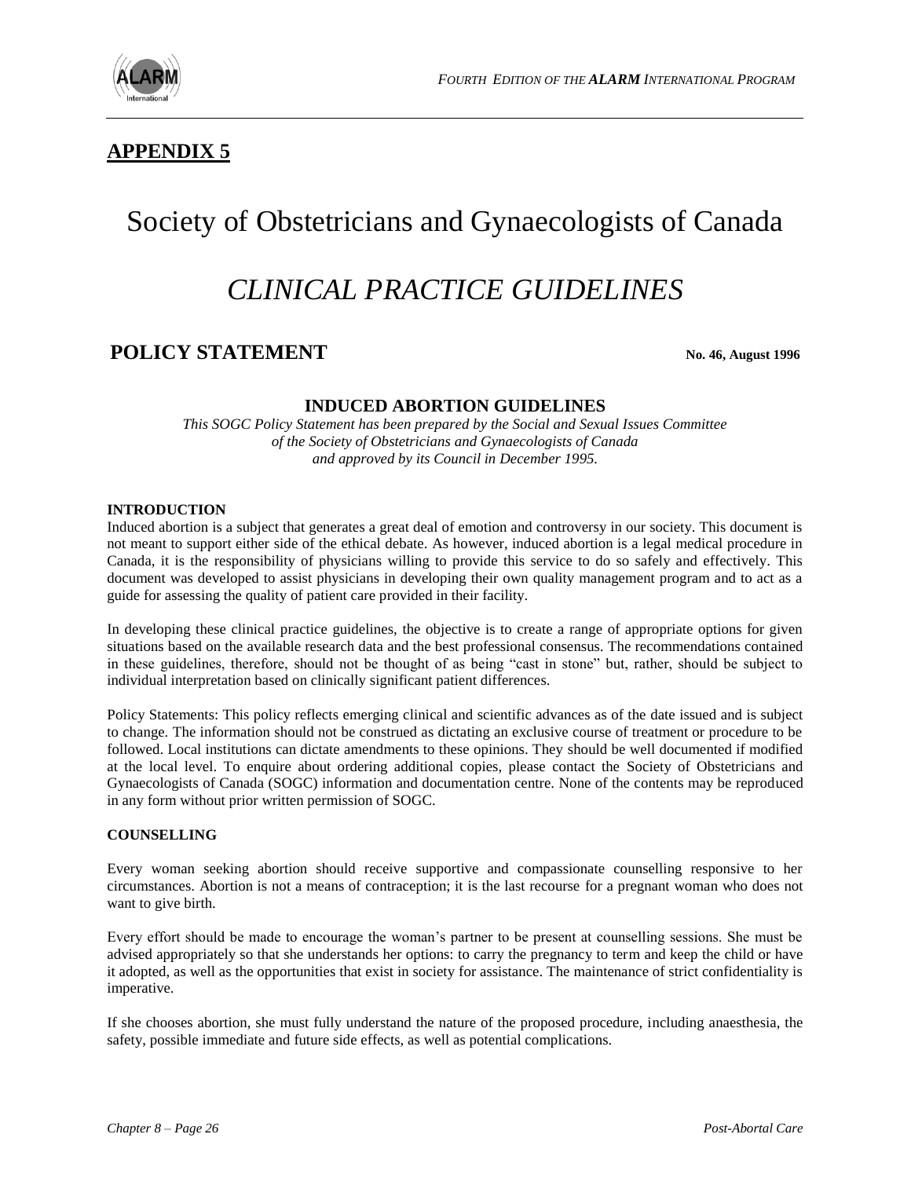## APPENDIX 5

# Society of Obstetricians and Gynaecologists of Canada

# *CLINICAL PRACTICE GUIDELINES*

## POLICY STATEMENT

**No. 46, August 1996**

### INDUCED ABORTION GUIDELINES

*This SOGC Policy Statement has been prepared by the Social and Sexual Issues Committee of the Society of Obstetricians and Gynaecologists of Canada and approved by its Council in December 1995.*

#### INTRODUCTION

Induced abortion is a subject that generates a great deal of emotion and controversy in our society. This document is not meant to support either side of the ethical debate. As however, induced abortion is a legal medical procedure in Canada, it is the responsibility of physicians willing to provide this service to do so safely and effectively. This document was developed to assist physicians in developing their own quality management program and to act as a guide for assessing the quality of patient care provided in their facility.

In developing these clinical practice guidelines, the objective is to create a range of appropriate options for given situations based on the available research data and the best professional consensus. The recommendations contained in these guidelines, therefore, should not be thought of as being "cast in stone" but, rather, should be subject to individual interpretation based on clinically significant patient differences.

Policy Statements: This policy reflects emerging clinical and scientific advances as of the date issued and is subject to change. The information should not be construed as dictating an exclusive course of treatment or procedure to be followed. Local institutions can dictate amendments to these opinions. They should be well documented if modified at the local level. To enquire about ordering additional copies, please contact the Society of Obstetricians and Gynaecologists of Canada (SOGC) information and documentation centre. None of the contents may be reproduced in any form without prior written permission of SOGC.

#### COUNSELLING

Every woman seeking abortion should receive supportive and compassionate counselling responsive to her circumstances. Abortion is not a means of contraception; it is the last recourse for a pregnant woman who does not want to give birth.

Every effort should be made to encourage the woman's partner to be present at counselling sessions. She must be advised appropriately so that she understands her options: to carry the pregnancy to term and keep the child or have it adopted, as well as the opportunities that exist in society for assistance. The maintenance of strict confidentiality is imperative.

If she chooses abortion, she must fully understand the nature of the proposed procedure, including anaesthesia, the safety, possible immediate and future side effects, as well as potential complications.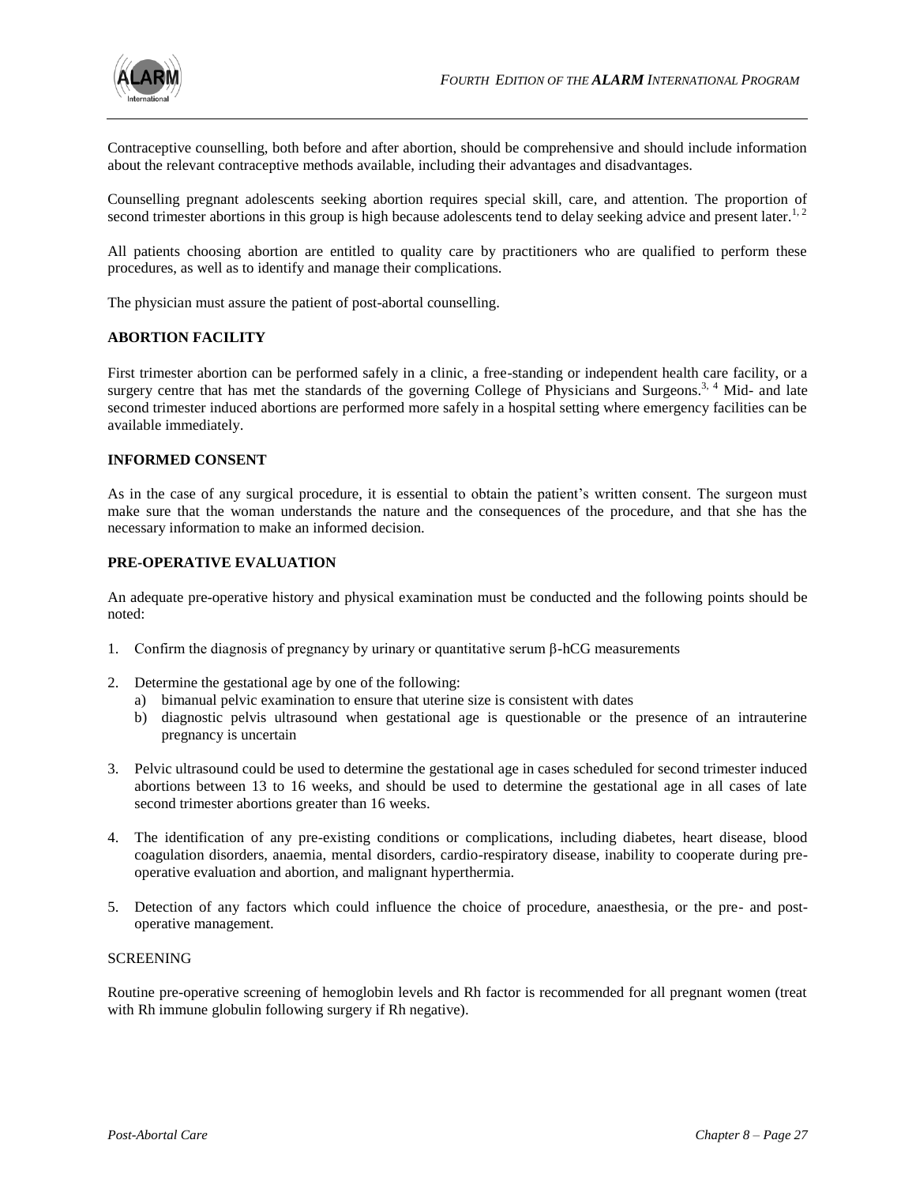Contraceptive counselling, both before and after abortion, should be comprehensive and should include information about the relevant contraceptive methods available, including their advantages and disadvantages.

Counselling pregnant adolescents seeking abortion requires special skill, care, and attention. The proportion of second trimester abortions in this group is high because adolescents tend to delay seeking advice and present later.[1, 2]

All patients choosing abortion are entitled to quality care by practitioners who are qualified to perform these procedures, as well as to identify and manage their complications.

The physician must assure the patient of post-abortal counselling.

## ABORTION FACILITY

First trimester abortion can be performed safely in a clinic, a free-standing or independent health care facility, or a surgery centre that has met the standards of the governing College of Physicians and Surgeons.[3, 4] Mid- and late second trimester induced abortions are performed more safely in a hospital setting where emergency facilities can be available immediately.

## INFORMED CONSENT

As in the case of any surgical procedure, it is essential to obtain the patient's written consent. The surgeon must make sure that the woman understands the nature and the consequences of the procedure, and that she has the necessary information to make an informed decision.

## PRE-OPERATIVE EVALUATION

An adequate pre-operative history and physical examination must be conducted and the following points should be noted:

1. Confirm the diagnosis of pregnancy by urinary or quantitative serum β-hCG measurements

2. Determine the gestational age by one of the following:
   a) bimanual pelvic examination to ensure that uterine size is consistent with dates
   b) diagnostic pelvis ultrasound when gestational age is questionable or the presence of an intrauterine pregnancy is uncertain

3. Pelvic ultrasound could be used to determine the gestational age in cases scheduled for second trimester induced abortions between 13 to 16 weeks, and should be used to determine the gestational age in all cases of late second trimester abortions greater than 16 weeks.

4. The identification of any pre-existing conditions or complications, including diabetes, heart disease, blood coagulation disorders, anaemia, mental disorders, cardio-respiratory disease, inability to cooperate during pre-operative evaluation and abortion, and malignant hyperthermia.

5. Detection of any factors which could influence the choice of procedure, anaesthesia, or the pre- and post-operative management.

### SCREENING

Routine pre-operative screening of hemoglobin levels and Rh factor is recommended for all pregnant women (treat with Rh immune globulin following surgery if Rh negative).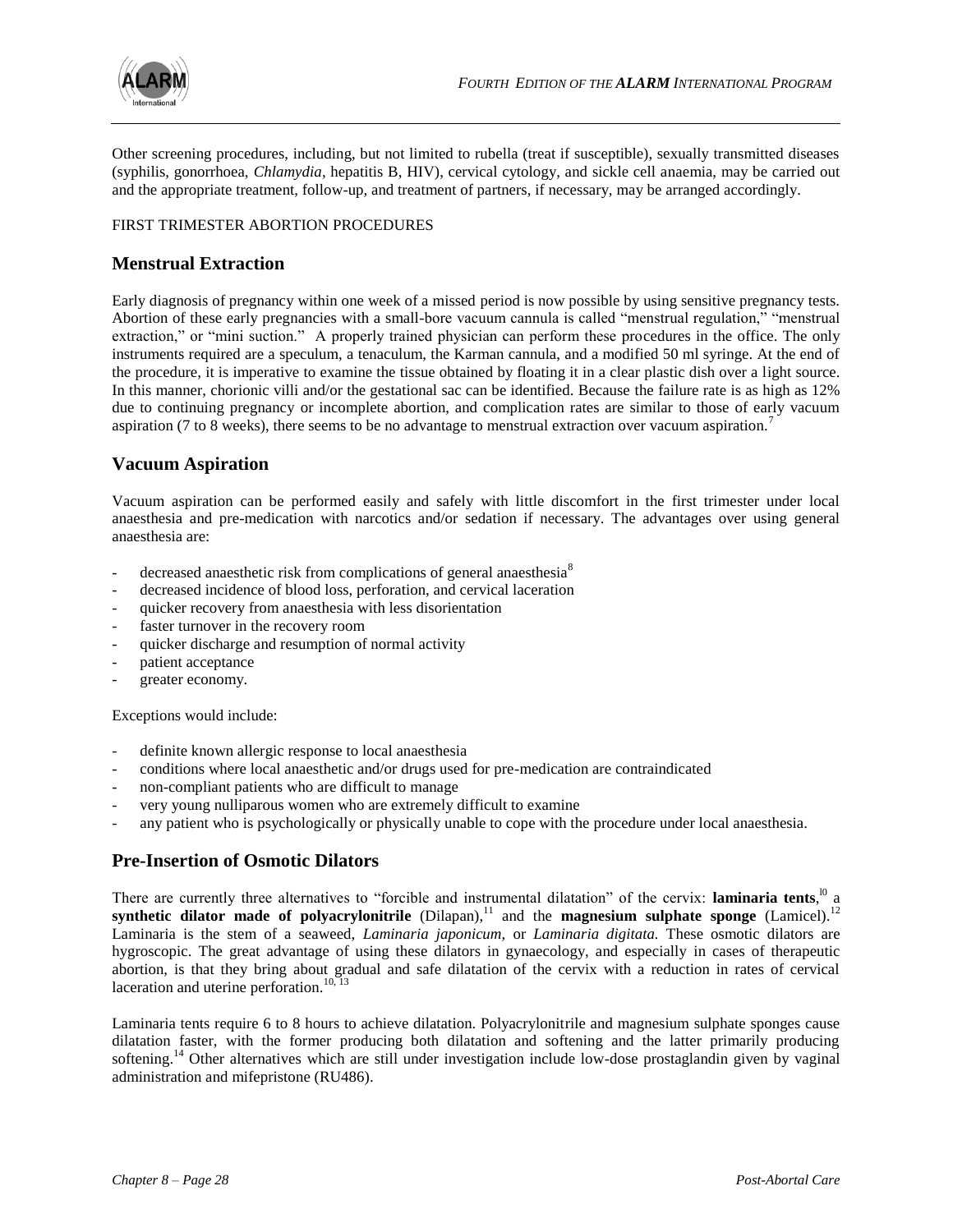Other screening procedures, including, but not limited to rubella (treat if susceptible), sexually transmitted diseases (syphilis, gonorrhoea, *Chlamydia*, hepatitis B, HIV), cervical cytology, and sickle cell anaemia, may be carried out and the appropriate treatment, follow-up, and treatment of partners, if necessary, may be arranged accordingly.

FIRST TRIMESTER ABORTION PROCEDURES

## Menstrual Extraction

Early diagnosis of pregnancy within one week of a missed period is now possible by using sensitive pregnancy tests. Abortion of these early pregnancies with a small-bore vacuum cannula is called "menstrual regulation," "menstrual extraction," or "mini suction." A properly trained physician can perform these procedures in the office. The only instruments required are a speculum, a tenaculum, the Karman cannula, and a modified 50 ml syringe. At the end of the procedure, it is imperative to examine the tissue obtained by floating it in a clear plastic dish over a light source. In this manner, chorionic villi and/or the gestational sac can be identified. Because the failure rate is as high as 12% due to continuing pregnancy or incomplete abortion, and complication rates are similar to those of early vacuum aspiration (7 to 8 weeks), there seems to be no advantage to menstrual extraction over vacuum aspiration.[7]

## Vacuum Aspiration

Vacuum aspiration can be performed easily and safely with little discomfort in the first trimester under local anaesthesia and pre-medication with narcotics and/or sedation if necessary. The advantages over using general anaesthesia are:

- decreased anaesthetic risk from complications of general anaesthesia[8]
- decreased incidence of blood loss, perforation, and cervical laceration
- quicker recovery from anaesthesia with less disorientation
- faster turnover in the recovery room
- quicker discharge and resumption of normal activity
- patient acceptance
- greater economy.

Exceptions would include:

- definite known allergic response to local anaesthesia
- conditions where local anaesthetic and/or drugs used for pre-medication are contraindicated
- non-compliant patients who are difficult to manage
- very young nulliparous women who are extremely difficult to examine
- any patient who is psychologically or physically unable to cope with the procedure under local anaesthesia.

## Pre-Insertion of Osmotic Dilators

There are currently three alternatives to "forcible and instrumental dilatation" of the cervix: **laminaria tents**,[10] a **synthetic dilator made of polyacrylonitrile** (Dilapan),[11] and the **magnesium sulphate sponge** (Lamicel).[12] Laminaria is the stem of a seaweed, *Laminaria japonicum*, or *Laminaria digitata.* These osmotic dilators are hygroscopic. The great advantage of using these dilators in gynaecology, and especially in cases of therapeutic abortion, is that they bring about gradual and safe dilatation of the cervix with a reduction in rates of cervical laceration and uterine perforation.[10, 13]

Laminaria tents require 6 to 8 hours to achieve dilatation. Polyacrylonitrile and magnesium sulphate sponges cause dilatation faster, with the former producing both dilatation and softening and the latter primarily producing softening.[14] Other alternatives which are still under investigation include low-dose prostaglandin given by vaginal administration and mifepristone (RU486).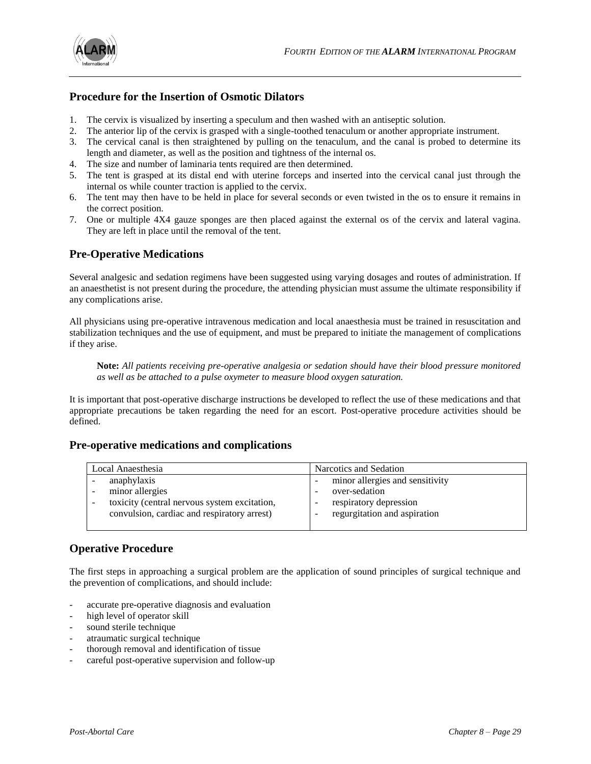## Procedure for the Insertion of Osmotic Dilators

1. The cervix is visualized by inserting a speculum and then washed with an antiseptic solution.
2. The anterior lip of the cervix is grasped with a single-toothed tenaculum or another appropriate instrument.
3. The cervical canal is then straightened by pulling on the tenaculum, and the canal is probed to determine its length and diameter, as well as the position and tightness of the internal os.
4. The size and number of laminaria tents required are then determined.
5. The tent is grasped at its distal end with uterine forceps and inserted into the cervical canal just through the internal os while counter traction is applied to the cervix.
6. The tent may then have to be held in place for several seconds or even twisted in the os to ensure it remains in the correct position.
7. One or multiple 4X4 gauze sponges are then placed against the external os of the cervix and lateral vagina. They are left in place until the removal of the tent.

## Pre-Operative Medications

Several analgesic and sedation regimens have been suggested using varying dosages and routes of administration. If an anaesthetist is not present during the procedure, the attending physician must assume the ultimate responsibility if any complications arise.

All physicians using pre-operative intravenous medication and local anaesthesia must be trained in resuscitation and stabilization techniques and the use of equipment, and must be prepared to initiate the management of complications if they arise.

> **Note:** *All patients receiving pre-operative analgesia or sedation should have their blood pressure monitored as well as be attached to a pulse oxymeter to measure blood oxygen saturation.*

It is important that post-operative discharge instructions be developed to reflect the use of these medications and that appropriate precautions be taken regarding the need for an escort. Post-operative procedure activities should be defined.

## Pre-operative medications and complications

| Local Anaesthesia | Narcotics and Sedation |
|---|---|
| - anaphylaxis<br>- minor allergies<br>- toxicity (central nervous system excitation, convulsion, cardiac and respiratory arrest) | - minor allergies and sensitivity<br>- over-sedation<br>- respiratory depression<br>- regurgitation and aspiration |

## Operative Procedure

The first steps in approaching a surgical problem are the application of sound principles of surgical technique and the prevention of complications, and should include:

- accurate pre-operative diagnosis and evaluation
- high level of operator skill
- sound sterile technique
- atraumatic surgical technique
- thorough removal and identification of tissue
- careful post-operative supervision and follow-up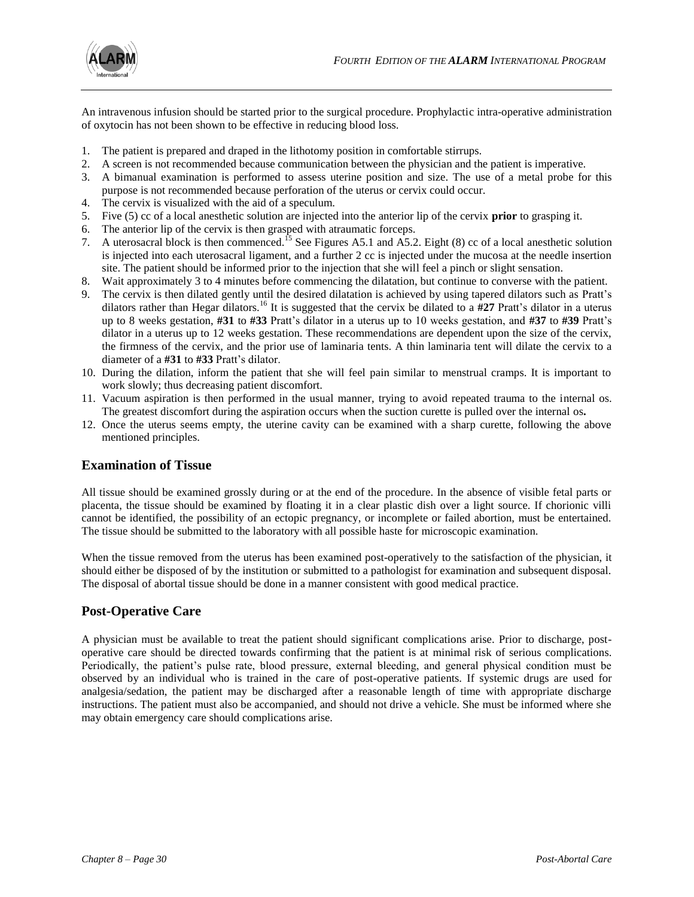An intravenous infusion should be started prior to the surgical procedure. Prophylactic intra-operative administration of oxytocin has not been shown to be effective in reducing blood loss.

1. The patient is prepared and draped in the lithotomy position in comfortable stirrups.
2. A screen is not recommended because communication between the physician and the patient is imperative.
3. A bimanual examination is performed to assess uterine position and size. The use of a metal probe for this purpose is not recommended because perforation of the uterus or cervix could occur.
4. The cervix is visualized with the aid of a speculum.
5. Five (5) cc of a local anesthetic solution are injected into the anterior lip of the cervix **prior** to grasping it.
6. The anterior lip of the cervix is then grasped with atraumatic forceps.
7. A uterosacral block is then commenced.[15] See Figures A5.1 and A5.2. Eight (8) cc of a local anesthetic solution is injected into each uterosacral ligament, and a further 2 cc is injected under the mucosa at the needle insertion site. The patient should be informed prior to the injection that she will feel a pinch or slight sensation.
8. Wait approximately 3 to 4 minutes before commencing the dilatation, but continue to converse with the patient.
9. The cervix is then dilated gently until the desired dilatation is achieved by using tapered dilators such as Pratt's dilators rather than Hegar dilators.[16] It is suggested that the cervix be dilated to a **#27** Pratt's dilator in a uterus up to 8 weeks gestation, **#31** to **#33** Pratt's dilator in a uterus up to 10 weeks gestation, and **#37** to **#39** Pratt's dilator in a uterus up to 12 weeks gestation. These recommendations are dependent upon the size of the cervix, the firmness of the cervix, and the prior use of laminaria tents. A thin laminaria tent will dilate the cervix to a diameter of a **#31** to **#33** Pratt's dilator.
10. During the dilation, inform the patient that she will feel pain similar to menstrual cramps. It is important to work slowly; thus decreasing patient discomfort.
11. Vacuum aspiration is then performed in the usual manner, trying to avoid repeated trauma to the internal os. The greatest discomfort during the aspiration occurs when the suction curette is pulled over the internal os.
12. Once the uterus seems empty, the uterine cavity can be examined with a sharp curette, following the above mentioned principles.

## Examination of Tissue

All tissue should be examined grossly during or at the end of the procedure. In the absence of visible fetal parts or placenta, the tissue should be examined by floating it in a clear plastic dish over a light source. If chorionic villi cannot be identified, the possibility of an ectopic pregnancy, or incomplete or failed abortion, must be entertained. The tissue should be submitted to the laboratory with all possible haste for microscopic examination.

When the tissue removed from the uterus has been examined post-operatively to the satisfaction of the physician, it should either be disposed of by the institution or submitted to a pathologist for examination and subsequent disposal. The disposal of abortal tissue should be done in a manner consistent with good medical practice.

## Post-Operative Care

A physician must be available to treat the patient should significant complications arise. Prior to discharge, post-operative care should be directed towards confirming that the patient is at minimal risk of serious complications. Periodically, the patient's pulse rate, blood pressure, external bleeding, and general physical condition must be observed by an individual who is trained in the care of post-operative patients. If systemic drugs are used for analgesia/sedation, the patient may be discharged after a reasonable length of time with appropriate discharge instructions. The patient must also be accompanied, and should not drive a vehicle. She must be informed where she may obtain emergency care should complications arise.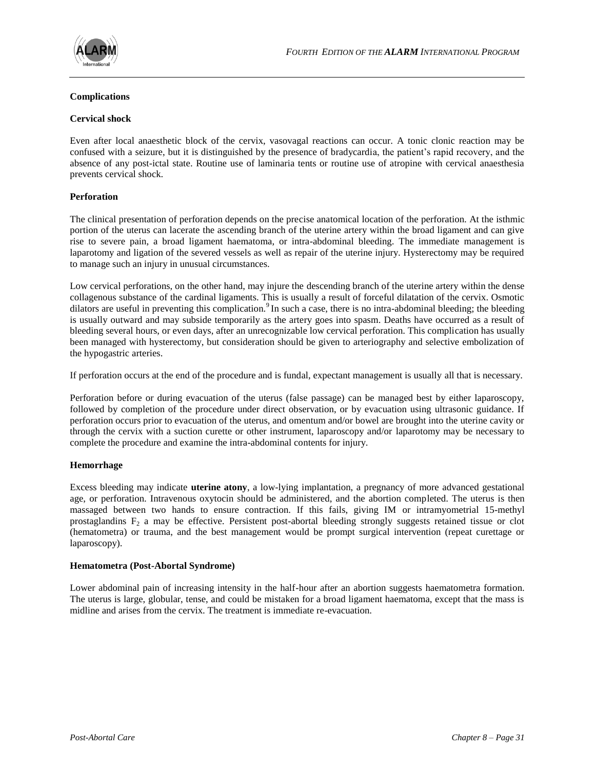### Complications

#### Cervical shock

Even after local anaesthetic block of the cervix, vasovagal reactions can occur. A tonic clonic reaction may be confused with a seizure, but it is distinguished by the presence of bradycardia, the patient's rapid recovery, and the absence of any post-ictal state. Routine use of laminaria tents or routine use of atropine with cervical anaesthesia prevents cervical shock.

#### Perforation

The clinical presentation of perforation depends on the precise anatomical location of the perforation. At the isthmic portion of the uterus can lacerate the ascending branch of the uterine artery within the broad ligament and can give rise to severe pain, a broad ligament haematoma, or intra-abdominal bleeding. The immediate management is laparotomy and ligation of the severed vessels as well as repair of the uterine injury. Hysterectomy may be required to manage such an injury in unusual circumstances.

Low cervical perforations, on the other hand, may injure the descending branch of the uterine artery within the dense collagenous substance of the cardinal ligaments. This is usually a result of forceful dilatation of the cervix. Osmotic dilators are useful in preventing this complication.[9] In such a case, there is no intra-abdominal bleeding; the bleeding is usually outward and may subside temporarily as the artery goes into spasm. Deaths have occurred as a result of bleeding several hours, or even days, after an unrecognizable low cervical perforation. This complication has usually been managed with hysterectomy, but consideration should be given to arteriography and selective embolization of the hypogastric arteries.

If perforation occurs at the end of the procedure and is fundal, expectant management is usually all that is necessary.

Perforation before or during evacuation of the uterus (false passage) can be managed best by either laparoscopy, followed by completion of the procedure under direct observation, or by evacuation using ultrasonic guidance. If perforation occurs prior to evacuation of the uterus, and omentum and/or bowel are brought into the uterine cavity or through the cervix with a suction curette or other instrument, laparoscopy and/or laparotomy may be necessary to complete the procedure and examine the intra-abdominal contents for injury.

#### Hemorrhage

Excess bleeding may indicate **uterine atony**, a low-lying implantation, a pregnancy of more advanced gestational age, or perforation. Intravenous oxytocin should be administered, and the abortion completed. The uterus is then massaged between two hands to ensure contraction. If this fails, giving IM or intramyometrial 15-methyl prostaglandins $F_2$ a may be effective. Persistent post-abortal bleeding strongly suggests retained tissue or clot (hematometra) or trauma, and the best management would be prompt surgical intervention (repeat curettage or laparoscopy).

#### Hematometra (Post-Abortal Syndrome)

Lower abdominal pain of increasing intensity in the half-hour after an abortion suggests haematometra formation. The uterus is large, globular, tense, and could be mistaken for a broad ligament haematoma, except that the mass is midline and arises from the cervix. The treatment is immediate re-evacuation.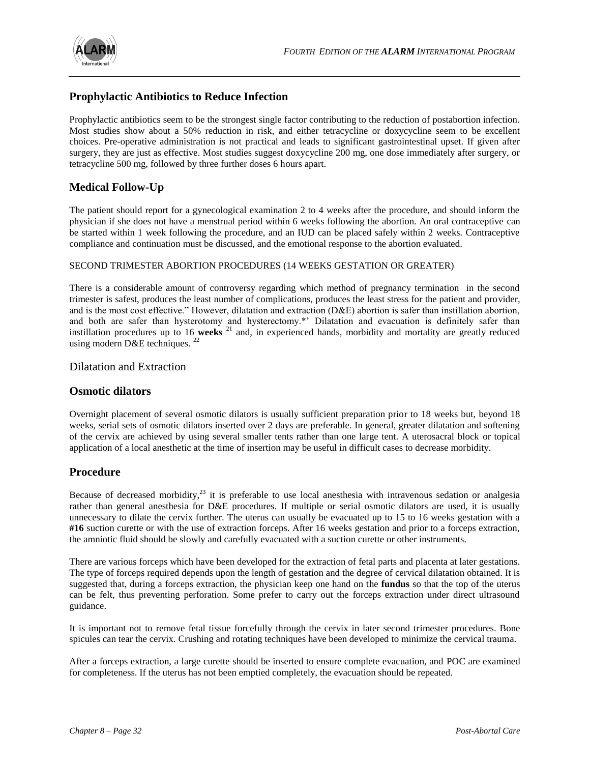## Prophylactic Antibiotics to Reduce Infection

Prophylactic antibiotics seem to be the strongest single factor contributing to the reduction of postabortion infection. Most studies show about a 50% reduction in risk, and either tetracycline or doxycycline seem to be excellent choices. Pre-operative administration is not practical and leads to significant gastrointestinal upset. If given after surgery, they are just as effective. Most studies suggest doxycycline 200 mg, one dose immediately after surgery, or tetracycline 500 mg, followed by three further doses 6 hours apart.

## Medical Follow-Up

The patient should report for a gynecological examination 2 to 4 weeks after the procedure, and should inform the physician if she does not have a menstrual period within 6 weeks following the abortion. An oral contraceptive can be started within 1 week following the procedure, and an IUD can be placed safely within 2 weeks. Contraceptive compliance and continuation must be discussed, and the emotional response to the abortion evaluated.

SECOND TRIMESTER ABORTION PROCEDURES (14 WEEKS GESTATION OR GREATER)

There is a considerable amount of controversy regarding which method of pregnancy termination in the second trimester is safest, produces the least number of complications, produces the least stress for the patient and provider, and is the most cost effective." However, dilatation and extraction (D&E) abortion is safer than instillation abortion, and both are safer than hysterotomy and hysterectomy.*' Dilatation and evacuation is definitely safer than instillation procedures up to 16 **weeks** [21] and, in experienced hands, morbidity and mortality are greatly reduced using modern D&E techniques. [22]

Dilatation and Extraction

## Osmotic dilators

Overnight placement of several osmotic dilators is usually sufficient preparation prior to 18 weeks but, beyond 18 weeks, serial sets of osmotic dilators inserted over 2 days are preferable. In general, greater dilatation and softening of the cervix are achieved by using several smaller tents rather than one large tent. A uterosacral block or topical application of a local anesthetic at the time of insertion may be useful in difficult cases to decrease morbidity.

## Procedure

Because of decreased morbidity,[23] it is preferable to use local anesthesia with intravenous sedation or analgesia rather than general anesthesia for D&E procedures. If multiple or serial osmotic dilators are used, it is usually unnecessary to dilate the cervix further. The uterus can usually be evacuated up to 15 to 16 weeks gestation with a **#16** suction curette or with the use of extraction forceps. After 16 weeks gestation and prior to a forceps extraction, the amniotic fluid should be slowly and carefully evacuated with a suction curette or other instruments.

There are various forceps which have been developed for the extraction of fetal parts and placenta at later gestations. The type of forceps required depends upon the length of gestation and the degree of cervical dilatation obtained. It is suggested that, during a forceps extraction, the physician keep one hand on the **fundus** so that the top of the uterus can be felt, thus preventing perforation. Some prefer to carry out the forceps extraction under direct ultrasound guidance.

It is important not to remove fetal tissue forcefully through the cervix in later second trimester procedures. Bone spicules can tear the cervix. Crushing and rotating techniques have been developed to minimize the cervical trauma.

After a forceps extraction, a large curette should be inserted to ensure complete evacuation, and POC are examined for completeness. If the uterus has not been emptied completely, the evacuation should be repeated.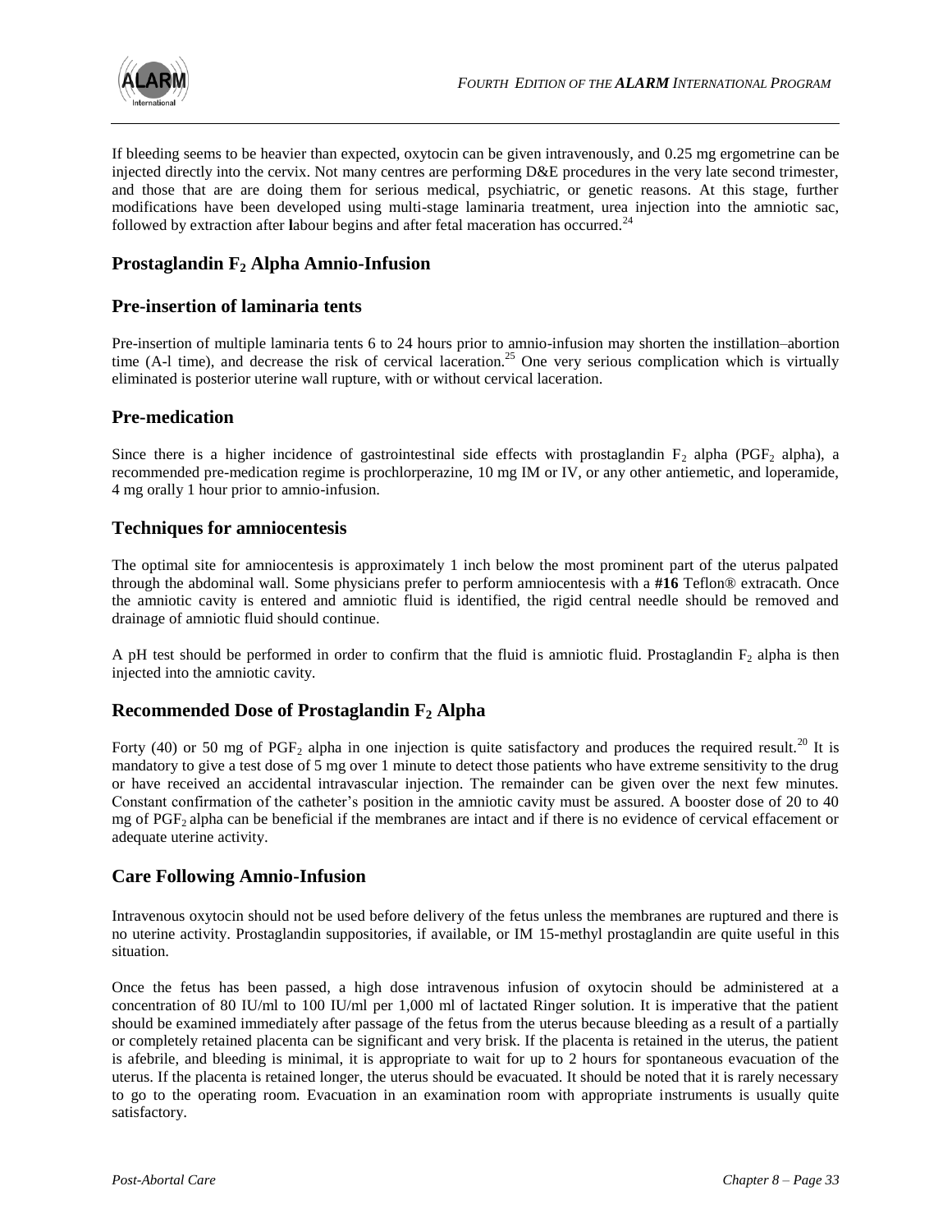If bleeding seems to be heavier than expected, oxytocin can be given intravenously, and 0.25 mg ergometrine can be injected directly into the cervix. Not many centres are performing D&E procedures in the very late second trimester, and those that are are doing them for serious medical, psychiatric, or genetic reasons. At this stage, further modifications have been developed using multi-stage laminaria treatment, urea injection into the amniotic sac, followed by extraction after **l**abour begins and after fetal maceration has occurred.[24]

## Prostaglandin $F_2$ Alpha Amnio-Infusion

### Pre-insertion of laminaria tents

Pre-insertion of multiple laminaria tents 6 to 24 hours prior to amnio-infusion may shorten the instillation–abortion time (A-l time), and decrease the risk of cervical laceration.[25] One very serious complication which is virtually eliminated is posterior uterine wall rupture, with or without cervical laceration.

### Pre-medication

Since there is a higher incidence of gastrointestinal side effects with prostaglandin $F_2$ alpha ($PGF_2$ alpha), a recommended pre-medication regime is prochlorperazine, 10 mg IM or IV, or any other antiemetic, and loperamide, 4 mg orally 1 hour prior to amnio-infusion.

### Techniques for amniocentesis

The optimal site for amniocentesis is approximately 1 inch below the most prominent part of the uterus palpated through the abdominal wall. Some physicians prefer to perform amniocentesis with a **#16** Teflon® extracath. Once the amniotic cavity is entered and amniotic fluid is identified, the rigid central needle should be removed and drainage of amniotic fluid should continue.

A pH test should be performed in order to confirm that the fluid is amniotic fluid. Prostaglandin $F_2$ alpha is then injected into the amniotic cavity.

## Recommended Dose of Prostaglandin $F_2$ Alpha

Forty (40) or 50 mg of $PGF_2$ alpha in one injection is quite satisfactory and produces the required result.[20] It is mandatory to give a test dose of 5 mg over 1 minute to detect those patients who have extreme sensitivity to the drug or have received an accidental intravascular injection. The remainder can be given over the next few minutes. Constant confirmation of the catheter's position in the amniotic cavity must be assured. A booster dose of 20 to 40 mg of $PGF_2$ alpha can be beneficial if the membranes are intact and if there is no evidence of cervical effacement or adequate uterine activity.

## Care Following Amnio-Infusion

Intravenous oxytocin should not be used before delivery of the fetus unless the membranes are ruptured and there is no uterine activity. Prostaglandin suppositories, if available, or IM 15-methyl prostaglandin are quite useful in this situation.

Once the fetus has been passed, a high dose intravenous infusion of oxytocin should be administered at a concentration of 80 IU/ml to 100 IU/ml per 1,000 ml of lactated Ringer solution. It is imperative that the patient should be examined immediately after passage of the fetus from the uterus because bleeding as a result of a partially or completely retained placenta can be significant and very brisk. If the placenta is retained in the uterus, the patient is afebrile, and bleeding is minimal, it is appropriate to wait for up to 2 hours for spontaneous evacuation of the uterus. If the placenta is retained longer, the uterus should be evacuated. It should be noted that it is rarely necessary to go to the operating room. Evacuation in an examination room with appropriate instruments is usually quite satisfactory.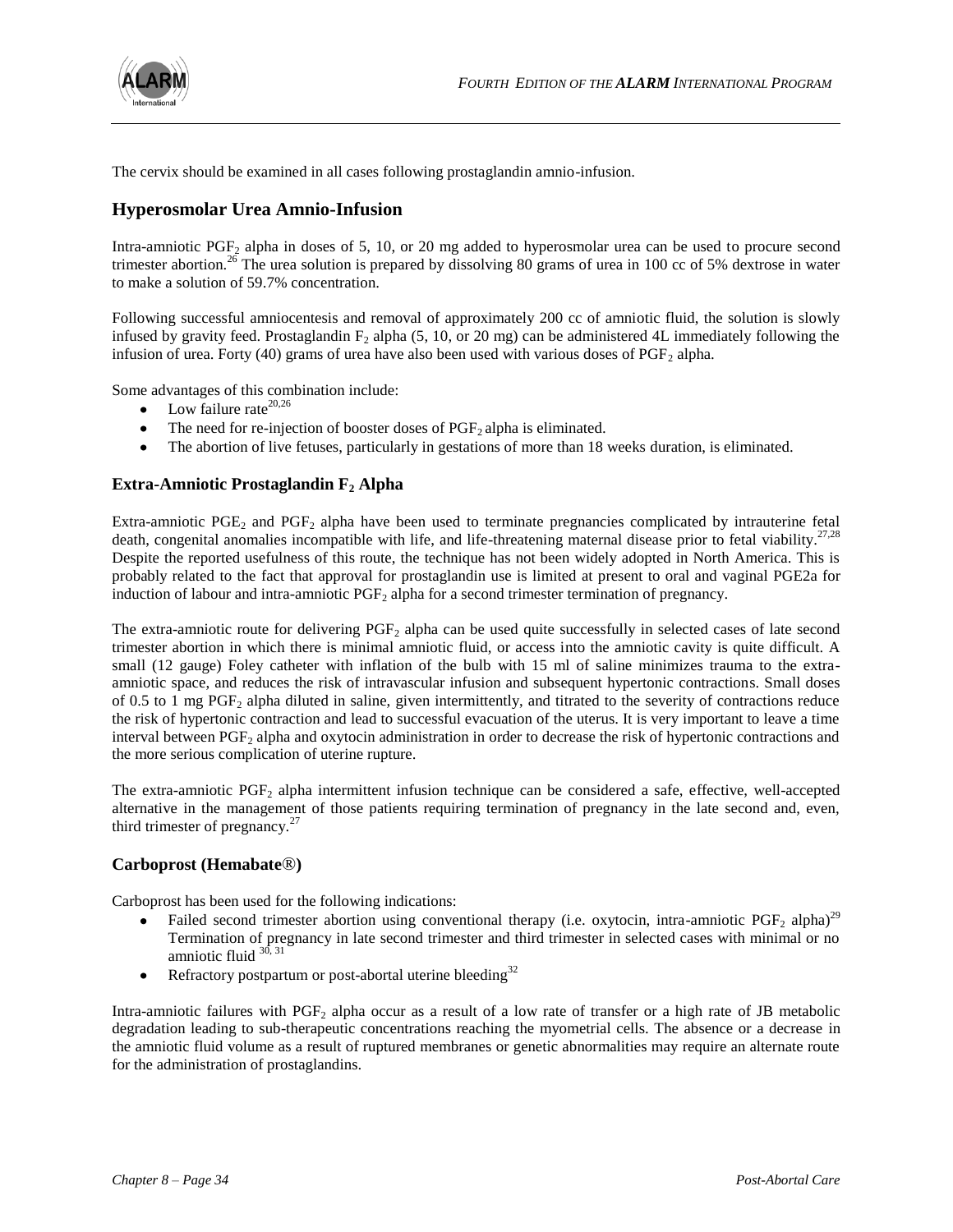The cervix should be examined in all cases following prostaglandin amnio-infusion.

## Hyperosmolar Urea Amnio-Infusion

Intra-amniotic $PGF_2$ alpha in doses of 5, 10, or 20 mg added to hyperosmolar urea can be used to procure second trimester abortion.[26] The urea solution is prepared by dissolving 80 grams of urea in 100 cc of 5% dextrose in water to make a solution of 59.7% concentration.

Following successful amniocentesis and removal of approximately 200 cc of amniotic fluid, the solution is slowly infused by gravity feed. Prostaglandin $F_2$ alpha (5, 10, or 20 mg) can be administered 4L immediately following the infusion of urea. Forty (40) grams of urea have also been used with various doses of $PGF_2$ alpha.

Some advantages of this combination include:

- Low failure rate[20,26]
- The need for re-injection of booster doses of $PGF_2$ alpha is eliminated.
- The abortion of live fetuses, particularly in gestations of more than 18 weeks duration, is eliminated.

### Extra-Amniotic Prostaglandin $F_2$ Alpha

Extra-amniotic $PGE_2$ and $PGF_2$ alpha have been used to terminate pregnancies complicated by intrauterine fetal death, congenital anomalies incompatible with life, and life-threatening maternal disease prior to fetal viability.[27,28] Despite the reported usefulness of this route, the technique has not been widely adopted in North America. This is probably related to the fact that approval for prostaglandin use is limited at present to oral and vaginal PGE2a for induction of labour and intra-amniotic $PGF_2$ alpha for a second trimester termination of pregnancy.

The extra-amniotic route for delivering $PGF_2$ alpha can be used quite successfully in selected cases of late second trimester abortion in which there is minimal amniotic fluid, or access into the amniotic cavity is quite difficult. A small (12 gauge) Foley catheter with inflation of the bulb with 15 ml of saline minimizes trauma to the extra-amniotic space, and reduces the risk of intravascular infusion and subsequent hypertonic contractions. Small doses of 0.5 to 1 mg $PGF_2$ alpha diluted in saline, given intermittently, and titrated to the severity of contractions reduce the risk of hypertonic contraction and lead to successful evacuation of the uterus. It is very important to leave a time interval between $PGF_2$ alpha and oxytocin administration in order to decrease the risk of hypertonic contractions and the more serious complication of uterine rupture.

The extra-amniotic $PGF_2$ alpha intermittent infusion technique can be considered a safe, effective, well-accepted alternative in the management of those patients requiring termination of pregnancy in the late second and, even, third trimester of pregnancy.[27]

### Carboprost (Hemabate®)

Carboprost has been used for the following indications:

- Failed second trimester abortion using conventional therapy (i.e. oxytocin, intra-amniotic $PGF_2$ alpha)[29] Termination of pregnancy in late second trimester and third trimester in selected cases with minimal or no amniotic fluid [30, 31]
- Refractory postpartum or post-abortal uterine bleeding[32]

Intra-amniotic failures with $PGF_2$ alpha occur as a result of a low rate of transfer or a high rate of JB metabolic degradation leading to sub-therapeutic concentrations reaching the myometrial cells. The absence or a decrease in the amniotic fluid volume as a result of ruptured membranes or genetic abnormalities may require an alternate route for the administration of prostaglandins.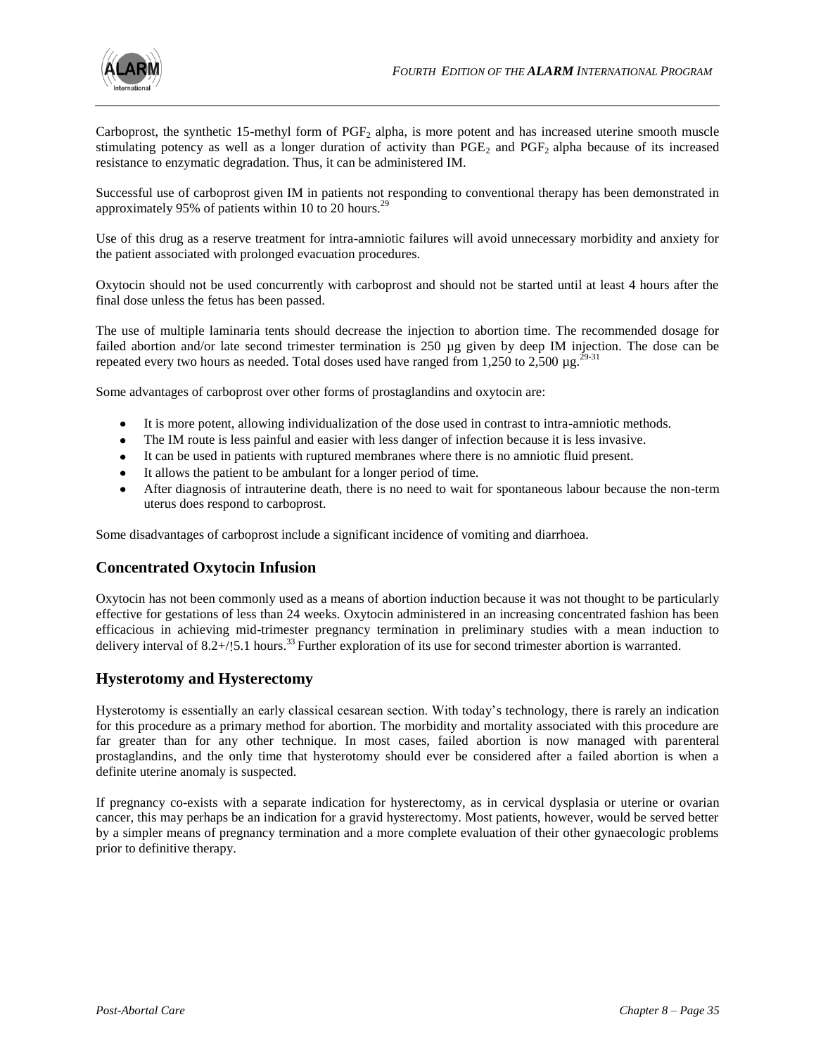Carboprost, the synthetic 15-methyl form of $PGF_2$ alpha, is more potent and has increased uterine smooth muscle stimulating potency as well as a longer duration of activity than $PGE_2$ and $PGF_2$ alpha because of its increased resistance to enzymatic degradation. Thus, it can be administered IM.

Successful use of carboprost given IM in patients not responding to conventional therapy has been demonstrated in approximately 95% of patients within 10 to 20 hours.[29]

Use of this drug as a reserve treatment for intra-amniotic failures will avoid unnecessary morbidity and anxiety for the patient associated with prolonged evacuation procedures.

Oxytocin should not be used concurrently with carboprost and should not be started until at least 4 hours after the final dose unless the fetus has been passed.

The use of multiple laminaria tents should decrease the injection to abortion time. The recommended dosage for failed abortion and/or late second trimester termination is 250 µg given by deep IM injection. The dose can be repeated every two hours as needed. Total doses used have ranged from 1,250 to 2,500 µg.[29-31]

Some advantages of carboprost over other forms of prostaglandins and oxytocin are:

- It is more potent, allowing individualization of the dose used in contrast to intra-amniotic methods.
- The IM route is less painful and easier with less danger of infection because it is less invasive.
- It can be used in patients with ruptured membranes where there is no amniotic fluid present.
- It allows the patient to be ambulant for a longer period of time.
- After diagnosis of intrauterine death, there is no need to wait for spontaneous labour because the non-term uterus does respond to carboprost.

Some disadvantages of carboprost include a significant incidence of vomiting and diarrhoea.

## Concentrated Oxytocin Infusion

Oxytocin has not been commonly used as a means of abortion induction because it was not thought to be particularly effective for gestations of less than 24 weeks. Oxytocin administered in an increasing concentrated fashion has been efficacious in achieving mid-trimester pregnancy termination in preliminary studies with a mean induction to delivery interval of 8.2+/!5.1 hours.[33] Further exploration of its use for second trimester abortion is warranted.

## Hysterotomy and Hysterectomy

Hysterotomy is essentially an early classical cesarean section. With today's technology, there is rarely an indication for this procedure as a primary method for abortion. The morbidity and mortality associated with this procedure are far greater than for any other technique. In most cases, failed abortion is now managed with parenteral prostaglandins, and the only time that hysterotomy should ever be considered after a failed abortion is when a definite uterine anomaly is suspected.

If pregnancy co-exists with a separate indication for hysterectomy, as in cervical dysplasia or uterine or ovarian cancer, this may perhaps be an indication for a gravid hysterectomy. Most patients, however, would be served better by a simpler means of pregnancy termination and a more complete evaluation of their other gynaecologic problems prior to definitive therapy.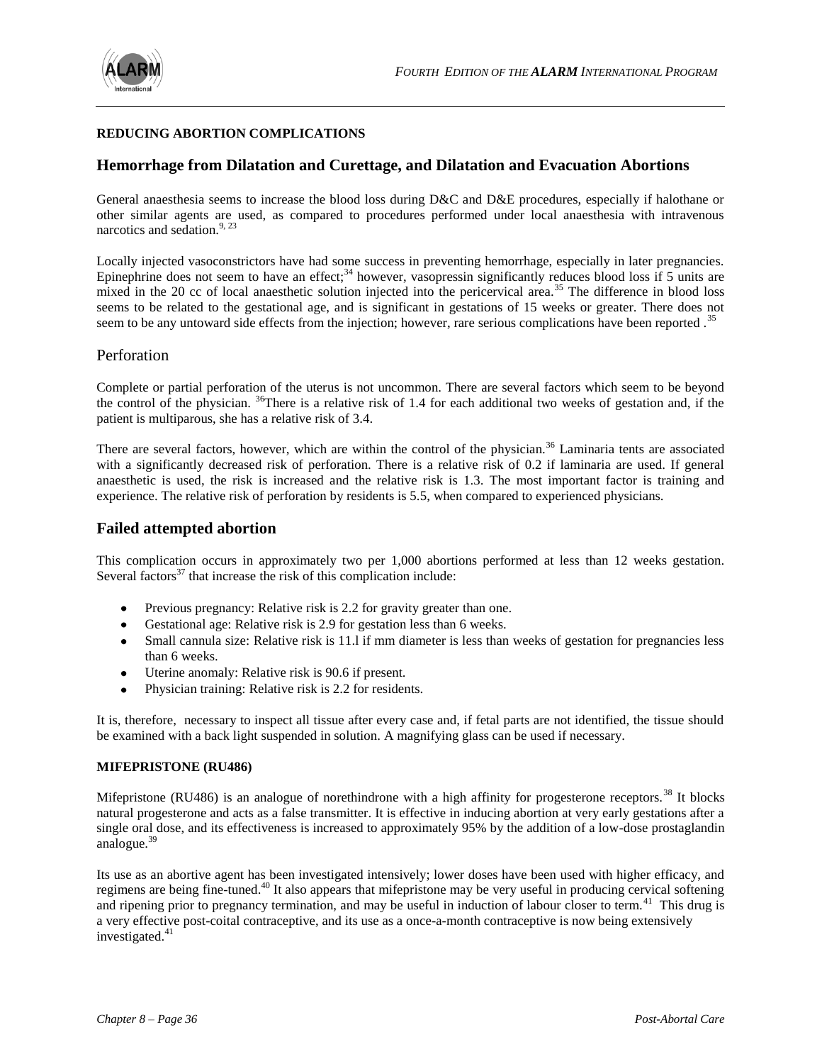**REDUCING ABORTION COMPLICATIONS**

## Hemorrhage from Dilatation and Curettage, and Dilatation and Evacuation Abortions

General anaesthesia seems to increase the blood loss during D&C and D&E procedures, especially if halothane or other similar agents are used, as compared to procedures performed under local anaesthesia with intravenous narcotics and sedation.[9, 23]

Locally injected vasoconstrictors have had some success in preventing hemorrhage, especially in later pregnancies. Epinephrine does not seem to have an effect;[34] however, vasopressin significantly reduces blood loss if 5 units are mixed in the 20 cc of local anaesthetic solution injected into the pericervical area.[35] The difference in blood loss seems to be related to the gestational age, and is significant in gestations of 15 weeks or greater. There does not seem to be any untoward side effects from the injection; however, rare serious complications have been reported .[35]

### Perforation

Complete or partial perforation of the uterus is not uncommon. There are several factors which seem to be beyond the control of the physician. [36]There is a relative risk of 1.4 for each additional two weeks of gestation and, if the patient is multiparous, she has a relative risk of 3.4.

There are several factors, however, which are within the control of the physician.[36] Laminaria tents are associated with a significantly decreased risk of perforation. There is a relative risk of 0.2 if laminaria are used. If general anaesthetic is used, the risk is increased and the relative risk is 1.3. The most important factor is training and experience. The relative risk of perforation by residents is 5.5, when compared to experienced physicians.

## Failed attempted abortion

This complication occurs in approximately two per 1,000 abortions performed at less than 12 weeks gestation. Several factors[37] that increase the risk of this complication include:

- Previous pregnancy: Relative risk is 2.2 for gravity greater than one.
- Gestational age: Relative risk is 2.9 for gestation less than 6 weeks.
- Small cannula size: Relative risk is 11.l if mm diameter is less than weeks of gestation for pregnancies less than 6 weeks.
- Uterine anomaly: Relative risk is 90.6 if present.
- Physician training: Relative risk is 2.2 for residents.

It is, therefore, necessary to inspect all tissue after every case and, if fetal parts are not identified, the tissue should be examined with a back light suspended in solution. A magnifying glass can be used if necessary.

**MIFEPRISTONE (RU486)**

Mifepristone (RU486) is an analogue of norethindrone with a high affinity for progesterone receptors.[38] It blocks natural progesterone and acts as a false transmitter. It is effective in inducing abortion at very early gestations after a single oral dose, and its effectiveness is increased to approximately 95% by the addition of a low-dose prostaglandin analogue.[39]

Its use as an abortive agent has been investigated intensively; lower doses have been used with higher efficacy, and regimens are being fine-tuned.[40] It also appears that mifepristone may be very useful in producing cervical softening and ripening prior to pregnancy termination, and may be useful in induction of labour closer to term.[41] This drug is a very effective post-coital contraceptive, and its use as a once-a-month contraceptive is now being extensively investigated.[41]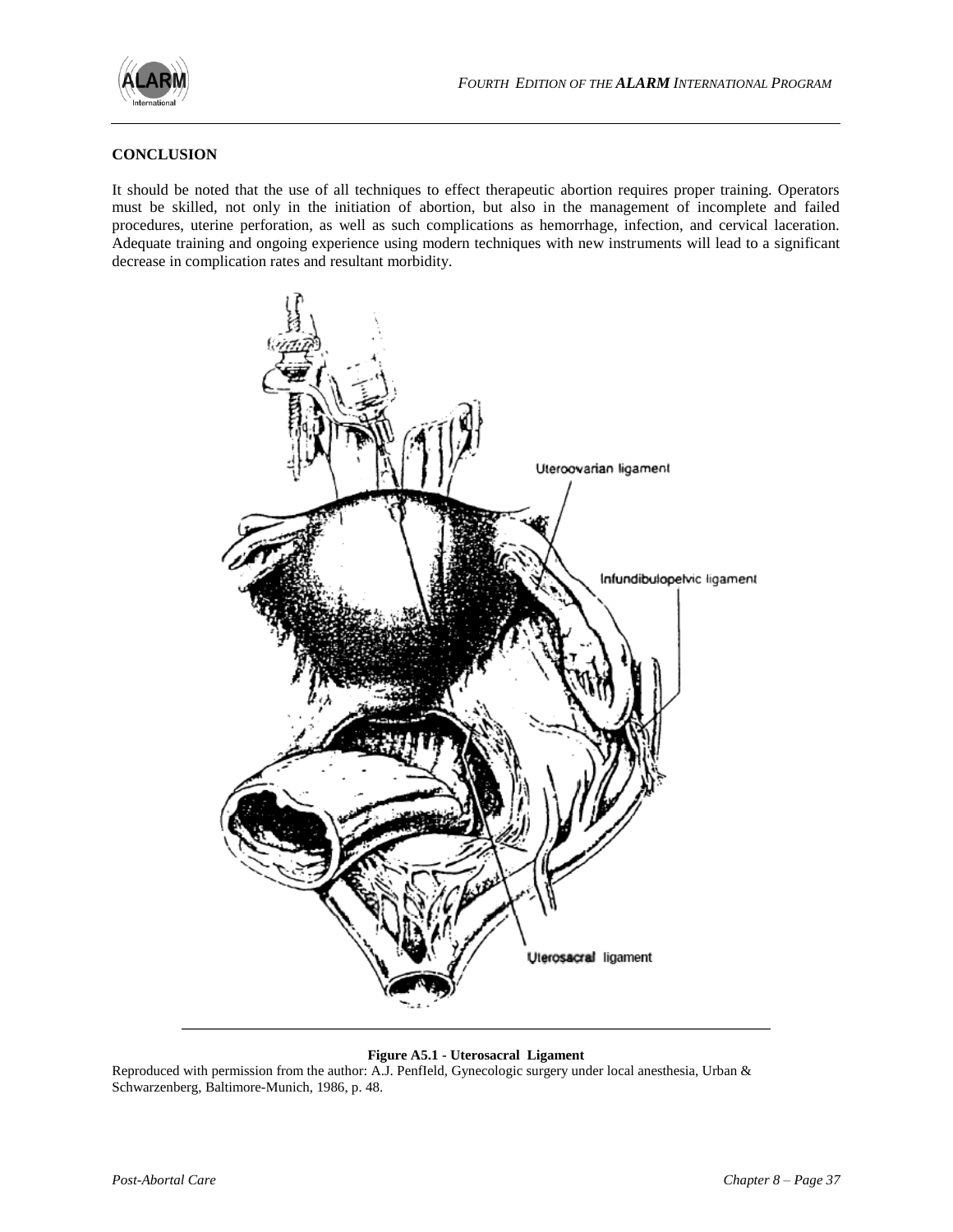## CONCLUSION

It should be noted that the use of all techniques to effect therapeutic abortion requires proper training. Operators must be skilled, not only in the initiation of abortion, but also in the management of incomplete and failed procedures, uterine perforation, as well as such complications as hemorrhage, infection, and cervical laceration. Adequate training and ongoing experience using modern techniques with new instruments will lead to a significant decrease in complication rates and resultant morbidity.

Uteroovarian ligament

Infundibulopelvic ligament

Uterosacral ligament

**Figure A5.1 - Uterosacral Ligament**

Reproduced with permission from the author: A.J. Penfleld, Gynecologic surgery under local anesthesia, Urban & Schwarzenberg, Baltimore-Munich, 1986, p. 48.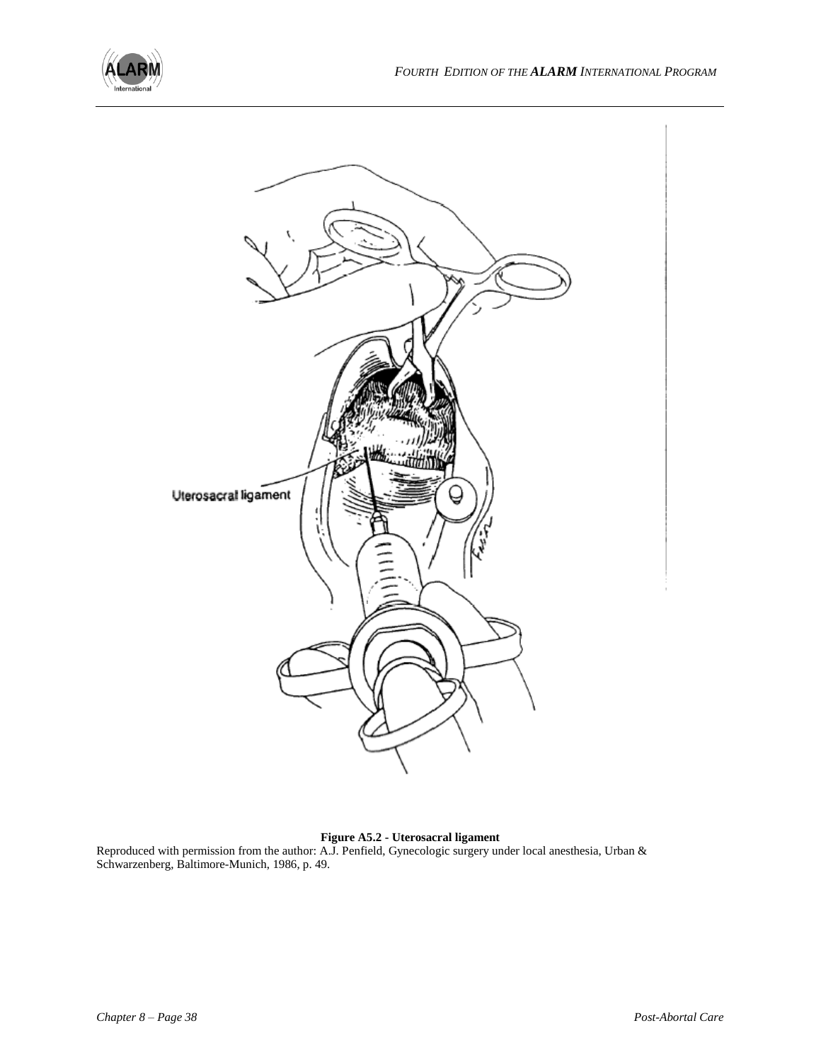Uterosacral ligament

**Figure A5.2 - Uterosacral ligament**

Reproduced with permission from the author: A.J. Penfield, Gynecologic surgery under local anesthesia, Urban & Schwarzenberg, Baltimore-Munich, 1986, p. 49.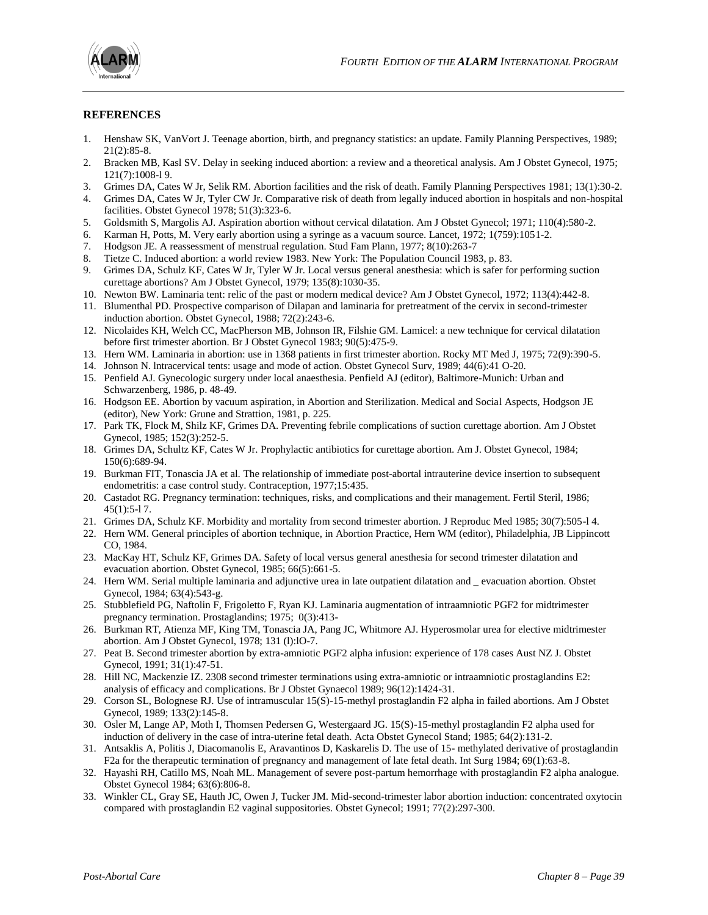## REFERENCES

1. Henshaw SK, VanVort J. Teenage abortion, birth, and pregnancy statistics: an update. Family Planning Perspectives, 1989; 21(2):85-8.
2. Bracken MB, Kasl SV. Delay in seeking induced abortion: a review and a theoretical analysis. Am J Obstet Gynecol, 1975; 121(7):1008-l 9.
3. Grimes DA, Cates W Jr, Selik RM. Abortion facilities and the risk of death. Family Planning Perspectives 1981; 13(1):30-2.
4. Grimes DA, Cates W Jr, Tyler CW Jr. Comparative risk of death from legally induced abortion in hospitals and non-hospital facilities. Obstet Gynecol 1978; 51(3):323-6.
5. Goldsmith S, Margolis AJ. Aspiration abortion without cervical dilatation. Am J Obstet Gynecol; 1971; 110(4):580-2.
6. Karman H, Potts, M. Very early abortion using a syringe as a vacuum source. Lancet, 1972; 1(759):1051-2.
7. Hodgson JE. A reassessment of menstrual regulation. Stud Fam Plann, 1977; 8(10):263-7
8. Tietze C. Induced abortion: a world review 1983. New York: The Population Council 1983, p. 83.
9. Grimes DA, Schulz KF, Cates W Jr, Tyler W Jr. Local versus general anesthesia: which is safer for performing suction curettage abortions? Am J Obstet Gynecol, 1979; 135(8):1030-35.
10. Newton BW. Laminaria tent: relic of the past or modern medical device? Am J Obstet Gynecol, 1972; 113(4):442-8.
11. Blumenthal PD. Prospective comparison of Dilapan and laminaria for pretreatment of the cervix in second-trimester induction abortion. Obstet Gynecol, 1988; 72(2):243-6.
12. Nicolaides KH, Welch CC, MacPherson MB, Johnson IR, Filshie GM. Lamicel: a new technique for cervical dilatation before first trimester abortion. Br J Obstet Gynecol 1983; 90(5):475-9.
13. Hern WM. Laminaria in abortion: use in 1368 patients in first trimester abortion. Rocky MT Med J, 1975; 72(9):390-5.
14. Johnson N. lntracervical tents: usage and mode of action. Obstet Gynecol Surv, 1989; 44(6):41 O-20.
15. Penfield AJ. Gynecologic surgery under local anaesthesia. Penfield AJ (editor), Baltimore-Munich: Urban and Schwarzenberg, 1986, p. 48-49.
16. Hodgson EE. Abortion by vacuum aspiration, in Abortion and Sterilization. Medical and Social Aspects, Hodgson JE (editor), New York: Grune and Strattion, 1981, p. 225.
17. Park TK, Flock M, Shilz KF, Grimes DA. Preventing febrile complications of suction curettage abortion. Am J Obstet Gynecol, 1985; 152(3):252-5.
18. Grimes DA, Schultz KF, Cates W Jr. Prophylactic antibiotics for curettage abortion. Am J. Obstet Gynecol, 1984; 150(6):689-94.
19. Burkman FIT, Tonascia JA et al. The relationship of immediate post-abortal intrauterine device insertion to subsequent endometritis: a case control study. Contraception, 1977;15:435.
20. Castadot RG. Pregnancy termination: techniques, risks, and complications and their management. Fertil Steril, 1986; 45(1):5-l 7.
21. Grimes DA, Schulz KF. Morbidity and mortality from second trimester abortion. J Reproduc Med 1985; 30(7):505-l 4.
22. Hern WM. General principles of abortion technique, in Abortion Practice, Hern WM (editor), Philadelphia, JB Lippincott CO, 1984.
23. MacKay HT, Schulz KF, Grimes DA. Safety of local versus general anesthesia for second trimester dilatation and evacuation abortion. Obstet Gynecol, 1985; 66(5):661-5.
24. Hern WM. Serial multiple laminaria and adjunctive urea in late outpatient dilatation and _ evacuation abortion. Obstet Gynecol, 1984; 63(4):543-g.
25. Stubblefield PG, Naftolin F, Frigoletto F, Ryan KJ. Laminaria augmentation of intraamniotic PGF2 for midtrimester pregnancy termination. Prostaglandins; 1975; 0(3):413-
26. Burkman RT, Atienza MF, King TM, Tonascia JA, Pang JC, Whitmore AJ. Hyperosmolar urea for elective midtrimester abortion. Am J Obstet Gynecol, 1978; 131 (l):lO-7.
27. Peat B. Second trimester abortion by extra-amniotic PGF2 alpha infusion: experience of 178 cases Aust NZ J. Obstet Gynecol, 1991; 31(1):47-51.
28. Hill NC, Mackenzie IZ. 2308 second trimester terminations using extra-amniotic or intraamniotic prostaglandins E2: analysis of efficacy and complications. Br J Obstet Gynaecol 1989; 96(12):1424-31.
29. Corson SL, Bolognese RJ. Use of intramuscular 15(S)-15-methyl prostaglandin F2 alpha in failed abortions. Am J Obstet Gynecol, 1989; 133(2):145-8.
30. Osler M, Lange AP, Moth I, Thomsen Pedersen G, Westergaard JG. 15(S)-15-methyl prostaglandin F2 alpha used for induction of delivery in the case of intra-uterine fetal death. Acta Obstet Gynecol Stand; 1985; 64(2):131-2.
31. Antsaklis A, Politis J, Diacomanolis E, Aravantinos D, Kaskarelis D. The use of 15- methylated derivative of prostaglandin F2a for the therapeutic termination of pregnancy and management of late fetal death. Int Surg 1984; 69(1):63-8.
32. Hayashi RH, Catillo MS, Noah ML. Management of severe post-partum hemorrhage with prostaglandin F2 alpha analogue. Obstet Gynecol 1984; 63(6):806-8.
33. Winkler CL, Gray SE, Hauth JC, Owen J, Tucker JM. Mid-second-trimester labor abortion induction: concentrated oxytocin compared with prostaglandin E2 vaginal suppositories. Obstet Gynecol; 1991; 77(2):297-300.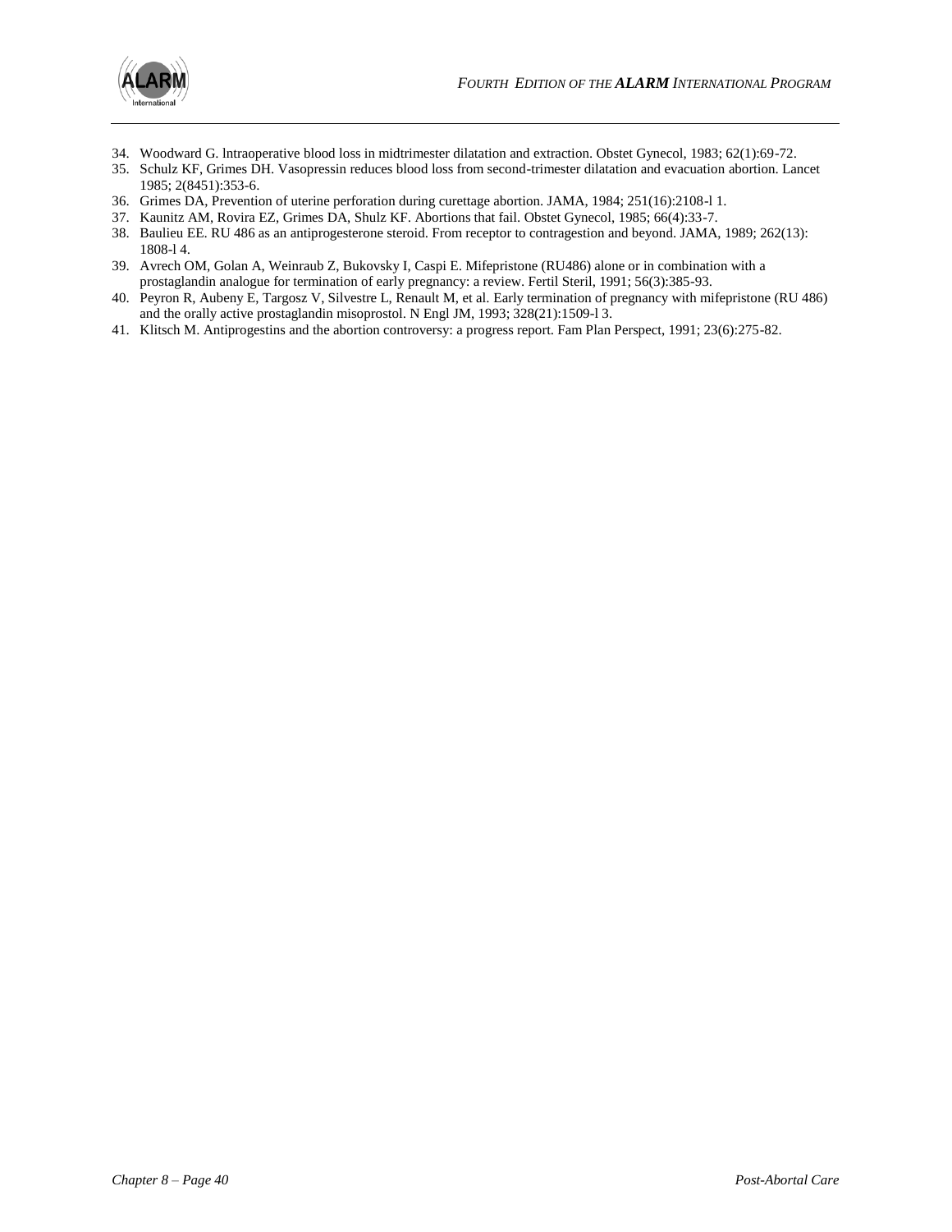34. Woodward G. lntraoperative blood loss in midtrimester dilatation and extraction. Obstet Gynecol, 1983; 62(1):69-72.
35. Schulz KF, Grimes DH. Vasopressin reduces blood loss from second-trimester dilatation and evacuation abortion. Lancet 1985; 2(8451):353-6.
36. Grimes DA, Prevention of uterine perforation during curettage abortion. JAMA, 1984; 251(16):2108-l 1.
37. Kaunitz AM, Rovira EZ, Grimes DA, Shulz KF. Abortions that fail. Obstet Gynecol, 1985; 66(4):33-7.
38. Baulieu EE. RU 486 as an antiprogesterone steroid. From receptor to contragestion and beyond. JAMA, 1989; 262(13): 1808-l 4.
39. Avrech OM, Golan A, Weinraub Z, Bukovsky I, Caspi E. Mifepristone (RU486) alone or in combination with a prostaglandin analogue for termination of early pregnancy: a review. Fertil Steril, 1991; 56(3):385-93.
40. Peyron R, Aubeny E, Targosz V, Silvestre L, Renault M, et al. Early termination of pregnancy with mifepristone (RU 486) and the orally active prostaglandin misoprostol. N Engl JM, 1993; 328(21):1509-l 3.
41. Klitsch M. Antiprogestins and the abortion controversy: a progress report. Fam Plan Perspect, 1991; 23(6):275-82.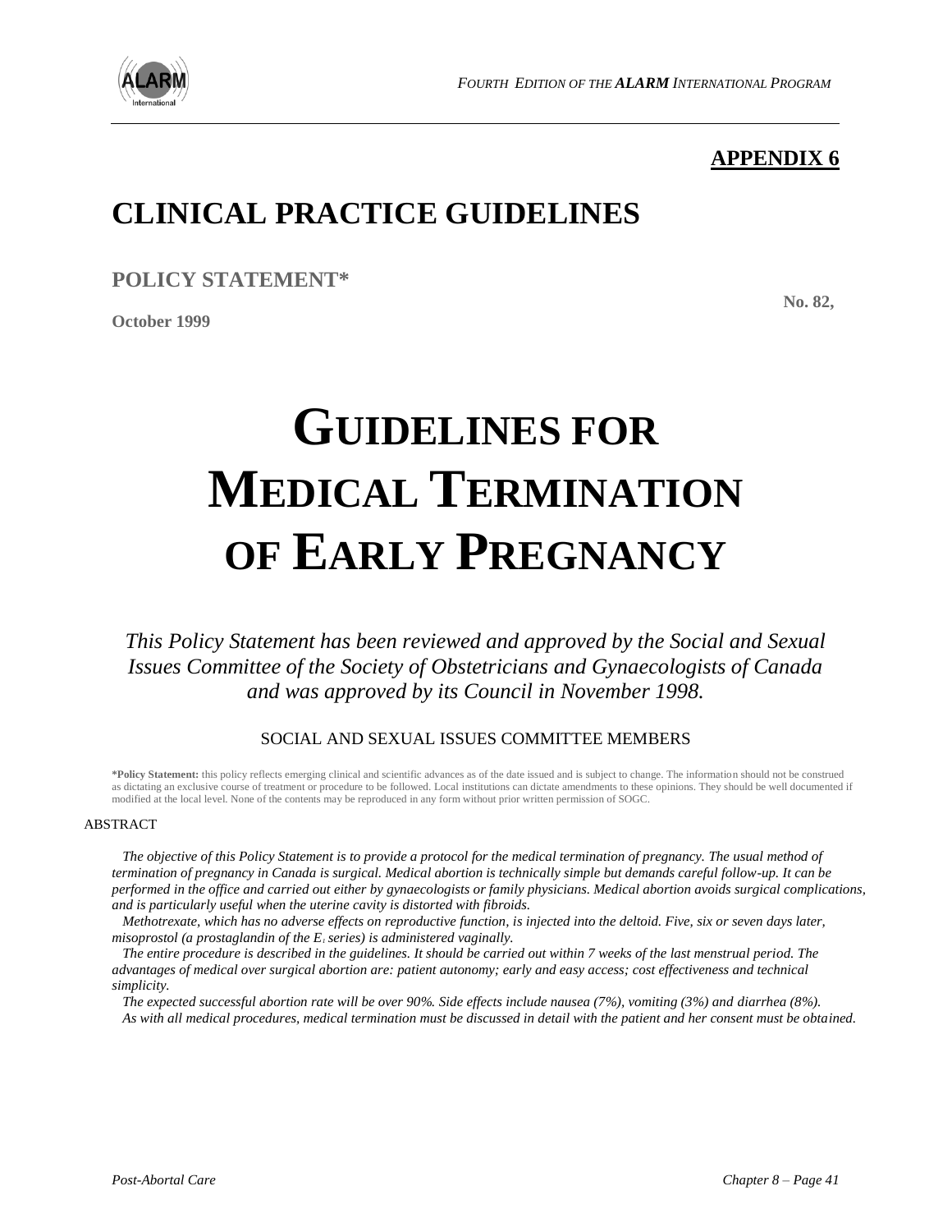## APPENDIX 6

# CLINICAL PRACTICE GUIDELINES

**POLICY STATEMENT***

**No. 82,**

**October 1999**

# GUIDELINES FOR MEDICAL TERMINATION OF EARLY PREGNANCY

*This Policy Statement has been reviewed and approved by the Social and Sexual Issues Committee of the Society of Obstetricians and Gynaecologists of Canada and was approved by its Council in November 1998.*

SOCIAL AND SEXUAL ISSUES COMMITTEE MEMBERS

**\*Policy Statement:** this policy reflects emerging clinical and scientific advances as of the date issued and is subject to change. The information should not be construed as dictating an exclusive course of treatment or procedure to be followed. Local institutions can dictate amendments to these opinions. They should be well documented if modified at the local level. None of the contents may be reproduced in any form without prior written permission of SOGC.

ABSTRACT

*The objective of this Policy Statement is to provide a protocol for the medical termination of pregnancy. The usual method of termination of pregnancy in Canada is surgical. Medical abortion is technically simple but demands careful follow-up. It can be performed in the office and carried out either by gynaecologists or family physicians. Medical abortion avoids surgical complications, and is particularly useful when the uterine cavity is distorted with fibroids.*

*Methotrexate, which has no adverse effects on reproductive function, is injected into the deltoid. Five, six or seven days later, misoprostol (a prostaglandin of the $E_1$ series) is administered vaginally.*

*The entire procedure is described in the guidelines. It should be carried out within 7 weeks of the last menstrual period. The advantages of medical over surgical abortion are: patient autonomy; early and easy access; cost effectiveness and technical simplicity.*

*The expected successful abortion rate will be over 90%. Side effects include nausea (7%), vomiting (3%) and diarrhea (8%).*

*As with all medical procedures, medical termination must be discussed in detail with the patient and her consent must be obtained.*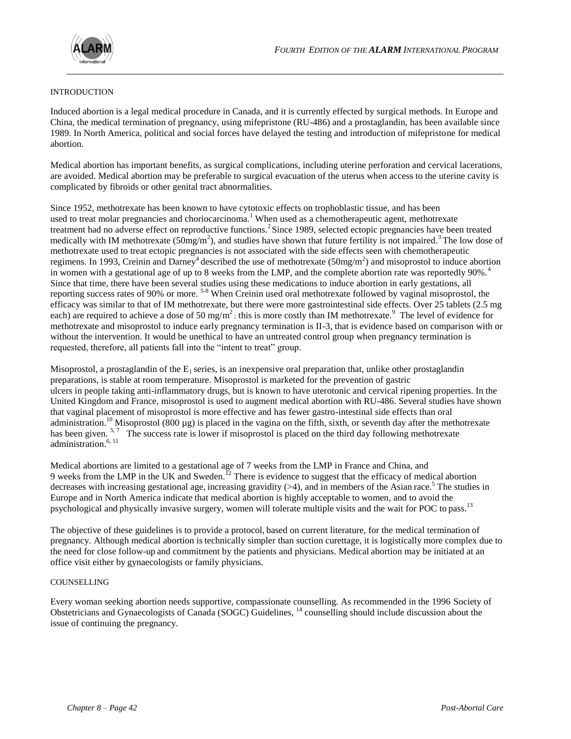## INTRODUCTION

Induced abortion is a legal medical procedure in Canada, and it is currently effected by surgical methods. In Europe and China, the medical termination of pregnancy, using mifepristone (RU-486) and a prostaglandin, has been available since 1989. In North America, political and social forces have delayed the testing and introduction of mifepristone for medical abortion.

Medical abortion has important benefits, as surgical complications, including uterine perforation and cervical lacerations, are avoided. Medical abortion may be preferable to surgical evacuation of the uterus when access to the uterine cavity is complicated by fibroids or other genital tract abnormalities.

Since 1952, methotrexate has been known to have cytotoxic effects on trophoblastic tissue, and has been used to treat molar pregnancies and choriocarcinoma.[1] When used as a chemotherapeutic agent, methotrexate treatment had no adverse effect on reproductive functions.[2] Since 1989, selected ectopic pregnancies have been treated medically with IM methotrexate ($50 mg/m^2$), and studies have shown that future fertility is not impaired.[3] The low dose of methotrexate used to treat ectopic pregnancies is not associated with the side effects seen with chemotherapeutic regimens. In 1993, Creinin and Darney[4] described the use of methotrexate ($50 mg/m^2$) and misoprostol to induce abortion in women with a gestational age of up to 8 weeks from the LMP, and the complete abortion rate was reportedly 90%.[4] Since that time, there have been several studies using these medications to induce abortion in early gestations, all reporting success rates of 90% or more. [5-8] When Creinin used oral methotrexate followed by vaginal misoprostol, the efficacy was similar to that of IM methotrexate, but there were more gastrointestinal side effects. Over 25 tablets (2.5 mg each) are required to achieve a dose of 50 $mg/m^2$; this is more costly than IM methotrexate.[9] The level of evidence for methotrexate and misoprostol to induce early pregnancy termination is II-3, that is evidence based on comparison with or without the intervention. It would be unethical to have an untreated control group when pregnancy termination is requested, therefore, all patients fall into the "intent to treat" group.

Misoprostol, a prostaglandin of the $E_1$ series, is an inexpensive oral preparation that, unlike other prostaglandin preparations, is stable at room temperature. Misoprostol is marketed for the prevention of gastric ulcers in people taking anti-inflammatory drugs, but is known to have uterotonic and cervical ripening properties. In the United Kingdom and France, misoprostol is used to augment medical abortion with RU-486. Several studies have shown that vaginal placement of misoprostol is more effective and has fewer gastro-intestinal side effects than oral administration.[10] Misoprostol (800 µg) is placed in the vagina on the fifth, sixth, or seventh day after the methotrexate has been given. [5, 7] The success rate is lower if misoprostol is placed on the third day following methotrexate administration.[6, 11]

Medical abortions are limited to a gestational age of 7 weeks from the LMP in France and China, and 9 weeks from the LMP in the UK and Sweden.[12] There is evidence to suggest that the efficacy of medical abortion decreases with increasing gestational age, increasing gravidity (>4), and in members of the Asian race.[5] The studies in Europe and in North America indicate that medical abortion is highly acceptable to women, and to avoid the psychological and physically invasive surgery, women will tolerate multiple visits and the wait for POC to pass.[13]

The objective of these guidelines is to provide a protocol, based on current literature, for the medical termination of pregnancy. Although medical abortion is technically simpler than suction curettage, it is logistically more complex due to the need for close follow-up and commitment by the patients and physicians. Medical abortion may be initiated at an office visit either by gynaecologists or family physicians.

## COUNSELLING

Every woman seeking abortion needs supportive, compassionate counselling. As recommended in the 1996 Society of Obstetricians and Gynaecologists of Canada (SOGC) Guidelines, [14] counselling should include discussion about the issue of continuing the pregnancy.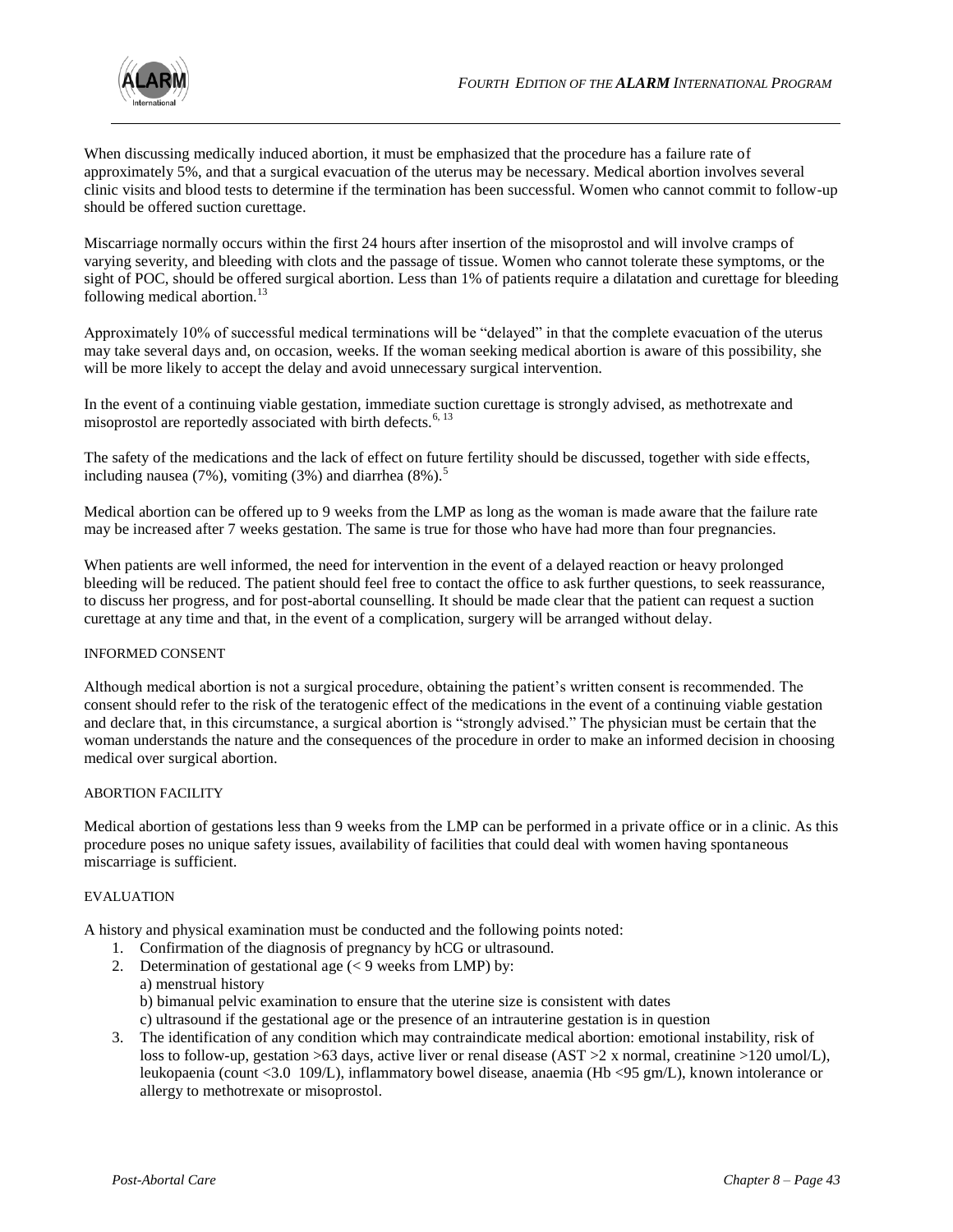When discussing medically induced abortion, it must be emphasized that the procedure has a failure rate of approximately 5%, and that a surgical evacuation of the uterus may be necessary. Medical abortion involves several clinic visits and blood tests to determine if the termination has been successful. Women who cannot commit to follow-up should be offered suction curettage.

Miscarriage normally occurs within the first 24 hours after insertion of the misoprostol and will involve cramps of varying severity, and bleeding with clots and the passage of tissue. Women who cannot tolerate these symptoms, or the sight of POC, should be offered surgical abortion. Less than 1% of patients require a dilatation and curettage for bleeding following medical abortion.[13]

Approximately 10% of successful medical terminations will be "delayed" in that the complete evacuation of the uterus may take several days and, on occasion, weeks. If the woman seeking medical abortion is aware of this possibility, she will be more likely to accept the delay and avoid unnecessary surgical intervention.

In the event of a continuing viable gestation, immediate suction curettage is strongly advised, as methotrexate and misoprostol are reportedly associated with birth defects.[6, 13]

The safety of the medications and the lack of effect on future fertility should be discussed, together with side effects, including nausea (7%), vomiting (3%) and diarrhea (8%).[5]

Medical abortion can be offered up to 9 weeks from the LMP as long as the woman is made aware that the failure rate may be increased after 7 weeks gestation. The same is true for those who have had more than four pregnancies.

When patients are well informed, the need for intervention in the event of a delayed reaction or heavy prolonged bleeding will be reduced. The patient should feel free to contact the office to ask further questions, to seek reassurance, to discuss her progress, and for post-abortal counselling. It should be made clear that the patient can request a suction curettage at any time and that, in the event of a complication, surgery will be arranged without delay.

### INFORMED CONSENT

Although medical abortion is not a surgical procedure, obtaining the patient's written consent is recommended. The consent should refer to the risk of the teratogenic effect of the medications in the event of a continuing viable gestation and declare that, in this circumstance, a surgical abortion is "strongly advised." The physician must be certain that the woman understands the nature and the consequences of the procedure in order to make an informed decision in choosing medical over surgical abortion.

### ABORTION FACILITY

Medical abortion of gestations less than 9 weeks from the LMP can be performed in a private office or in a clinic. As this procedure poses no unique safety issues, availability of facilities that could deal with women having spontaneous miscarriage is sufficient.

### EVALUATION

A history and physical examination must be conducted and the following points noted:

1. Confirmation of the diagnosis of pregnancy by hCG or ultrasound.
2. Determination of gestational age (< 9 weeks from LMP) by:
   a) menstrual history
   b) bimanual pelvic examination to ensure that the uterine size is consistent with dates
   c) ultrasound if the gestational age or the presence of an intrauterine gestation is in question
3. The identification of any condition which may contraindicate medical abortion: emotional instability, risk of loss to follow-up, gestation >63 days, active liver or renal disease (AST >2 x normal, creatinine >120 umol/L), leukopaenia (count <3.0 109/L), inflammatory bowel disease, anaemia (Hb <95 gm/L), known intolerance or allergy to methotrexate or misoprostol.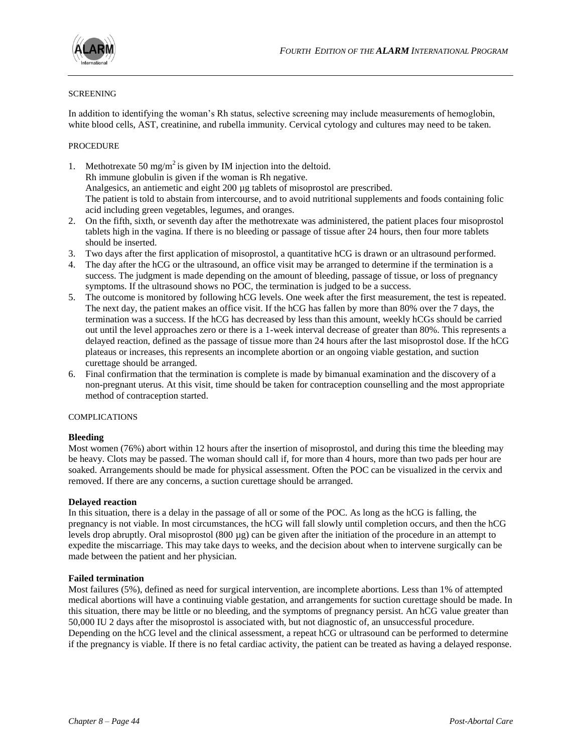SCREENING

In addition to identifying the woman's Rh status, selective screening may include measurements of hemoglobin, white blood cells, AST, creatinine, and rubella immunity. Cervical cytology and cultures may need to be taken.

PROCEDURE

1. Methotrexate 50 mg/$m^2$ is given by IM injection into the deltoid.
   Rh immune globulin is given if the woman is Rh negative.
   Analgesics, an antiemetic and eight 200 µg tablets of misoprostol are prescribed.
   The patient is told to abstain from intercourse, and to avoid nutritional supplements and foods containing folic acid including green vegetables, legumes, and oranges.
2. On the fifth, sixth, or seventh day after the methotrexate was administered, the patient places four misoprostol tablets high in the vagina. If there is no bleeding or passage of tissue after 24 hours, then four more tablets should be inserted.
3. Two days after the first application of misoprostol, a quantitative hCG is drawn or an ultrasound performed.
4. The day after the hCG or the ultrasound, an office visit may be arranged to determine if the termination is a success. The judgment is made depending on the amount of bleeding, passage of tissue, or loss of pregnancy symptoms. If the ultrasound shows no POC, the termination is judged to be a success.
5. The outcome is monitored by following hCG levels. One week after the first measurement, the test is repeated. The next day, the patient makes an office visit. If the hCG has fallen by more than 80% over the 7 days, the termination was a success. If the hCG has decreased by less than this amount, weekly hCGs should be carried out until the level approaches zero or there is a 1-week interval decrease of greater than 80%. This represents a delayed reaction, defined as the passage of tissue more than 24 hours after the last misoprostol dose. If the hCG plateaus or increases, this represents an incomplete abortion or an ongoing viable gestation, and suction curettage should be arranged.
6. Final confirmation that the termination is complete is made by bimanual examination and the discovery of a non-pregnant uterus. At this visit, time should be taken for contraception counselling and the most appropriate method of contraception started.

COMPLICATIONS

**Bleeding**
Most women (76%) abort within 12 hours after the insertion of misoprostol, and during this time the bleeding may be heavy. Clots may be passed. The woman should call if, for more than 4 hours, more than two pads per hour are soaked. Arrangements should be made for physical assessment. Often the POC can be visualized in the cervix and removed. If there are any concerns, a suction curettage should be arranged.

**Delayed reaction**
In this situation, there is a delay in the passage of all or some of the POC. As long as the hCG is falling, the pregnancy is not viable. In most circumstances, the hCG will fall slowly until completion occurs, and then the hCG levels drop abruptly. Oral misoprostol (800 µg) can be given after the initiation of the procedure in an attempt to expedite the miscarriage. This may take days to weeks, and the decision about when to intervene surgically can be made between the patient and her physician.

**Failed termination**
Most failures (5%), defined as need for surgical intervention, are incomplete abortions. Less than 1% of attempted medical abortions will have a continuing viable gestation, and arrangements for suction curettage should be made. In this situation, there may be little or no bleeding, and the symptoms of pregnancy persist. An hCG value greater than 50,000 IU 2 days after the misoprostol is associated with, but not diagnostic of, an unsuccessful procedure. Depending on the hCG level and the clinical assessment, a repeat hCG or ultrasound can be performed to determine if the pregnancy is viable. If there is no fetal cardiac activity, the patient can be treated as having a delayed response.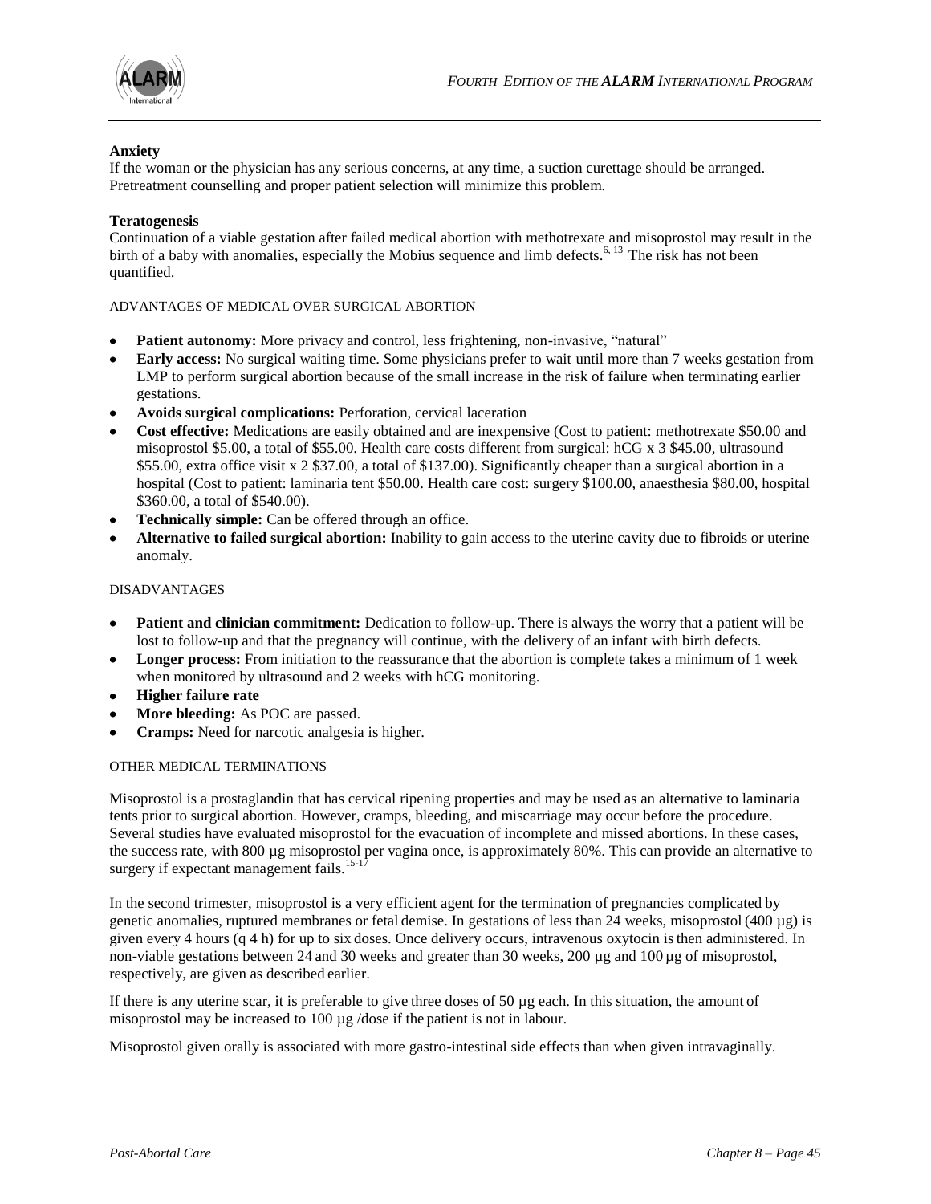**Anxiety**

If the woman or the physician has any serious concerns, at any time, a suction curettage should be arranged. Pretreatment counselling and proper patient selection will minimize this problem.

**Teratogenesis**

Continuation of a viable gestation after failed medical abortion with methotrexate and misoprostol may result in the birth of a baby with anomalies, especially the Mobius sequence and limb defects.[6, 13] The risk has not been quantified.

ADVANTAGES OF MEDICAL OVER SURGICAL ABORTION

- **Patient autonomy:** More privacy and control, less frightening, non-invasive, "natural"
- **Early access:** No surgical waiting time. Some physicians prefer to wait until more than 7 weeks gestation from LMP to perform surgical abortion because of the small increase in the risk of failure when terminating earlier gestations.
- **Avoids surgical complications:** Perforation, cervical laceration
- **Cost effective:** Medications are easily obtained and are inexpensive (Cost to patient: methotrexate $50.00 and misoprostol $5.00, a total of $55.00. Health care costs different from surgical: hCG x 3 $45.00, ultrasound $55.00, extra office visit x 2 $37.00, a total of $137.00). Significantly cheaper than a surgical abortion in a hospital (Cost to patient: laminaria tent $50.00. Health care cost: surgery $100.00, anaesthesia $80.00, hospital $360.00, a total of $540.00).
- **Technically simple:** Can be offered through an office.
- **Alternative to failed surgical abortion:** Inability to gain access to the uterine cavity due to fibroids or uterine anomaly.

DISADVANTAGES

- **Patient and clinician commitment:** Dedication to follow-up. There is always the worry that a patient will be lost to follow-up and that the pregnancy will continue, with the delivery of an infant with birth defects.
- **Longer process:** From initiation to the reassurance that the abortion is complete takes a minimum of 1 week when monitored by ultrasound and 2 weeks with hCG monitoring.
- **Higher failure rate**
- **More bleeding:** As POC are passed.
- **Cramps:** Need for narcotic analgesia is higher.

OTHER MEDICAL TERMINATIONS

Misoprostol is a prostaglandin that has cervical ripening properties and may be used as an alternative to laminaria tents prior to surgical abortion. However, cramps, bleeding, and miscarriage may occur before the procedure. Several studies have evaluated misoprostol for the evacuation of incomplete and missed abortions. In these cases, the success rate, with 800 µg misoprostol per vagina once, is approximately 80%. This can provide an alternative to surgery if expectant management fails.[15-17]

In the second trimester, misoprostol is a very efficient agent for the termination of pregnancies complicated by genetic anomalies, ruptured membranes or fetal demise. In gestations of less than 24 weeks, misoprostol (400 µg) is given every 4 hours (q 4 h) for up to six doses. Once delivery occurs, intravenous oxytocin is then administered. In non-viable gestations between 24 and 30 weeks and greater than 30 weeks, 200 µg and 100 µg of misoprostol, respectively, are given as described earlier.

If there is any uterine scar, it is preferable to give three doses of 50 µg each. In this situation, the amount of misoprostol may be increased to 100 µg /dose if the patient is not in labour.

Misoprostol given orally is associated with more gastro-intestinal side effects than when given intravaginally.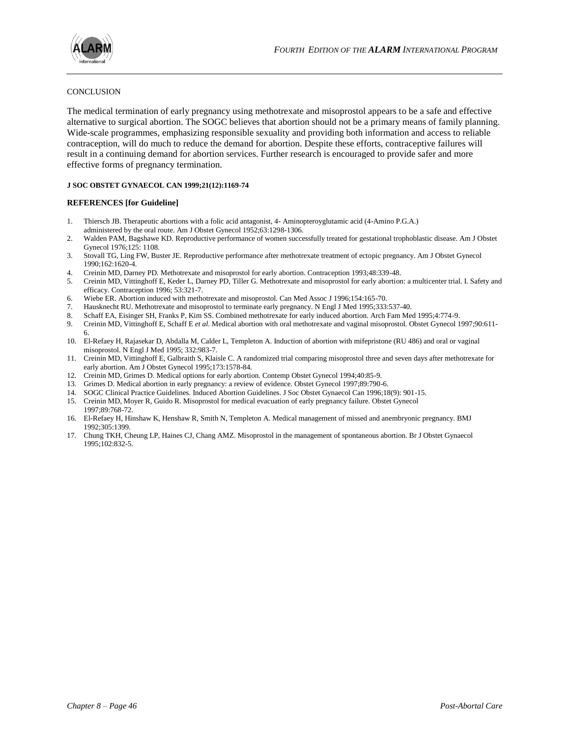CONCLUSION

The medical termination of early pregnancy using methotrexate and misoprostol appears to be a safe and effective alternative to surgical abortion. The SOGC believes that abortion should not be a primary means of family planning. Wide-scale programmes, emphasizing responsible sexuality and providing both information and access to reliable contraception, will do much to reduce the demand for abortion. Despite these efforts, contraceptive failures will result in a continuing demand for abortion services. Further research is encouraged to provide safer and more effective forms of pregnancy termination.

**J SOC OBSTET GYNAECOL CAN 1999;21(12):1169-74**

**REFERENCES [for Guideline]**

1. Thiersch JB. Therapeutic abortions with a folic acid antagonist, 4- Aminopteroyglutamic acid (4-Amino P.G.A.) administered by the oral route. Am J Obstet Gynecol 1952;63:1298-1306.
2. Walden PAM, Bagshawe KD. Reproductive performance of women successfully treated for gestational trophoblastic disease. Am J Obstet Gynecol 1976;125: 1108.
3. Stovall TG, Ling FW, Buster JE. Reproductive performance after methotrexate treatment of ectopic pregnancy. Am J Obstet Gynecol 1990;162:1620-4.
4. Creinin MD, Darney PD. Methotrexate and misoprostol for early abortion. Contraception 1993;48:339-48.
5. Creinin MD, Vittinghoff E, Keder L, Darney PD, Tiller G. Methotrexate and misoprostol for early abortion: a multicenter trial. I. Safety and efficacy. Contraception 1996; 53:321-7.
6. Wiebe ER. Abortion induced with methotrexate and misoprostol. Can Med Assoc J 1996;154:165-70.
7. Hausknecht RU. Methotrexate and misoprostol to terminate early pregnancy. N Engl J Med 1995;333:537-40.
8. Schaff EA, Eisinger SH, Franks P, Kim SS. Combined methotrexate for early induced abortion. Arch Fam Med 1995;4:774-9.
9. Creinin MD, Vittinghoff E, Schaff E *et al*. Medical abortion with oral methotrexate and vaginal misoprostol. Obstet Gynecol 1997;90:611-6.
10. El-Refaey H, Rajasekar D, Abdalla M, Calder L, Templeton A. Induction of abortion with mifepristone (RU 486) and oral or vaginal misoprostol. N Engl J Med 1995; 332:983-7.
11. Creinin MD, Vittinghoff E, Galbraith S, Klaisle C. A randomized trial comparing misoprostol three and seven days after methotrexate for early abortion. Am J Obstet Gynecol 1995;173:1578-84.
12. Creinin MD, Grimes D. Medical options for early abortion. Contemp Obstet Gynecol 1994;40:85-9.
13. Grimes D. Medical abortion in early pregnancy: a review of evidence. Obstet Gynecol 1997;89:790-6.
14. SOGC Clinical Practice Guidelines. Induced Abortion Guidelines. J Soc Obstet Gynaecol Can 1996;18(9): 901-15.
15. Creinin MD, Moyer R, Guido R. Misoprostol for medical evacuation of early pregnancy failure. Obstet Gynecol 1997;89:768-72.
16. El-Refaey H, Hinshaw K, Henshaw R, Smith N, Templeton A. Medical management of missed and anembryonic pregnancy. BMJ 1992;305:1399.
17. Chung TKH, Cheung LP, Haines CJ, Chang AMZ. Misoprostol in the management of spontaneous abortion. Br J Obstet Gynaecol 1995;102:832-5.